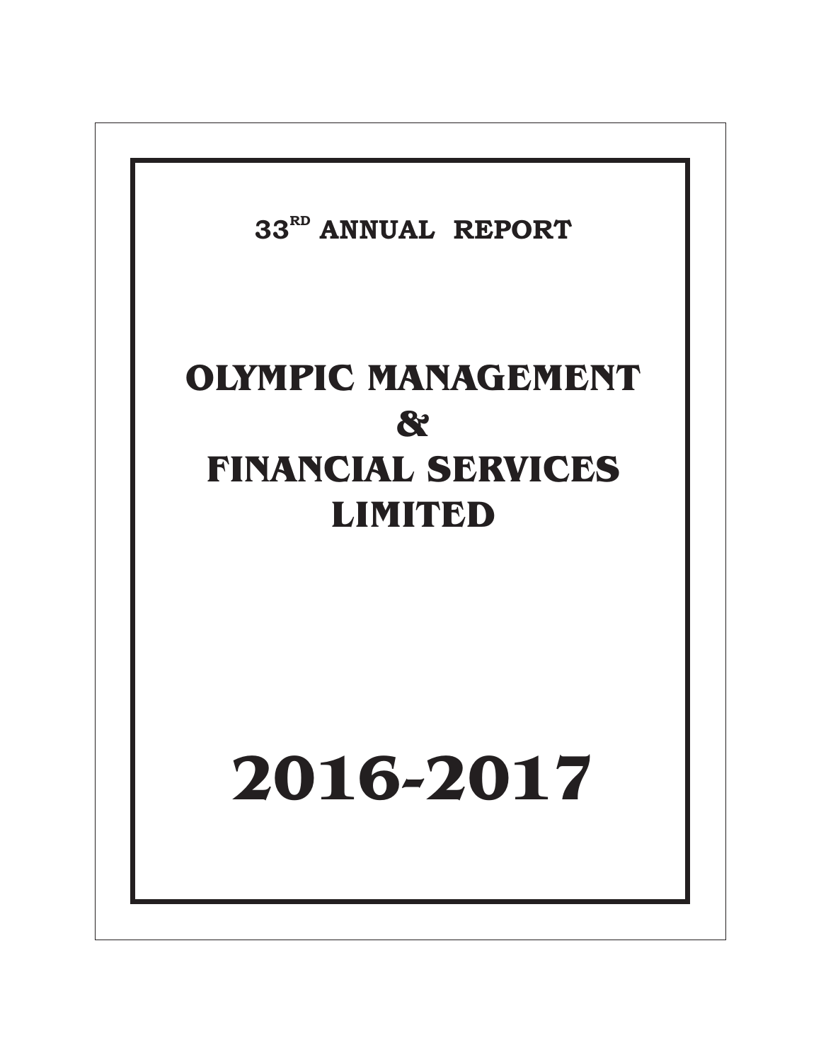33[RD] ANNUAL REPORT

# OLYMPIC MANAGEMENT & FINANCIAL SERVICES LIMITED

# 2016-2017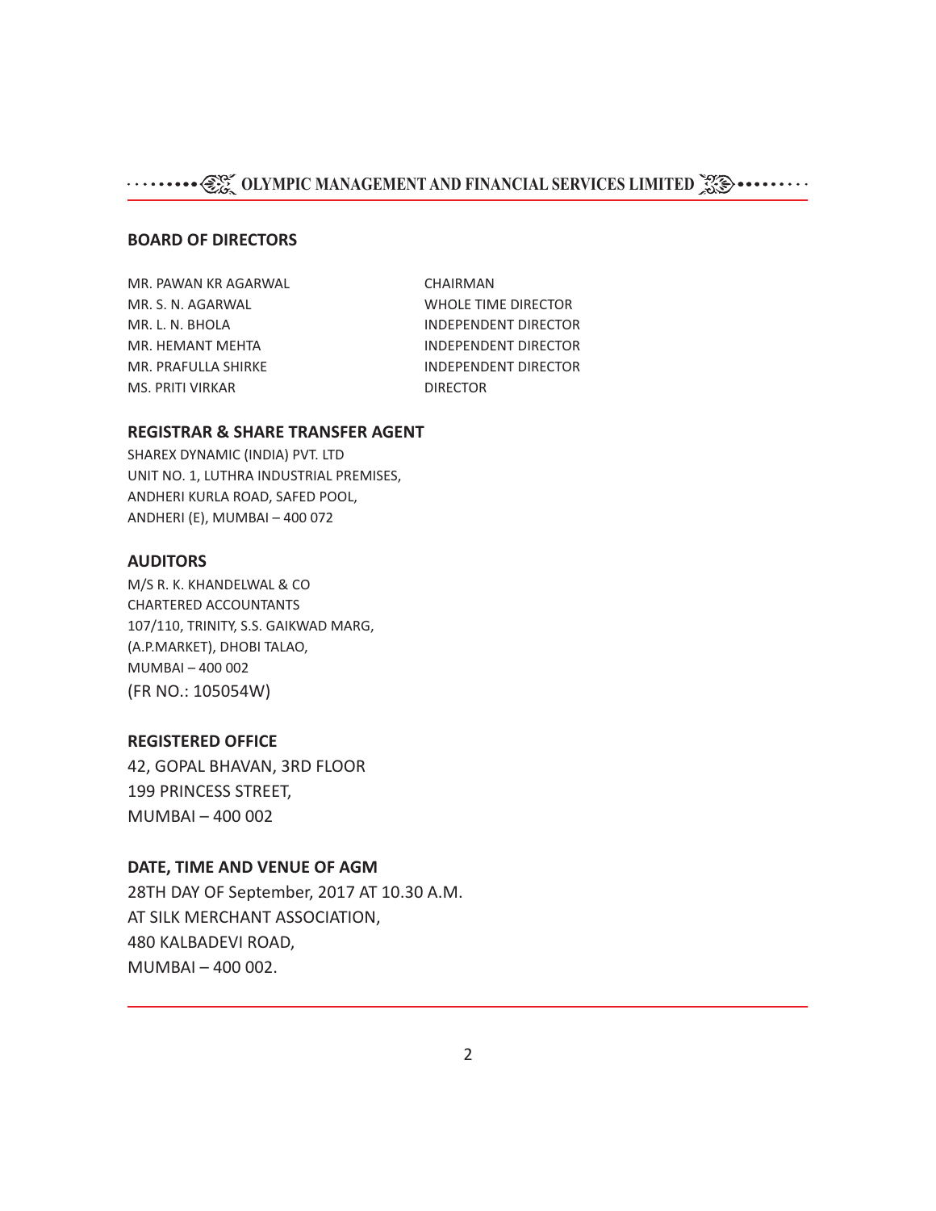## BOARD OF DIRECTORS

| | |
|---|---|
| MR. PAWAN KR AGARWAL | CHAIRMAN |
| MR. S. N. AGARWAL | WHOLE TIME DIRECTOR |
| MR. L. N. BHOLA | INDEPENDENT DIRECTOR |
| MR. HEMANT MEHTA | INDEPENDENT DIRECTOR |
| MR. PRAFULLA SHIRKE | INDEPENDENT DIRECTOR |
| MS. PRITI VIRKAR | DIRECTOR |

## REGISTRAR & SHARE TRANSFER AGENT

SHAREX DYNAMIC (INDIA) PVT. LTD
UNIT NO. 1, LUTHRA INDUSTRIAL PREMISES,
ANDHERI KURLA ROAD, SAFED POOL,
ANDHERI (E), MUMBAI – 400 072

## AUDITORS

M/S R. K. KHANDELWAL & CO
CHARTERED ACCOUNTANTS
107/110, TRINITY, S.S. GAIKWAD MARG,
(A.P.MARKET), DHOBI TALAO,
MUMBAI – 400 002
(FR NO.: 105054W)

## REGISTERED OFFICE

42, GOPAL BHAVAN, 3RD FLOOR
199 PRINCESS STREET,
MUMBAI – 400 002

## DATE, TIME AND VENUE OF AGM

28TH DAY OF September, 2017 AT 10.30 A.M.
AT SILK MERCHANT ASSOCIATION,
480 KALBADEVI ROAD,
MUMBAI – 400 002.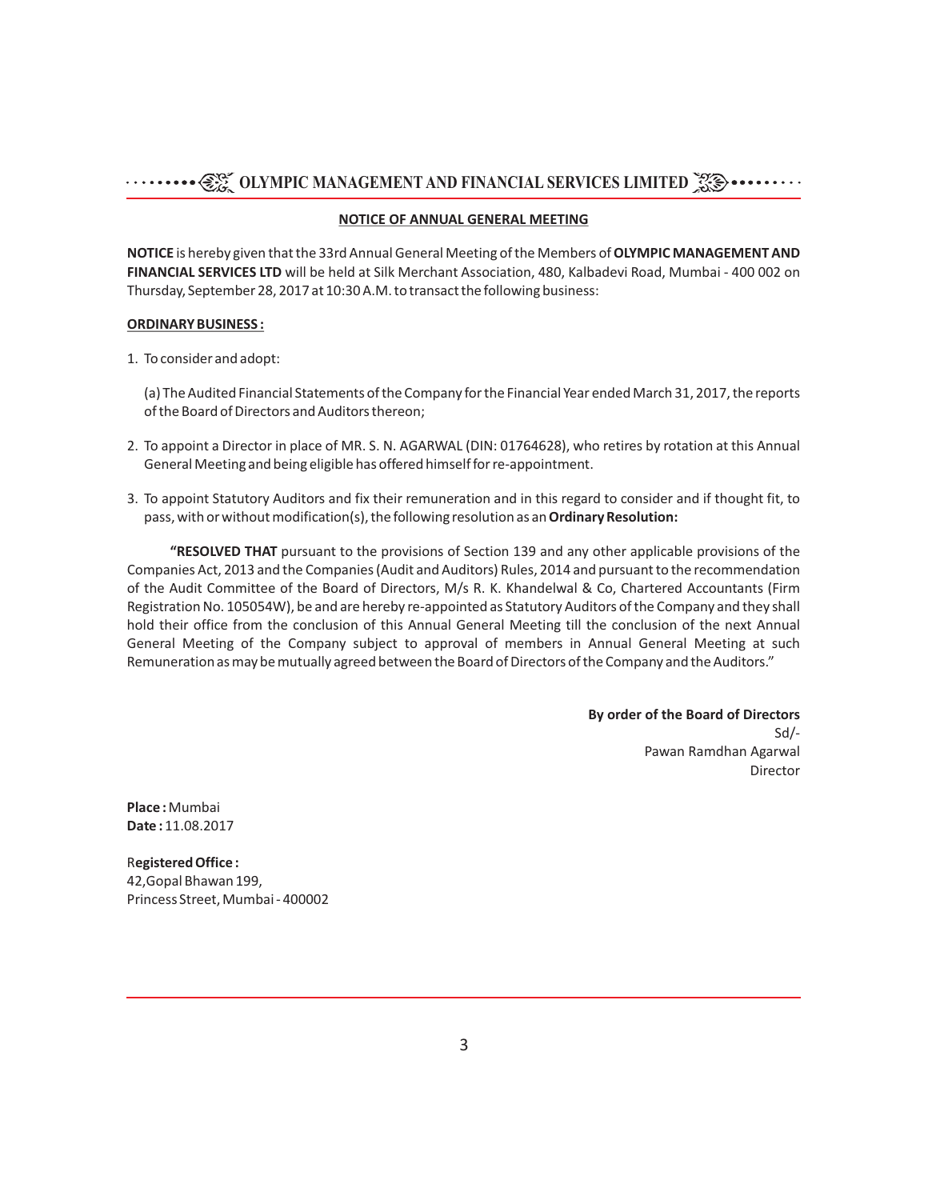## NOTICE OF ANNUAL GENERAL MEETING

**NOTICE** is hereby given that the 33rd Annual General Meeting of the Members of **OLYMPIC MANAGEMENT AND FINANCIAL SERVICES LTD** will be held at Silk Merchant Association, 480, Kalbadevi Road, Mumbai - 400 002 on Thursday, September 28, 2017 at 10:30 A.M. to transact the following business:

**ORDINARY BUSINESS :**

1. To consider and adopt:

   (a) The Audited Financial Statements of the Company for the Financial Year ended March 31, 2017, the reports of the Board of Directors and Auditors thereon;

2. To appoint a Director in place of MR. S. N. AGARWAL (DIN: 01764628), who retires by rotation at this Annual General Meeting and being eligible has offered himself for re-appointment.

3. To appoint Statutory Auditors and fix their remuneration and in this regard to consider and if thought fit, to pass, with or without modification(s), the following resolution as an **Ordinary Resolution:**

**"RESOLVED THAT** pursuant to the provisions of Section 139 and any other applicable provisions of the Companies Act, 2013 and the Companies (Audit and Auditors) Rules, 2014 and pursuant to the recommendation of the Audit Committee of the Board of Directors, M/s R. K. Khandelwal & Co, Chartered Accountants (Firm Registration No. 105054W), be and are hereby re-appointed as Statutory Auditors of the Company and they shall hold their office from the conclusion of this Annual General Meeting till the conclusion of the next Annual General Meeting of the Company subject to approval of members in Annual General Meeting at such Remuneration as may be mutually agreed between the Board of Directors of the Company and the Auditors."

**By order of the Board of Directors**
Sd/-
Pawan Ramdhan Agarwal
Director

**Place :** Mumbai
**Date :** 11.08.2017

**Registered Office :**
42,Gopal Bhawan 199,
Princess Street, Mumbai - 400002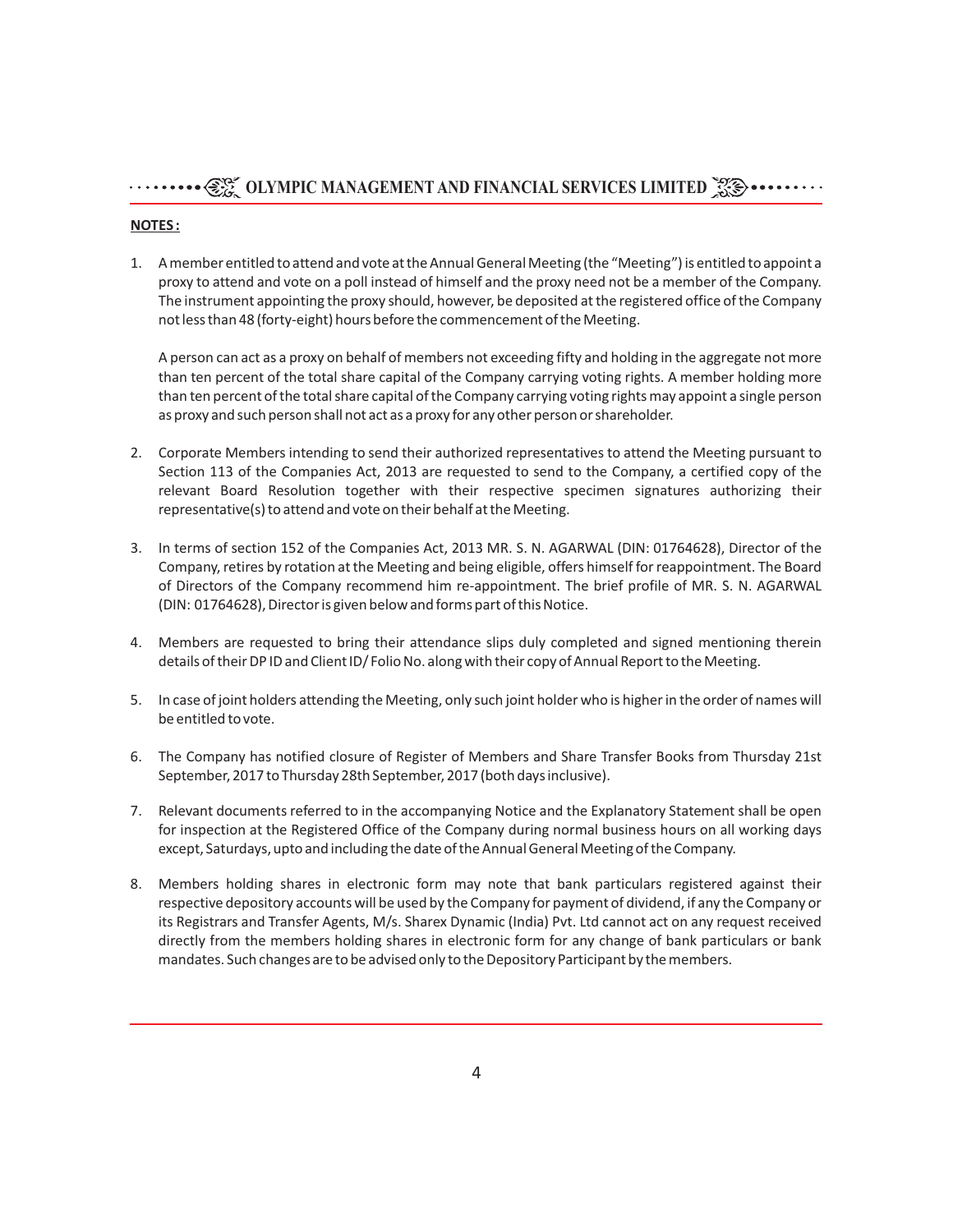**NOTES :**

1. A member entitled to attend and vote at the Annual General Meeting (the "Meeting") is entitled to appoint a proxy to attend and vote on a poll instead of himself and the proxy need not be a member of the Company. The instrument appointing the proxy should, however, be deposited at the registered office of the Company not less than 48 (forty-eight) hours before the commencement of the Meeting.

   A person can act as a proxy on behalf of members not exceeding fifty and holding in the aggregate not more than ten percent of the total share capital of the Company carrying voting rights. A member holding more than ten percent of the total share capital of the Company carrying voting rights may appoint a single person as proxy and such person shall not act as a proxy for any other person or shareholder.

2. Corporate Members intending to send their authorized representatives to attend the Meeting pursuant to Section 113 of the Companies Act, 2013 are requested to send to the Company, a certified copy of the relevant Board Resolution together with their respective specimen signatures authorizing their representative(s) to attend and vote on their behalf at the Meeting.

3. In terms of section 152 of the Companies Act, 2013 MR. S. N. AGARWAL (DIN: 01764628), Director of the Company, retires by rotation at the Meeting and being eligible, offers himself for reappointment. The Board of Directors of the Company recommend him re-appointment. The brief profile of MR. S. N. AGARWAL (DIN: 01764628), Director is given below and forms part of this Notice.

4. Members are requested to bring their attendance slips duly completed and signed mentioning therein details of their DP ID and Client ID/ Folio No. along with their copy of Annual Report to the Meeting.

5. In case of joint holders attending the Meeting, only such joint holder who is higher in the order of names will be entitled to vote.

6. The Company has notified closure of Register of Members and Share Transfer Books from Thursday 21st September, 2017 to Thursday 28th September, 2017 (both days inclusive).

7. Relevant documents referred to in the accompanying Notice and the Explanatory Statement shall be open for inspection at the Registered Office of the Company during normal business hours on all working days except, Saturdays, upto and including the date of the Annual General Meeting of the Company.

8. Members holding shares in electronic form may note that bank particulars registered against their respective depository accounts will be used by the Company for payment of dividend, if any the Company or its Registrars and Transfer Agents, M/s. Sharex Dynamic (India) Pvt. Ltd cannot act on any request received directly from the members holding shares in electronic form for any change of bank particulars or bank mandates. Such changes are to be advised only to the Depository Participant by the members.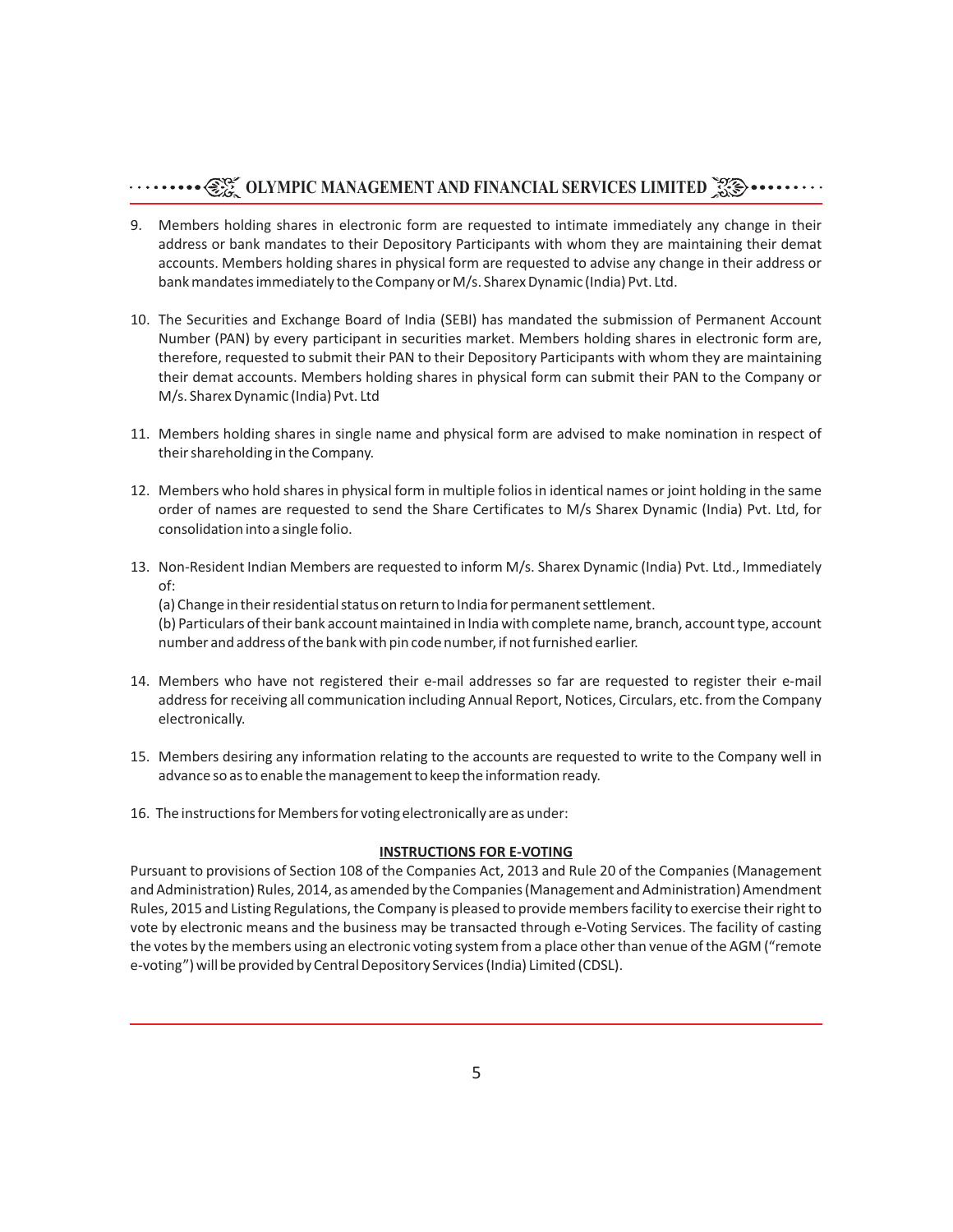9. Members holding shares in electronic form are requested to intimate immediately any change in their address or bank mandates to their Depository Participants with whom they are maintaining their demat accounts. Members holding shares in physical form are requested to advise any change in their address or bank mandates immediately to the Company or M/s. Sharex Dynamic (India) Pvt. Ltd.

10. The Securities and Exchange Board of India (SEBI) has mandated the submission of Permanent Account Number (PAN) by every participant in securities market. Members holding shares in electronic form are, therefore, requested to submit their PAN to their Depository Participants with whom they are maintaining their demat accounts. Members holding shares in physical form can submit their PAN to the Company or M/s. Sharex Dynamic (India) Pvt. Ltd

11. Members holding shares in single name and physical form are advised to make nomination in respect of their shareholding in the Company.

12. Members who hold shares in physical form in multiple folios in identical names or joint holding in the same order of names are requested to send the Share Certificates to M/s Sharex Dynamic (India) Pvt. Ltd, for consolidation into a single folio.

13. Non-Resident Indian Members are requested to inform M/s. Sharex Dynamic (India) Pvt. Ltd., Immediately of:

    (a) Change in their residential status on return to India for permanent settlement.

    (b) Particulars of their bank account maintained in India with complete name, branch, account type, account number and address of the bank with pin code number, if not furnished earlier.

14. Members who have not registered their e-mail addresses so far are requested to register their e-mail address for receiving all communication including Annual Report, Notices, Circulars, etc. from the Company electronically.

15. Members desiring any information relating to the accounts are requested to write to the Company well in advance so as to enable the management to keep the information ready.

16. The instructions for Members for voting electronically are as under:

**INSTRUCTIONS FOR E-VOTING**

Pursuant to provisions of Section 108 of the Companies Act, 2013 and Rule 20 of the Companies (Management and Administration) Rules, 2014, as amended by the Companies (Management and Administration) Amendment Rules, 2015 and Listing Regulations, the Company is pleased to provide members facility to exercise their right to vote by electronic means and the business may be transacted through e-Voting Services. The facility of casting the votes by the members using an electronic voting system from a place other than venue of the AGM ("remote e-voting") will be provided by Central Depository Services (India) Limited (CDSL).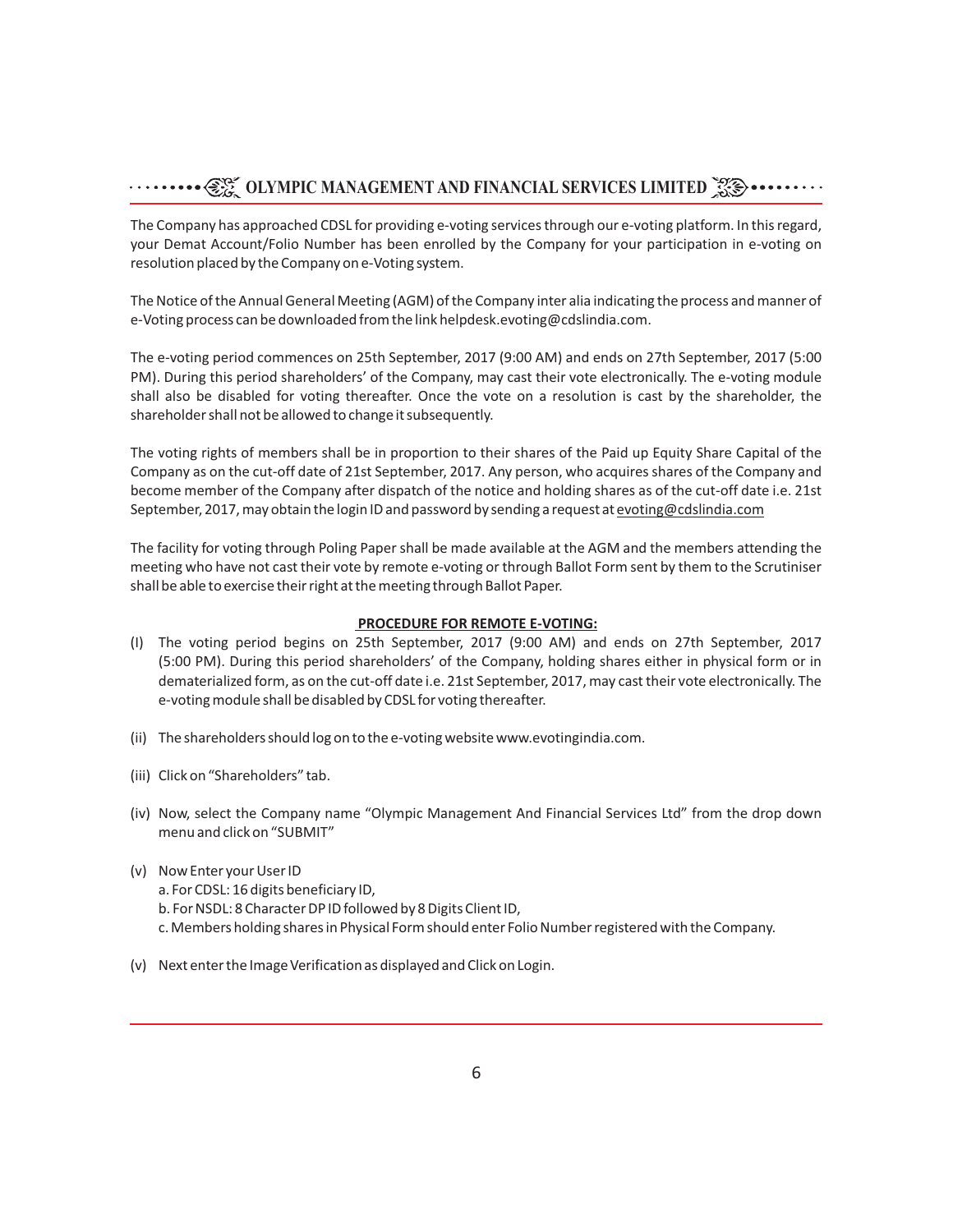The Company has approached CDSL for providing e-voting services through our e-voting platform. In this regard, your Demat Account/Folio Number has been enrolled by the Company for your participation in e-voting on resolution placed by the Company on e-Voting system.

The Notice of the Annual General Meeting (AGM) of the Company inter alia indicating the process and manner of e-Voting process can be downloaded from the link helpdesk.evoting@cdslindia.com.

The e-voting period commences on 25th September, 2017 (9:00 AM) and ends on 27th September, 2017 (5:00 PM). During this period shareholders' of the Company, may cast their vote electronically. The e-voting module shall also be disabled for voting thereafter. Once the vote on a resolution is cast by the shareholder, the shareholder shall not be allowed to change it subsequently.

The voting rights of members shall be in proportion to their shares of the Paid up Equity Share Capital of the Company as on the cut-off date of 21st September, 2017. Any person, who acquires shares of the Company and become member of the Company after dispatch of the notice and holding shares as of the cut-off date i.e. 21st September, 2017, may obtain the login ID and password by sending a request at evoting@cdslindia.com

The facility for voting through Poling Paper shall be made available at the AGM and the members attending the meeting who have not cast their vote by remote e-voting or through Ballot Form sent by them to the Scrutiniser shall be able to exercise their right at the meeting through Ballot Paper.

**PROCEDURE FOR REMOTE E-VOTING:**

(I) The voting period begins on 25th September, 2017 (9:00 AM) and ends on 27th September, 2017 (5:00 PM). During this period shareholders' of the Company, holding shares either in physical form or in dematerialized form, as on the cut-off date i.e. 21st September, 2017, may cast their vote electronically. The e-voting module shall be disabled by CDSL for voting thereafter.

(ii) The shareholders should log on to the e-voting website www.evotingindia.com.

(iii) Click on "Shareholders" tab.

(iv) Now, select the Company name "Olympic Management And Financial Services Ltd" from the drop down menu and click on "SUBMIT"

(v) Now Enter your User ID
  a. For CDSL: 16 digits beneficiary ID,
  b. For NSDL: 8 Character DP ID followed by 8 Digits Client ID,
  c. Members holding shares in Physical Form should enter Folio Number registered with the Company.

(v) Next enter the Image Verification as displayed and Click on Login.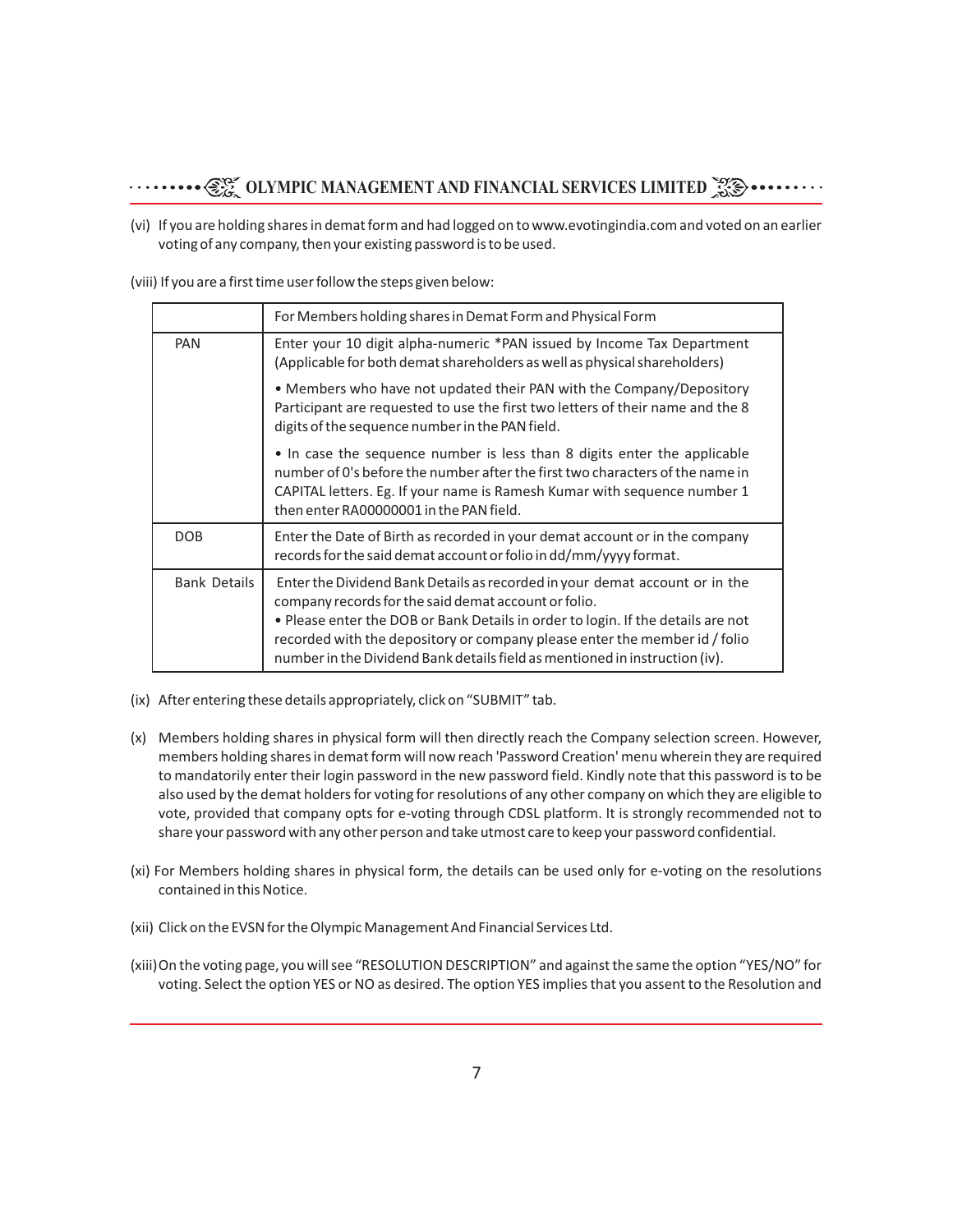(vi) If you are holding shares in demat form and had logged on to www.evotingindia.com and voted on an earlier voting of any company, then your existing password is to be used.

(viii) If you are a first time user follow the steps given below:

| | For Members holding shares in Demat Form and Physical Form |
|---|---|
| PAN | Enter your 10 digit alpha-numeric *PAN issued by Income Tax Department (Applicable for both demat shareholders as well as physical shareholders)<br>• Members who have not updated their PAN with the Company/Depository Participant are requested to use the first two letters of their name and the 8 digits of the sequence number in the PAN field.<br>• In case the sequence number is less than 8 digits enter the applicable number of 0's before the number after the first two characters of the name in CAPITAL letters. Eg. If your name is Ramesh Kumar with sequence number 1 then enter RA00000001 in the PAN field. |
| DOB | Enter the Date of Birth as recorded in your demat account or in the company records for the said demat account or folio in dd/mm/yyyy format. |
| Bank Details | Enter the Dividend Bank Details as recorded in your demat account or in the company records for the said demat account or folio.<br>• Please enter the DOB or Bank Details in order to login. If the details are not recorded with the depository or company please enter the member id / folio number in the Dividend Bank details field as mentioned in instruction (iv). |

(ix) After entering these details appropriately, click on "SUBMIT" tab.

(x) Members holding shares in physical form will then directly reach the Company selection screen. However, members holding shares in demat form will now reach 'Password Creation' menu wherein they are required to mandatorily enter their login password in the new password field. Kindly note that this password is to be also used by the demat holders for voting for resolutions of any other company on which they are eligible to vote, provided that company opts for e-voting through CDSL platform. It is strongly recommended not to share your password with any other person and take utmost care to keep your password confidential.

(xi) For Members holding shares in physical form, the details can be used only for e-voting on the resolutions contained in this Notice.

(xii) Click on the EVSN for the Olympic Management And Financial Services Ltd.

(xiii) On the voting page, you will see "RESOLUTION DESCRIPTION" and against the same the option "YES/NO" for voting. Select the option YES or NO as desired. The option YES implies that you assent to the Resolution and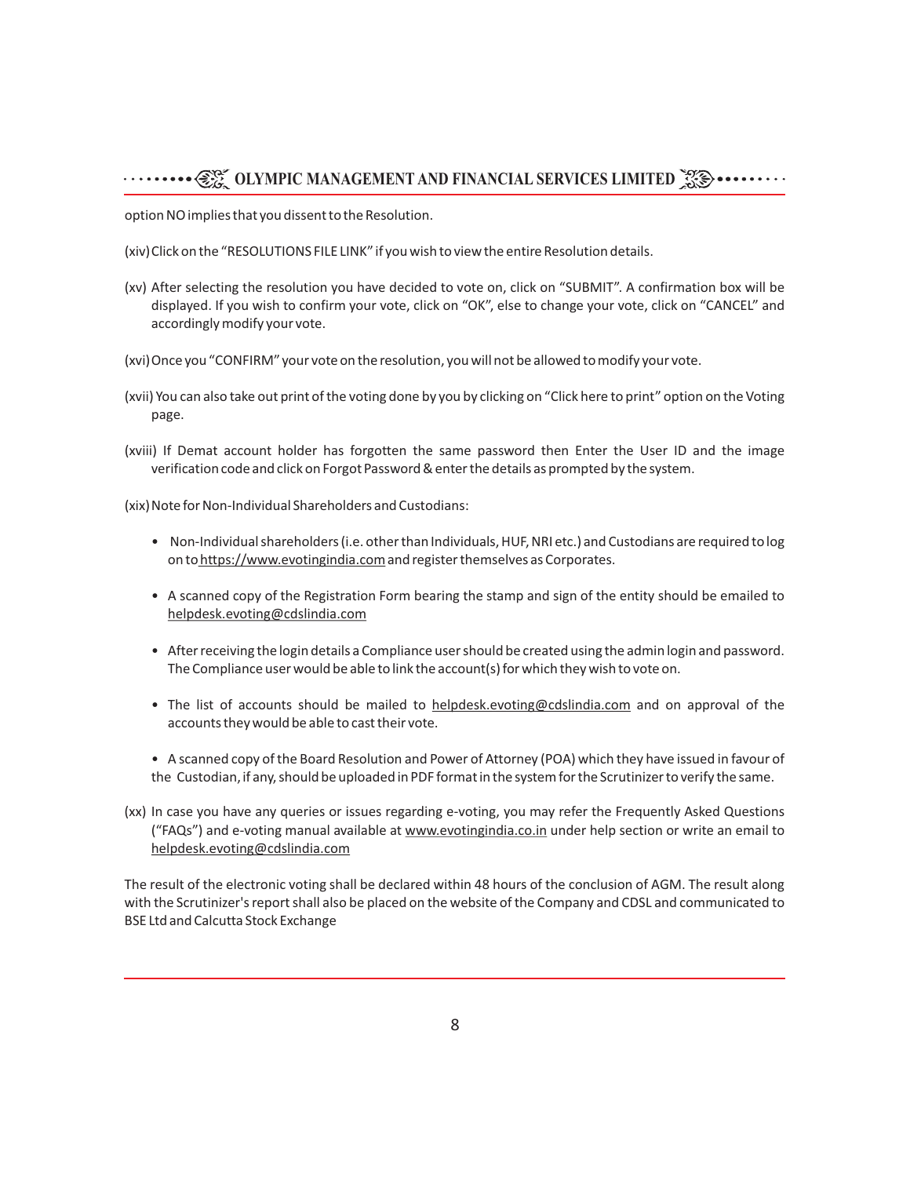option NO implies that you dissent to the Resolution.

(xiv) Click on the "RESOLUTIONS FILE LINK" if you wish to view the entire Resolution details.

(xv) After selecting the resolution you have decided to vote on, click on "SUBMIT". A confirmation box will be displayed. If you wish to confirm your vote, click on "OK", else to change your vote, click on "CANCEL" and accordingly modify your vote.

(xvi) Once you "CONFIRM" your vote on the resolution, you will not be allowed to modify your vote.

(xvii) You can also take out print of the voting done by you by clicking on "Click here to print" option on the Voting page.

(xviii) If Demat account holder has forgotten the same password then Enter the User ID and the image verification code and click on Forgot Password & enter the details as prompted by the system.

(xix) Note for Non-Individual Shareholders and Custodians:

- Non-Individual shareholders (i.e. other than Individuals, HUF, NRI etc.) and Custodians are required to log on to https://www.evotingindia.com and register themselves as Corporates.
- A scanned copy of the Registration Form bearing the stamp and sign of the entity should be emailed to helpdesk.evoting@cdslindia.com
- After receiving the login details a Compliance user should be created using the admin login and password. The Compliance user would be able to link the account(s) for which they wish to vote on.
- The list of accounts should be mailed to helpdesk.evoting@cdslindia.com and on approval of the accounts they would be able to cast their vote.
- A scanned copy of the Board Resolution and Power of Attorney (POA) which they have issued in favour of the Custodian, if any, should be uploaded in PDF format in the system for the Scrutinizer to verify the same.

(xx) In case you have any queries or issues regarding e-voting, you may refer the Frequently Asked Questions ("FAQs") and e-voting manual available at www.evotingindia.co.in under help section or write an email to helpdesk.evoting@cdslindia.com

The result of the electronic voting shall be declared within 48 hours of the conclusion of AGM. The result along with the Scrutinizer's report shall also be placed on the website of the Company and CDSL and communicated to BSE Ltd and Calcutta Stock Exchange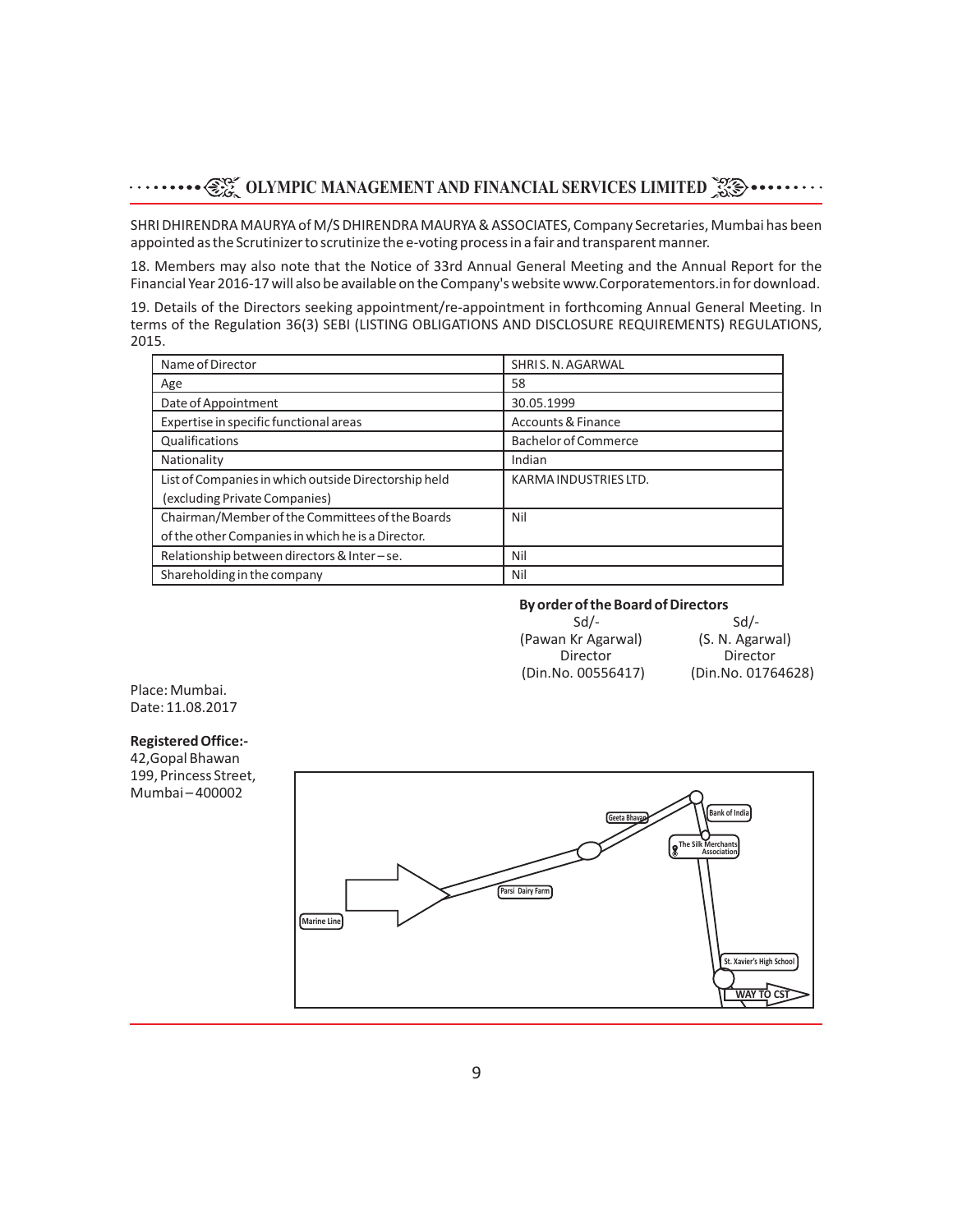SHRI DHIRENDRA MAURYA of M/S DHIRENDRA MAURYA & ASSOCIATES, Company Secretaries, Mumbai has been appointed as the Scrutinizer to scrutinize the e-voting process in a fair and transparent manner.

18. Members may also note that the Notice of 33rd Annual General Meeting and the Annual Report for the Financial Year 2016-17 will also be available on the Company's website www.Corporatementors.in for download.

19. Details of the Directors seeking appointment/re-appointment in forthcoming Annual General Meeting. In terms of the Regulation 36(3) SEBI (LISTING OBLIGATIONS AND DISCLOSURE REQUIREMENTS) REGULATIONS, 2015.

| Name of Director | SHRI S. N. AGARWAL |
|---|---|
| Age | 58 |
| Date of Appointment | 30.05.1999 |
| Expertise in specific functional areas | Accounts & Finance |
| Qualifications | Bachelor of Commerce |
| Nationality | Indian |
| List of Companies in which outside Directorship held (excluding Private Companies) | KARMA INDUSTRIES LTD. |
| Chairman/Member of the Committees of the Boards of the other Companies in which he is a Director. | Nil |
| Relationship between directors & Inter – se. | Nil |
| Shareholding in the company | Nil |

**By order of the Board of Directors**

| Sd/- | Sd/- |
|---|---|
| (Pawan Kr Agarwal) | (S. N. Agarwal) |
| Director | Director |
| (Din.No. 00556417) | (Din.No. 01764628) |

Place: Mumbai.
Date: 11.08.2017

**Registered Office:-**
42,Gopal Bhawan
199, Princess Street,
Mumbai – 400002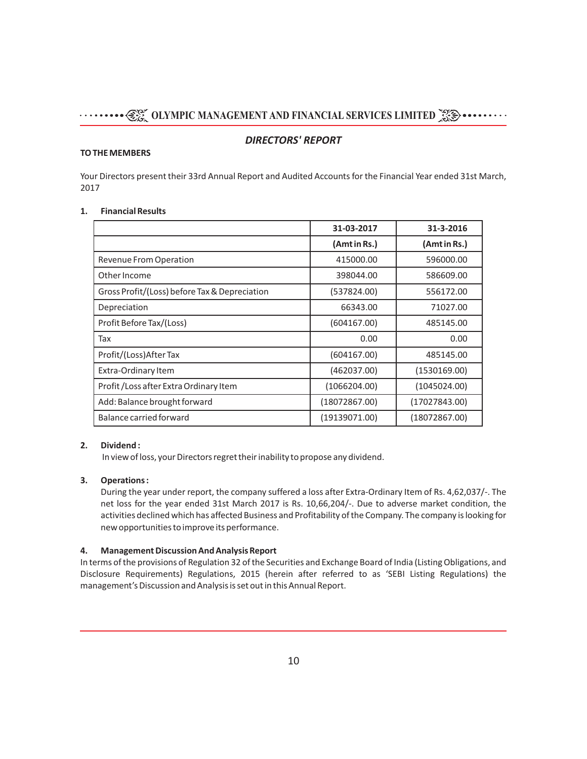# DIRECTORS' REPORT

**TO THE MEMBERS**

Your Directors present their 33rd Annual Report and Audited Accounts for the Financial Year ended 31st March, 2017

## 1. Financial Results

| | 31-03-2017 | 31-3-2016 |
|---|---|---|
| | (Amt in Rs.) | (Amt in Rs.) |
| Revenue From Operation | 415000.00 | 596000.00 |
| Other Income | 398044.00 | 586609.00 |
| Gross Profit/(Loss) before Tax & Depreciation | (537824.00) | 556172.00 |
| Depreciation | 66343.00 | 71027.00 |
| Profit Before Tax/(Loss) | (604167.00) | 485145.00 |
| Tax | 0.00 | 0.00 |
| Profit/(Loss)After Tax | (604167.00) | 485145.00 |
| Extra-Ordinary Item | (462037.00) | (1530169.00) |
| Profit /Loss after Extra Ordinary Item | (1066204.00) | (1045024.00) |
| Add: Balance brought forward | (18072867.00) | (17027843.00) |
| Balance carried forward | (19139071.00) | (18072867.00) |

## 2. Dividend :

In view of loss, your Directors regret their inability to propose any dividend.

## 3. Operations :

During the year under report, the company suffered a loss after Extra-Ordinary Item of Rs. 4,62,037/-. The net loss for the year ended 31st March 2017 is Rs. 10,66,204/-. Due to adverse market condition, the activities declined which has affected Business and Profitability of the Company. The company is looking for new opportunities to improve its performance.

## 4. Management Discussion And Analysis Report

In terms of the provisions of Regulation 32 of the Securities and Exchange Board of India (Listing Obligations, and Disclosure Requirements) Regulations, 2015 (herein after referred to as 'SEBI Listing Regulations) the management's Discussion and Analysis is set out in this Annual Report.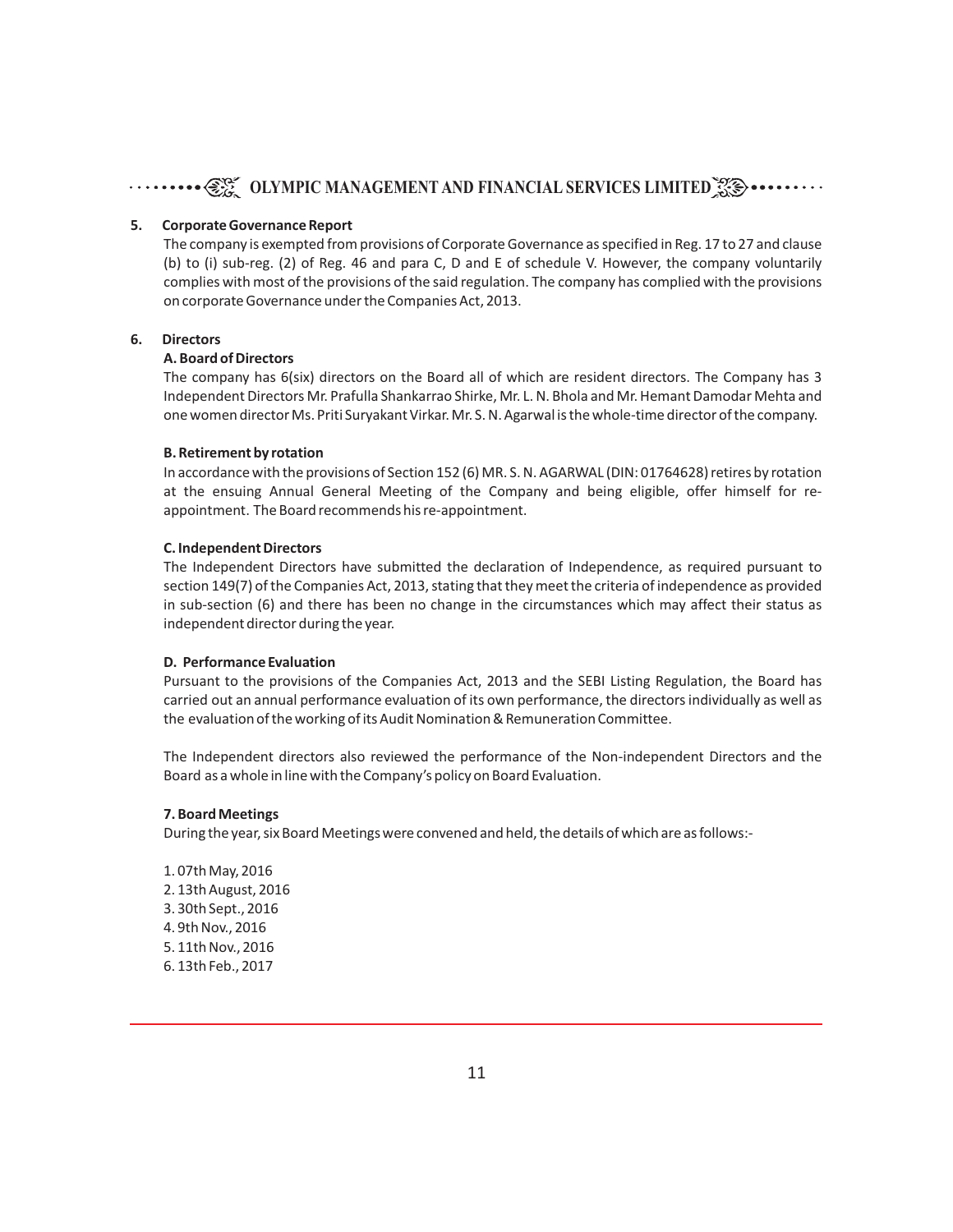## 5. Corporate Governance Report

The company is exempted from provisions of Corporate Governance as specified in Reg. 17 to 27 and clause (b) to (i) sub-reg. (2) of Reg. 46 and para C, D and E of schedule V. However, the company voluntarily complies with most of the provisions of the said regulation. The company has complied with the provisions on corporate Governance under the Companies Act, 2013.

## 6. Directors

### A. Board of Directors

The company has 6(six) directors on the Board all of which are resident directors. The Company has 3 Independent Directors Mr. Prafulla Shankarrao Shirke, Mr. L. N. Bhola and Mr. Hemant Damodar Mehta and one women director Ms. Priti Suryakant Virkar. Mr. S. N. Agarwal is the whole-time director of the company.

### B. Retirement by rotation

In accordance with the provisions of Section 152 (6) MR. S. N. AGARWAL (DIN: 01764628) retires by rotation at the ensuing Annual General Meeting of the Company and being eligible, offer himself for re-appointment. The Board recommends his re-appointment.

### C. Independent Directors

The Independent Directors have submitted the declaration of Independence, as required pursuant to section 149(7) of the Companies Act, 2013, stating that they meet the criteria of independence as provided in sub-section (6) and there has been no change in the circumstances which may affect their status as independent director during the year.

### D. Performance Evaluation

Pursuant to the provisions of the Companies Act, 2013 and the SEBI Listing Regulation, the Board has carried out an annual performance evaluation of its own performance, the directors individually as well as the evaluation of the working of its Audit Nomination & Remuneration Committee.

The Independent directors also reviewed the performance of the Non-independent Directors and the Board as a whole in line with the Company's policy on Board Evaluation.

## 7. Board Meetings

During the year, six Board Meetings were convened and held, the details of which are as follows:-

1. 07th May, 2016
2. 13th August, 2016
3. 30th Sept., 2016
4. 9th Nov., 2016
5. 11th Nov., 2016
6. 13th Feb., 2017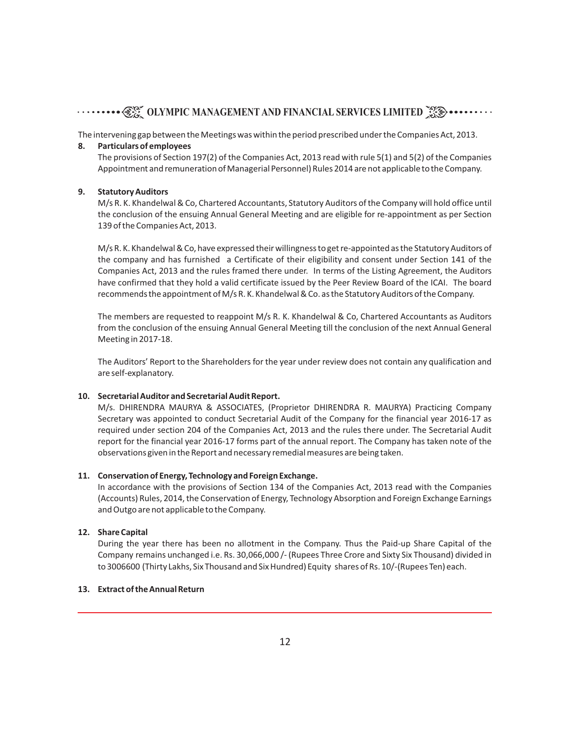The intervening gap between the Meetings was within the period prescribed under the Companies Act, 2013.

**8. Particulars of employees**

The provisions of Section 197(2) of the Companies Act, 2013 read with rule 5(1) and 5(2) of the Companies Appointment and remuneration of Managerial Personnel) Rules 2014 are not applicable to the Company.

**9. Statutory Auditors**

M/s R. K. Khandelwal & Co, Chartered Accountants, Statutory Auditors of the Company will hold office until the conclusion of the ensuing Annual General Meeting and are eligible for re-appointment as per Section 139 of the Companies Act, 2013.

M/s R. K. Khandelwal & Co, have expressed their willingness to get re-appointed as the Statutory Auditors of the company and has furnished a Certificate of their eligibility and consent under Section 141 of the Companies Act, 2013 and the rules framed there under. In terms of the Listing Agreement, the Auditors have confirmed that they hold a valid certificate issued by the Peer Review Board of the ICAI. The board recommends the appointment of M/s R. K. Khandelwal & Co. as the Statutory Auditors of the Company.

The members are requested to reappoint M/s R. K. Khandelwal & Co, Chartered Accountants as Auditors from the conclusion of the ensuing Annual General Meeting till the conclusion of the next Annual General Meeting in 2017-18.

The Auditors' Report to the Shareholders for the year under review does not contain any qualification and are self-explanatory.

**10. Secretarial Auditor and Secretarial Audit Report.**

M/s. DHIRENDRA MAURYA & ASSOCIATES, (Proprietor DHIRENDRA R. MAURYA) Practicing Company Secretary was appointed to conduct Secretarial Audit of the Company for the financial year 2016-17 as required under section 204 of the Companies Act, 2013 and the rules there under. The Secretarial Audit report for the financial year 2016-17 forms part of the annual report. The Company has taken note of the observations given in the Report and necessary remedial measures are being taken.

**11. Conservation of Energy, Technology and Foreign Exchange.**

In accordance with the provisions of Section 134 of the Companies Act, 2013 read with the Companies (Accounts) Rules, 2014, the Conservation of Energy, Technology Absorption and Foreign Exchange Earnings and Outgo are not applicable to the Company.

**12. Share Capital**

During the year there has been no allotment in the Company. Thus the Paid-up Share Capital of the Company remains unchanged i.e. Rs. 30,066,000 /- (Rupees Three Crore and Sixty Six Thousand) divided in to 3006600 (Thirty Lakhs, Six Thousand and Six Hundred) Equity shares of Rs. 10/-(Rupees Ten) each.

**13. Extract of the Annual Return**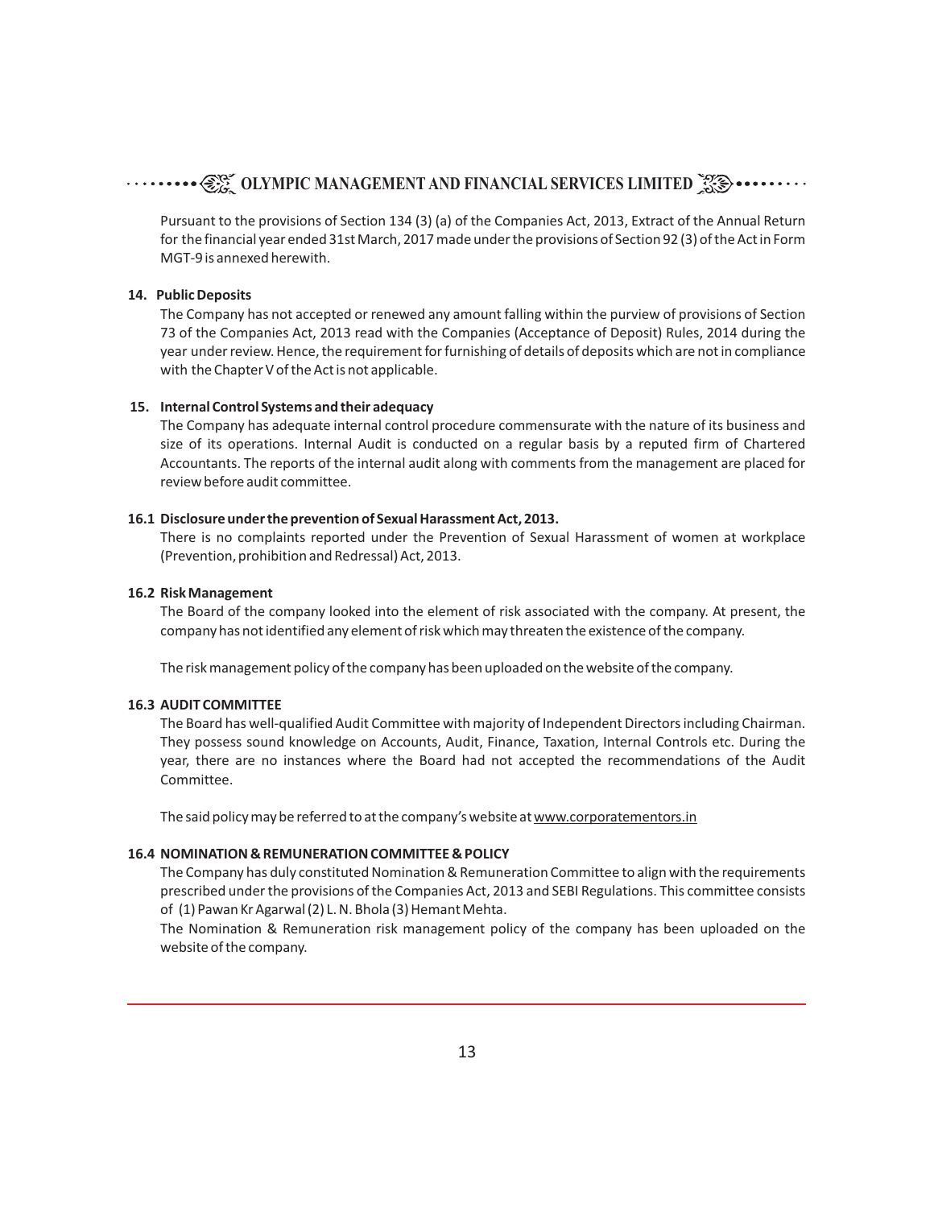Pursuant to the provisions of Section 134 (3) (a) of the Companies Act, 2013, Extract of the Annual Return for the financial year ended 31st March, 2017 made under the provisions of Section 92 (3) of the Act in Form MGT-9 is annexed herewith.

### 14. Public Deposits

The Company has not accepted or renewed any amount falling within the purview of provisions of Section 73 of the Companies Act, 2013 read with the Companies (Acceptance of Deposit) Rules, 2014 during the year under review. Hence, the requirement for furnishing of details of deposits which are not in compliance with the Chapter V of the Act is not applicable.

### 15. Internal Control Systems and their adequacy

The Company has adequate internal control procedure commensurate with the nature of its business and size of its operations. Internal Audit is conducted on a regular basis by a reputed firm of Chartered Accountants. The reports of the internal audit along with comments from the management are placed for review before audit committee.

### 16.1 Disclosure under the prevention of Sexual Harassment Act, 2013.

There is no complaints reported under the Prevention of Sexual Harassment of women at workplace (Prevention, prohibition and Redressal) Act, 2013.

### 16.2 Risk Management

The Board of the company looked into the element of risk associated with the company. At present, the company has not identified any element of risk which may threaten the existence of the company.

The risk management policy of the company has been uploaded on the website of the company.

### 16.3 AUDIT COMMITTEE

The Board has well-qualified Audit Committee with majority of Independent Directors including Chairman. They possess sound knowledge on Accounts, Audit, Finance, Taxation, Internal Controls etc. During the year, there are no instances where the Board had not accepted the recommendations of the Audit Committee.

The said policy may be referred to at the company's website at www.corporatementors.in

### 16.4 NOMINATION & REMUNERATION COMMITTEE & POLICY

The Company has duly constituted Nomination & Remuneration Committee to align with the requirements prescribed under the provisions of the Companies Act, 2013 and SEBI Regulations. This committee consists of (1) Pawan Kr Agarwal (2) L. N. Bhola (3) Hemant Mehta.

The Nomination & Remuneration risk management policy of the company has been uploaded on the website of the company.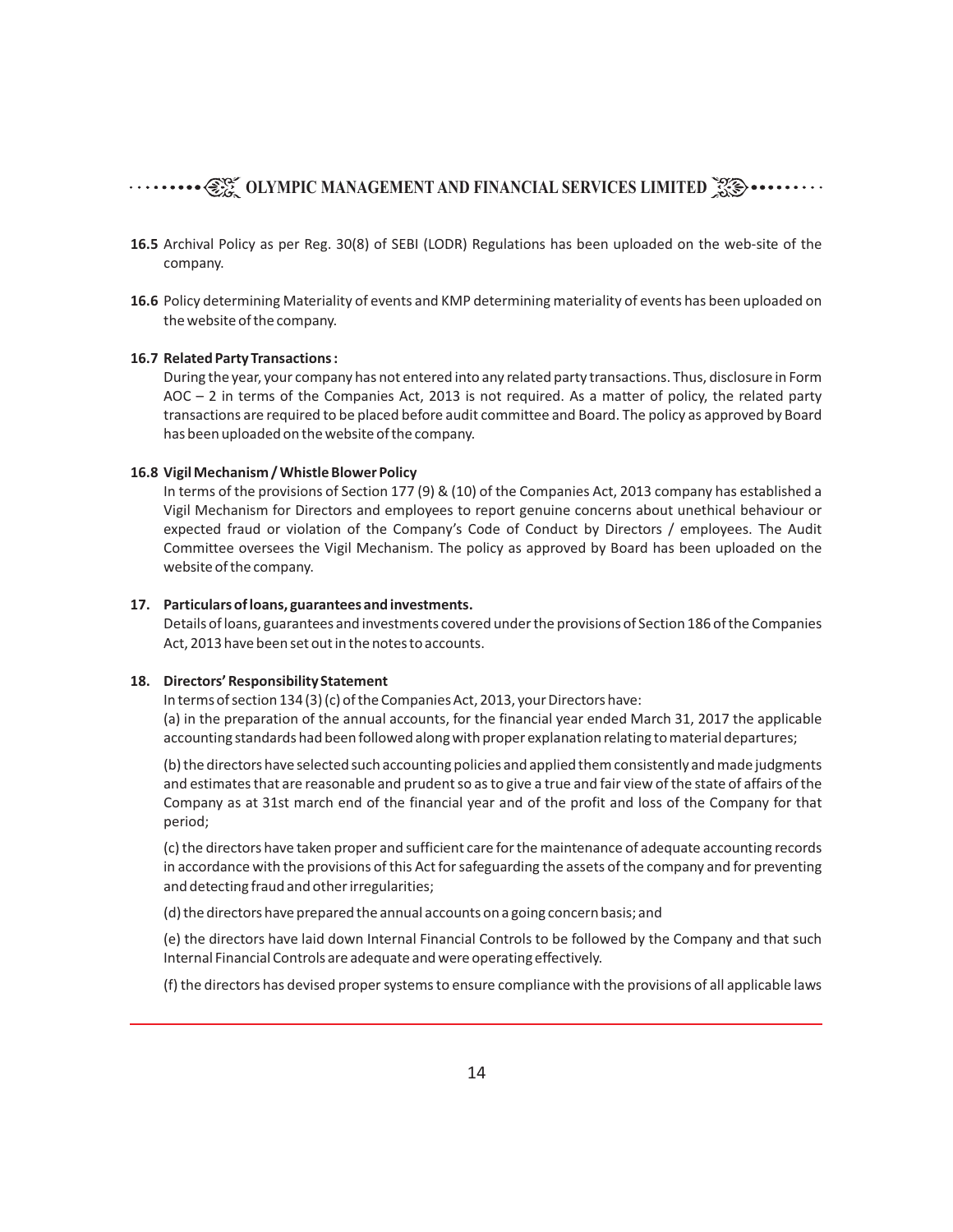**16.5** Archival Policy as per Reg. 30(8) of SEBI (LODR) Regulations has been uploaded on the web-site of the company.

**16.6** Policy determining Materiality of events and KMP determining materiality of events has been uploaded on the website of the company.

**16.7 Related Party Transactions :**

During the year, your company has not entered into any related party transactions. Thus, disclosure in Form AOC – 2 in terms of the Companies Act, 2013 is not required. As a matter of policy, the related party transactions are required to be placed before audit committee and Board. The policy as approved by Board has been uploaded on the website of the company.

**16.8 Vigil Mechanism / Whistle Blower Policy**

In terms of the provisions of Section 177 (9) & (10) of the Companies Act, 2013 company has established a Vigil Mechanism for Directors and employees to report genuine concerns about unethical behaviour or expected fraud or violation of the Company's Code of Conduct by Directors / employees. The Audit Committee oversees the Vigil Mechanism. The policy as approved by Board has been uploaded on the website of the company.

**17. Particulars of loans, guarantees and investments.**

Details of loans, guarantees and investments covered under the provisions of Section 186 of the Companies Act, 2013 have been set out in the notes to accounts.

**18. Directors' Responsibility Statement**

In terms of section 134 (3) (c) of the Companies Act, 2013, your Directors have:

(a) in the preparation of the annual accounts, for the financial year ended March 31, 2017 the applicable accounting standards had been followed along with proper explanation relating to material departures;

(b) the directors have selected such accounting policies and applied them consistently and made judgments and estimates that are reasonable and prudent so as to give a true and fair view of the state of affairs of the Company as at 31st march end of the financial year and of the profit and loss of the Company for that period;

(c) the directors have taken proper and sufficient care for the maintenance of adequate accounting records in accordance with the provisions of this Act for safeguarding the assets of the company and for preventing and detecting fraud and other irregularities;

(d) the directors have prepared the annual accounts on a going concern basis; and

(e) the directors have laid down Internal Financial Controls to be followed by the Company and that such Internal Financial Controls are adequate and were operating effectively.

(f) the directors has devised proper systems to ensure compliance with the provisions of all applicable laws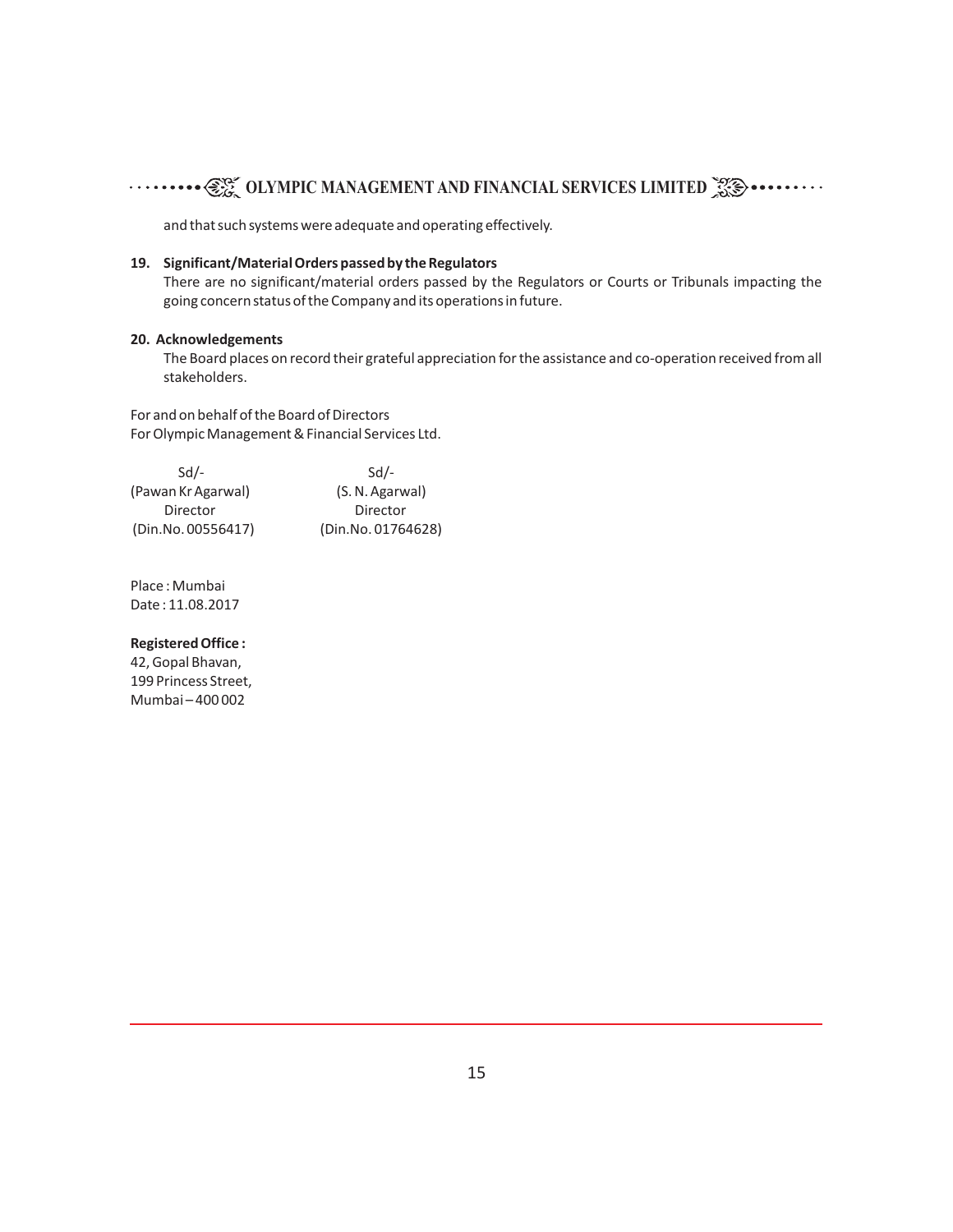and that such systems were adequate and operating effectively.

**19. Significant/Material Orders passed by the Regulators**

There are no significant/material orders passed by the Regulators or Courts or Tribunals impacting the going concern status of the Company and its operations in future.

**20. Acknowledgements**

The Board places on record their grateful appreciation for the assistance and co-operation received from all stakeholders.

For and on behalf of the Board of Directors
For Olympic Management & Financial Services Ltd.

| Sd/- | Sd/- |
|---|---|
| (Pawan Kr Agarwal) | (S. N. Agarwal) |
| Director | Director |
| (Din.No. 00556417) | (Din.No. 01764628) |

Place : Mumbai
Date : 11.08.2017

**Registered Office :**
42, Gopal Bhavan,
199 Princess Street,
Mumbai – 400 002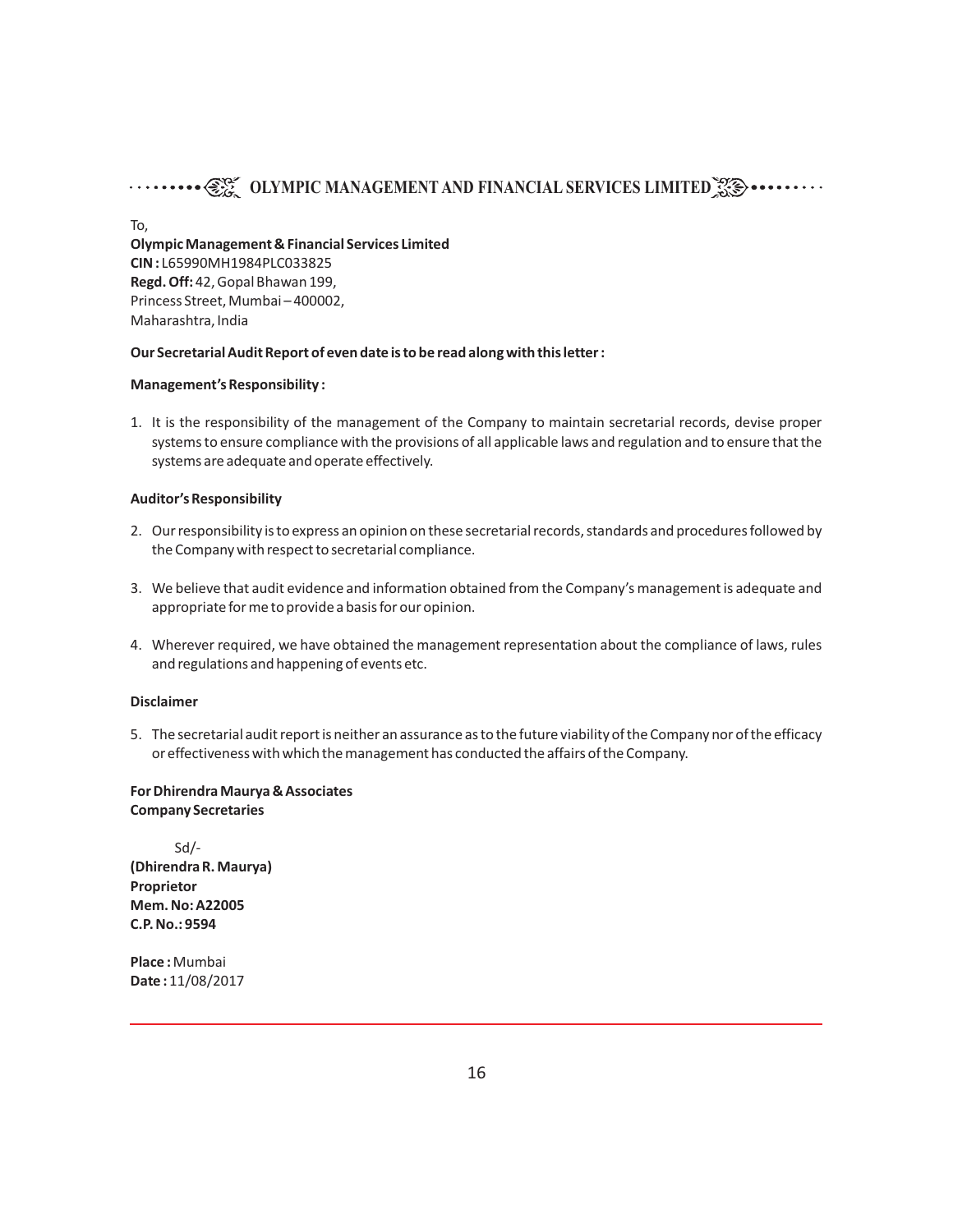To,

**Olympic Management & Financial Services Limited**
**CIN :** L65990MH1984PLC033825
**Regd. Off:** 42, Gopal Bhawan 199,
Princess Street, Mumbai – 400002,
Maharashtra, India

**Our Secretarial Audit Report of even date is to be read along with this letter :**

**Management's Responsibility :**

1. It is the responsibility of the management of the Company to maintain secretarial records, devise proper systems to ensure compliance with the provisions of all applicable laws and regulation and to ensure that the systems are adequate and operate effectively.

**Auditor's Responsibility**

2. Our responsibility is to express an opinion on these secretarial records, standards and procedures followed by the Company with respect to secretarial compliance.

3. We believe that audit evidence and information obtained from the Company's management is adequate and appropriate for me to provide a basis for our opinion.

4. Wherever required, we have obtained the management representation about the compliance of laws, rules and regulations and happening of events etc.

**Disclaimer**

5. The secretarial audit report is neither an assurance as to the future viability of the Company nor of the efficacy or effectiveness with which the management has conducted the affairs of the Company.

**For Dhirendra Maurya & Associates**
**Company Secretaries**

Sd/-
**(Dhirendra R. Maurya)**
**Proprietor**
**Mem. No: A22005**
**C.P. No.: 9594**

**Place :** Mumbai
**Date :** 11/08/2017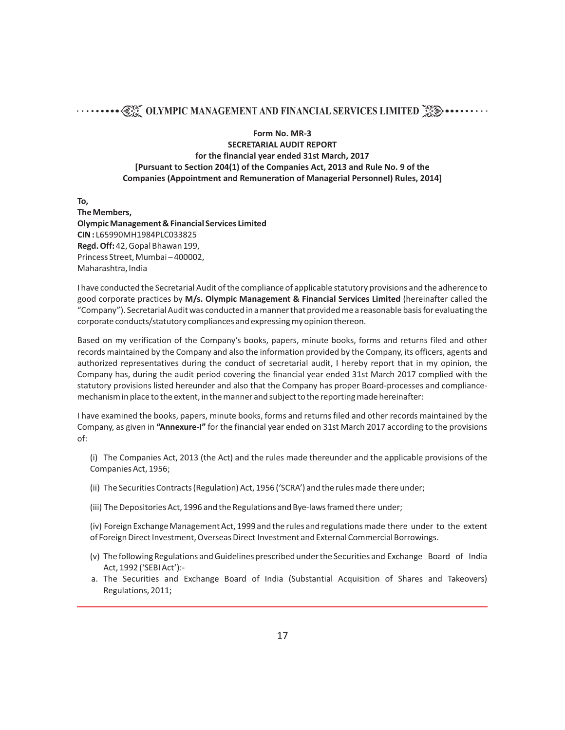**Form No. MR-3**
**SECRETARIAL AUDIT REPORT**
**for the financial year ended 31st March, 2017**
**[Pursuant to Section 204(1) of the Companies Act, 2013 and Rule No. 9 of the Companies (Appointment and Remuneration of Managerial Personnel) Rules, 2014]**

**To,**
**The Members,**
**Olympic Management & Financial Services Limited**
**CIN :** L65990MH1984PLC033825
**Regd. Off:** 42, Gopal Bhawan 199,
Princess Street, Mumbai – 400002,
Maharashtra, India

I have conducted the Secretarial Audit of the compliance of applicable statutory provisions and the adherence to good corporate practices by **M/s. Olympic Management & Financial Services Limited** (hereinafter called the "Company"). Secretarial Audit was conducted in a manner that provided me a reasonable basis for evaluating the corporate conducts/statutory compliances and expressing my opinion thereon.

Based on my verification of the Company's books, papers, minute books, forms and returns filed and other records maintained by the Company and also the information provided by the Company, its officers, agents and authorized representatives during the conduct of secretarial audit, I hereby report that in my opinion, the Company has, during the audit period covering the financial year ended 31st March 2017 complied with the statutory provisions listed hereunder and also that the Company has proper Board-processes and compliance-mechanism in place to the extent, in the manner and subject to the reporting made hereinafter:

I have examined the books, papers, minute books, forms and returns filed and other records maintained by the Company, as given in **"Annexure-I"** for the financial year ended on 31st March 2017 according to the provisions of:

(i) The Companies Act, 2013 (the Act) and the rules made thereunder and the applicable provisions of the Companies Act, 1956;

(ii) The Securities Contracts (Regulation) Act, 1956 ('SCRA') and the rules made there under;

(iii) The Depositories Act, 1996 and the Regulations and Bye-laws framed there under;

(iv) Foreign Exchange Management Act, 1999 and the rules and regulations made there under to the extent of Foreign Direct Investment, Overseas Direct Investment and External Commercial Borrowings.

(v) The following Regulations and Guidelines prescribed under the Securities and Exchange Board of India Act, 1992 ('SEBI Act'):-

a. The Securities and Exchange Board of India (Substantial Acquisition of Shares and Takeovers) Regulations, 2011;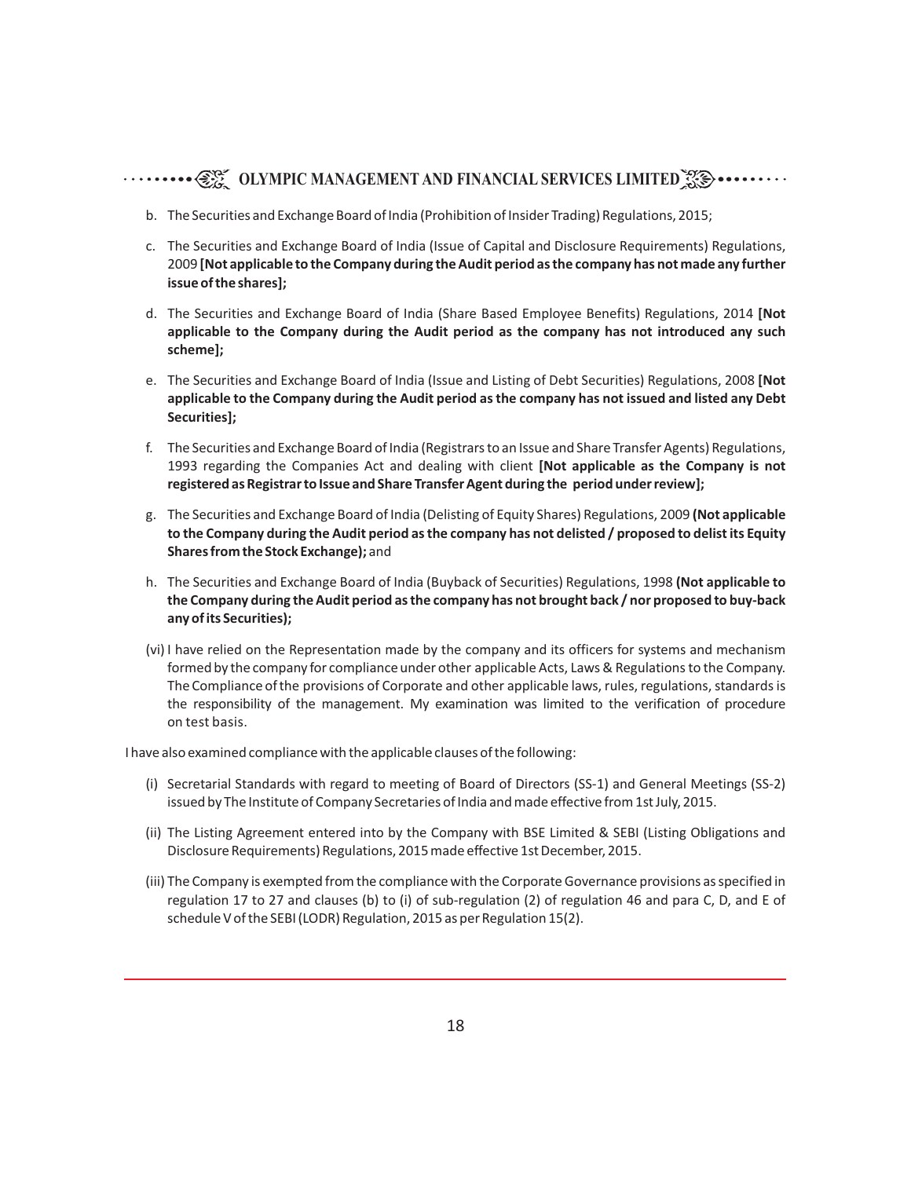b. The Securities and Exchange Board of India (Prohibition of Insider Trading) Regulations, 2015;

c. The Securities and Exchange Board of India (Issue of Capital and Disclosure Requirements) Regulations, 2009 **[Not applicable to the Company during the Audit period as the company has not made any further issue of the shares];**

d. The Securities and Exchange Board of India (Share Based Employee Benefits) Regulations, 2014 **[Not applicable to the Company during the Audit period as the company has not introduced any such scheme];**

e. The Securities and Exchange Board of India (Issue and Listing of Debt Securities) Regulations, 2008 **[Not applicable to the Company during the Audit period as the company has not issued and listed any Debt Securities];**

f. The Securities and Exchange Board of India (Registrars to an Issue and Share Transfer Agents) Regulations, 1993 regarding the Companies Act and dealing with client **[Not applicable as the Company is not registered as Registrar to Issue and Share Transfer Agent during the period under review];**

g. The Securities and Exchange Board of India (Delisting of Equity Shares) Regulations, 2009 **(Not applicable to the Company during the Audit period as the company has not delisted / proposed to delist its Equity Shares from the Stock Exchange);** and

h. The Securities and Exchange Board of India (Buyback of Securities) Regulations, 1998 **(Not applicable to the Company during the Audit period as the company has not brought back / nor proposed to buy-back any of its Securities);**

(vi) I have relied on the Representation made by the company and its officers for systems and mechanism formed by the company for compliance under other applicable Acts, Laws & Regulations to the Company. The Compliance of the provisions of Corporate and other applicable laws, rules, regulations, standards is the responsibility of the management. My examination was limited to the verification of procedure on test basis.

I have also examined compliance with the applicable clauses of the following:

(i) Secretarial Standards with regard to meeting of Board of Directors (SS-1) and General Meetings (SS-2) issued by The Institute of Company Secretaries of India and made effective from 1st July, 2015.

(ii) The Listing Agreement entered into by the Company with BSE Limited & SEBI (Listing Obligations and Disclosure Requirements) Regulations, 2015 made effective 1st December, 2015.

(iii) The Company is exempted from the compliance with the Corporate Governance provisions as specified in regulation 17 to 27 and clauses (b) to (i) of sub-regulation (2) of regulation 46 and para C, D, and E of schedule V of the SEBI (LODR) Regulation, 2015 as per Regulation 15(2).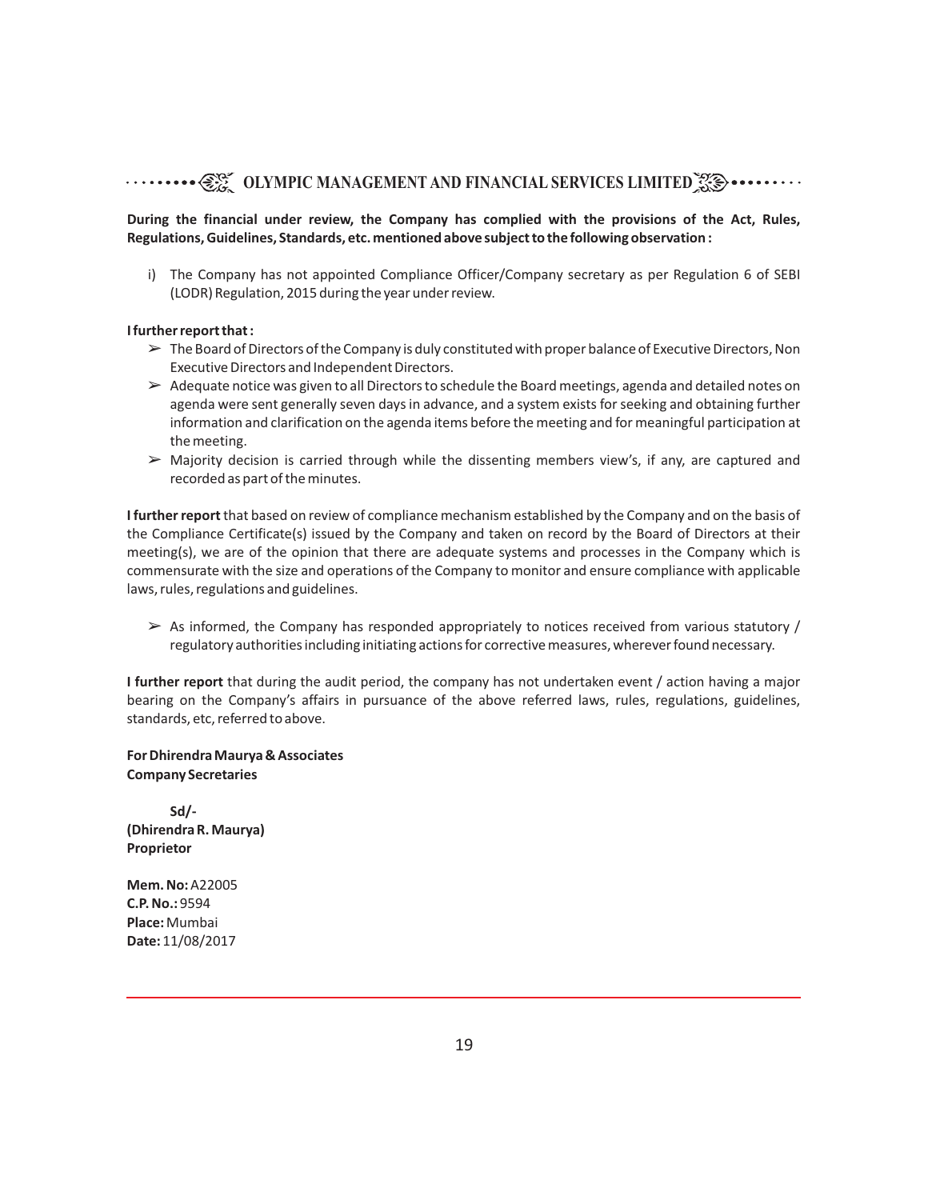**During the financial under review, the Company has complied with the provisions of the Act, Rules, Regulations, Guidelines, Standards, etc. mentioned above subject to the following observation :**

i) The Company has not appointed Compliance Officer/Company secretary as per Regulation 6 of SEBI (LODR) Regulation, 2015 during the year under review.

**I further report that :**

- The Board of Directors of the Company is duly constituted with proper balance of Executive Directors, Non Executive Directors and Independent Directors.
- Adequate notice was given to all Directors to schedule the Board meetings, agenda and detailed notes on agenda were sent generally seven days in advance, and a system exists for seeking and obtaining further information and clarification on the agenda items before the meeting and for meaningful participation at the meeting.
- Majority decision is carried through while the dissenting members view's, if any, are captured and recorded as part of the minutes.

**I further report** that based on review of compliance mechanism established by the Company and on the basis of the Compliance Certificate(s) issued by the Company and taken on record by the Board of Directors at their meeting(s), we are of the opinion that there are adequate systems and processes in the Company which is commensurate with the size and operations of the Company to monitor and ensure compliance with applicable laws, rules, regulations and guidelines.

- As informed, the Company has responded appropriately to notices received from various statutory / regulatory authorities including initiating actions for corrective measures, wherever found necessary.

**I further report** that during the audit period, the company has not undertaken event / action having a major bearing on the Company's affairs in pursuance of the above referred laws, rules, regulations, guidelines, standards, etc, referred to above.

**For Dhirendra Maurya & Associates**
**Company Secretaries**

**Sd/-**
**(Dhirendra R. Maurya)**
**Proprietor**

**Mem. No:** A22005
**C.P. No.:** 9594
**Place:** Mumbai
**Date:** 11/08/2017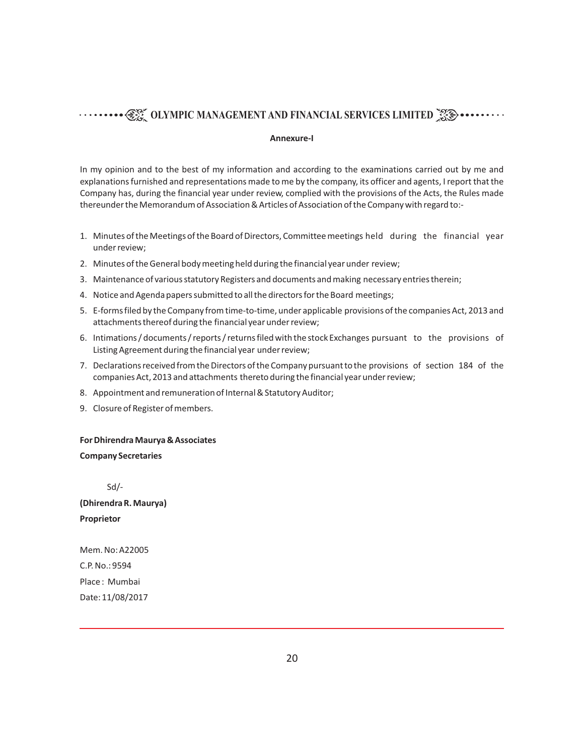**Annexure-I**

In my opinion and to the best of my information and according to the examinations carried out by me and explanations furnished and representations made to me by the company, its officer and agents, I report that the Company has, during the financial year under review, complied with the provisions of the Acts, the Rules made thereunder the Memorandum of Association & Articles of Association of the Company with regard to:-

1. Minutes of the Meetings of the Board of Directors, Committee meetings held during the financial year under review;
2. Minutes of the General body meeting held during the financial year under review;
3. Maintenance of various statutory Registers and documents and making necessary entries therein;
4. Notice and Agenda papers submitted to all the directors for the Board meetings;
5. E-forms filed by the Company from time-to-time, under applicable provisions of the companies Act, 2013 and attachments thereof during the financial year under review;
6. Intimations / documents / reports / returns filed with the stock Exchanges pursuant to the provisions of Listing Agreement during the financial year under review;
7. Declarations received from the Directors of the Company pursuant to the provisions of section 184 of the companies Act, 2013 and attachments thereto during the financial year under review;
8. Appointment and remuneration of Internal & Statutory Auditor;
9. Closure of Register of members.

**For Dhirendra Maurya & Associates**

**Company Secretaries**

Sd/-

**(Dhirendra R. Maurya)**

**Proprietor**

Mem. No: A22005

C.P. No.: 9594

Place : Mumbai

Date: 11/08/2017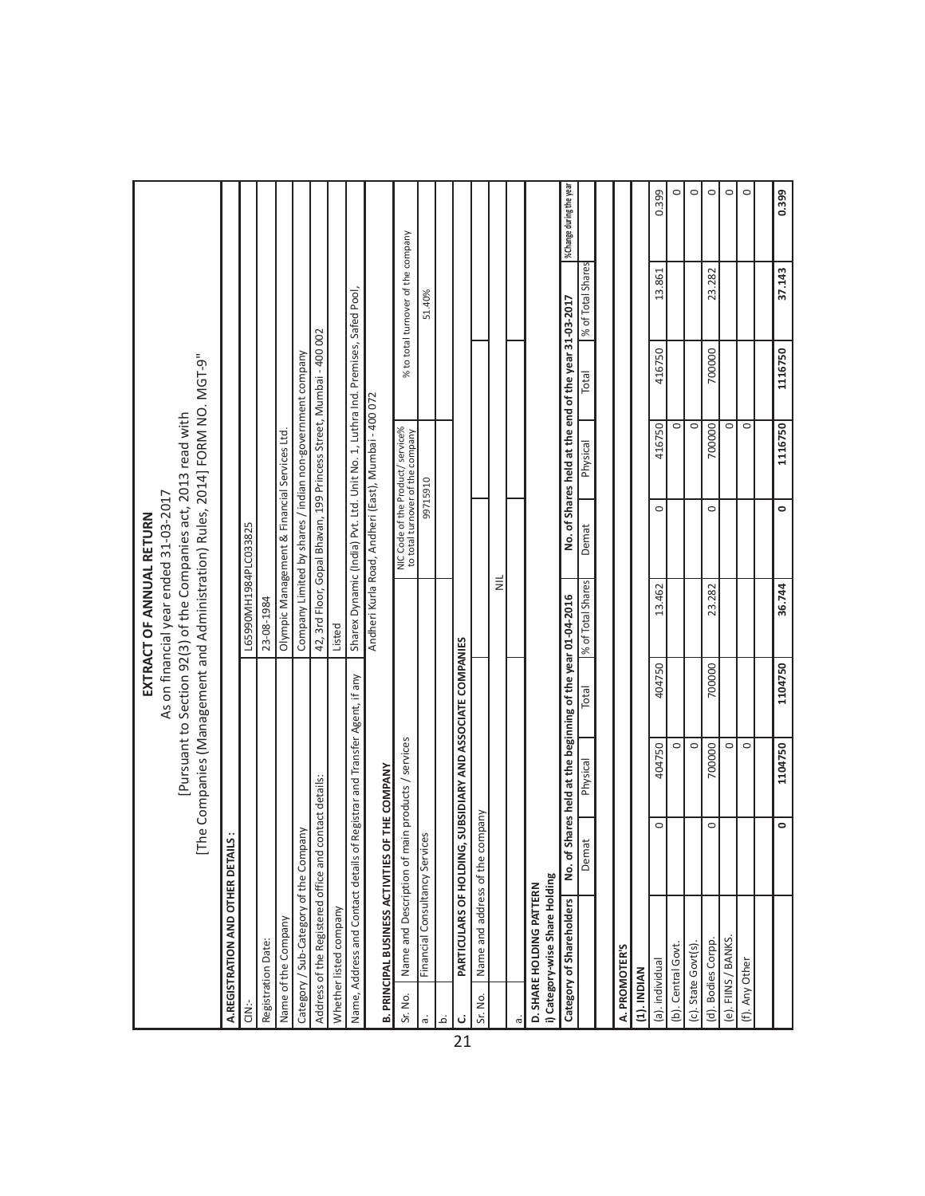# EXTRACT OF ANNUAL RETURN

As on financial year ended 31-03-2017

[Pursuant to Section 92(3) of the Companies act, 2013 read with

[The Companies (Management and Administration) Rules, 2014] FORM NO. MGT-9"

## A. REGISTRATION AND OTHER DETAILS :

| | |
|---|---|
| CIN:- | L65990MH1984PLC033825 |
| Registration Date: | 23-08-1984 |
| Name of the Company | Olympic Management & Financial Services Ltd. |
| Category / Sub-Category of the Company | Company Limited by shares / indian non-government company |
| Address of the Registered office and contact details: | 42, 3rd Floor, Gopal Bhavan, 199 Princess Street, Mumbai - 400 002 |
| Whether listed company | Listed |
| Name, Address and Contact details of Registrar and Transfer Agent, if any | Sharex Dynamic (India) Pvt. Ltd. Unit No. 1, Luthra Ind. Premises, Safed Pool, Andheri Kurla Road, Andheri (East), Mumbai - 400 072 |

## B. PRINCIPAL BUSINESS ACTIVITIES OF THE COMPANY

| Sr. No. | Name and Description of main products / services | NIC Code of the Product / service% to total turnover of the company | % to total turnover of the company |
|---|---|---|---|
| a. | Financial Consultancy Services | 99715910 | 51.40% |
| b. | | | |

## C. PARTICULARS OF HOLDING, SUBSIDIARY AND ASSOCIATE COMPANIES

| Sr. No. | Name and address of the company | | | |
|---|---|---|---|---|
| | | NIL | | |
| a. | | | | |

## D. SHARE HOLDING PATTERN

### i) Category-wise Share Holding

| Category of Shareholders | No. of Shares held at the beginning of the year 01-04-2016 | | | | No. of Shares held at the end of the year 31-03-2017 | | | | %Change during the year |
|---|---|---|---|---|---|---|---|---|---|
| | Demat | Physical | Total | % of Total Shares | Demat | Physical | Total | % of Total Shares | |
| **A. PROMOTER'S** | | | | | | | | | |
| **(1). INDIAN** | | | | | | | | | |
| (a). individual | 0 | 404750 | 404750 | 13.462 | 0 | 416750 | 416750 | 13.861 | 0.399 |
| (b). Central Govt. | | 0 | | | | 0 | | | 0 |
| (c). State Govt(s). | | 0 | | | | 0 | | | 0 |
| (d). Bodies Corpp. | 0 | 700000 | 700000 | 23.282 | 0 | 700000 | 700000 | 23.282 | 0 |
| (e). FIINS / BANKS. | | 0 | | | | 0 | | | 0 |
| (f). Any Other | | 0 | | | | 0 | | | 0 |
| | **0** | **1104750** | **1104750** | **36.744** | **0** | **1116750** | **1116750** | **37.143** | **0.399** |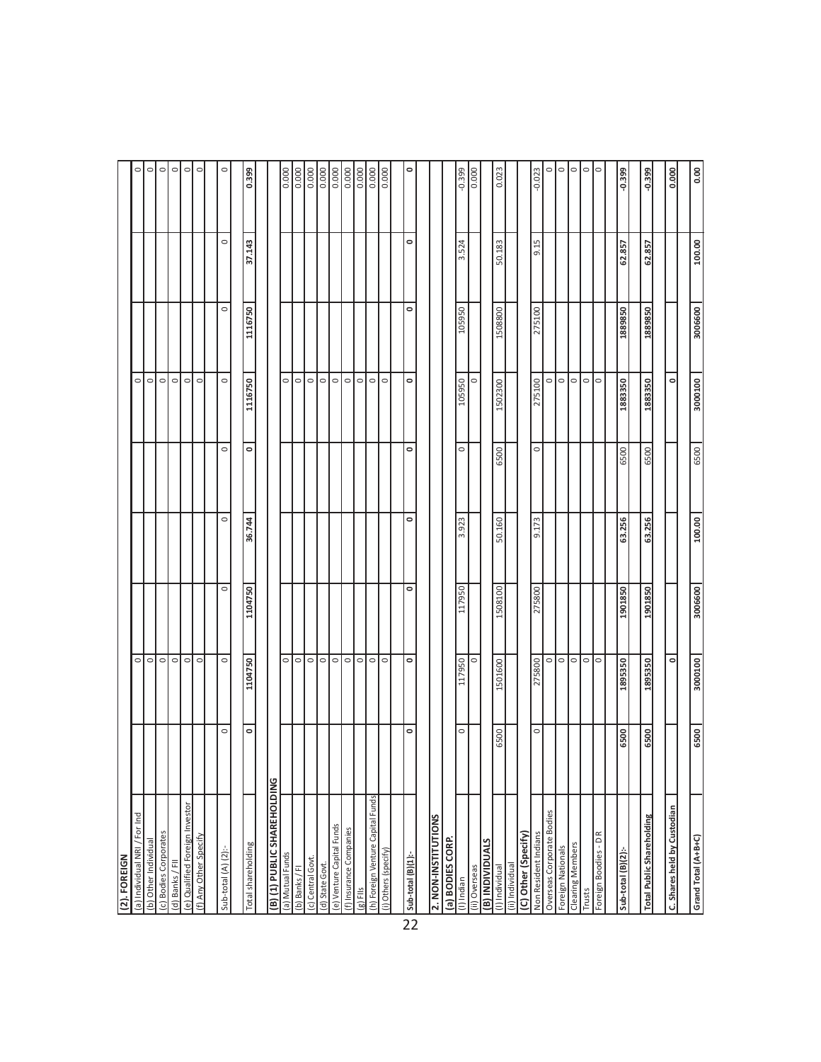| Category | | | | | | | | | |
|---|---|---|---|---|---|---|---|---|---|
| **(2). FOREIGN** | | | | | | | | | |
| (a) Individual NRI / For Ind | | 0 | | | | 0 | | | 0 |
| (b) Other Individual | | 0 | | | | 0 | | | 0 |
| (c) Bodies Corporates | | 0 | | | | 0 | | | 0 |
| (d) Banks / FII | | 0 | | | | 0 | | | 0 |
| (e) Qualified Foreign Investor | | 0 | | | | 0 | | | 0 |
| (f) Any Other Specify | | 0 | | | | 0 | | | 0 |
| Sub-total (A) (2):- | 0 | 0 | 0 | 0 | 0 | 0 | 0 | 0 | 0 |
| Total shareholding | **0** | **1104750** | **1104750** | **36.744** | **0** | **1116750** | **1116750** | **37.143** | **0.399** |
| **(B) (1) PUBLIC SHAREHOLDING** | | | | | | | | | |
| (a) Mutual Funds | | 0 | | | | 0 | | | 0.000 |
| (b) Banks / FI | | 0 | | | | 0 | | | 0.000 |
| (c) Central Govt. | | 0 | | | | 0 | | | 0.000 |
| (d) State Govt. | | 0 | | | | 0 | | | 0.000 |
| (e) Venture Capital Funds | | 0 | | | | 0 | | | 0.000 |
| (f) Insurance Companies | | 0 | | | | 0 | | | 0.000 |
| (g) FIIs | | 0 | | | | 0 | | | 0.000 |
| (h) Foreign Venture Capital Funds | | 0 | | | | 0 | | | 0.000 |
| (i) Others (specify) | | 0 | | | | 0 | | | 0.000 |
| **Sub-total (B)(1):-** | **0** | **0** | **0** | **0** | **0** | **0** | **0** | **0** | **0** |
| **2. NON-INSTITUTIONS** | | | | | | | | | |
| **(a) BODIES CORP.** | | | | | | | | | |
| (I) Indian | 0 | 117950 | 117950 | 3.923 | 0 | 105950 | 105950 | 3.524 | -0.399 |
| (ii) Overseas | | 0 | | | | 0 | | | 0.000 |
| **(B) INDIVIDUALS** | | | | | | | | | |
| (I) Individual | 6500 | 1501600 | 1508100 | 50.160 | 6500 | 1502300 | 1508800 | 50.183 | 0.023 |
| (ii) Individual | | | | | | | | | |
| **(C) Other (Specify)** | | | | | | | | | |
| Non Resident Indians | 0 | 275800 | 275800 | 9.173 | 0 | 275100 | 275100 | 9.15 | -0.023 |
| Overseas Corporate Bodies | | 0 | | | | 0 | | | 0 |
| Foreign Nationals | | 0 | | | | 0 | | | 0 |
| Clearing Members | | 0 | | | | 0 | | | 0 |
| Trusts | | 0 | | | | 0 | | | 0 |
| Foreign Boodies - D R | | 0 | | | | 0 | | | 0 |
| **Sub-total (B)(2):-** | **6500** | **1895350** | **1901850** | **63.256** | **6500** | **1883350** | **1889850** | **62.857** | **-0.399** |
| **Total Public Shareholding** | **6500** | **1895350** | **1901850** | **63.256** | **6500** | **1883350** | **1889850** | **62.857** | **-0.399** |
| **C. Shares held by Custodian** | | **0** | | | | **0** | | | **0.000** |
| **Grand Total (A+B+C)** | **6500** | **3000100** | **3006600** | **100.00** | **6500** | **3000100** | **3006600** | **100.00** | **0.00** |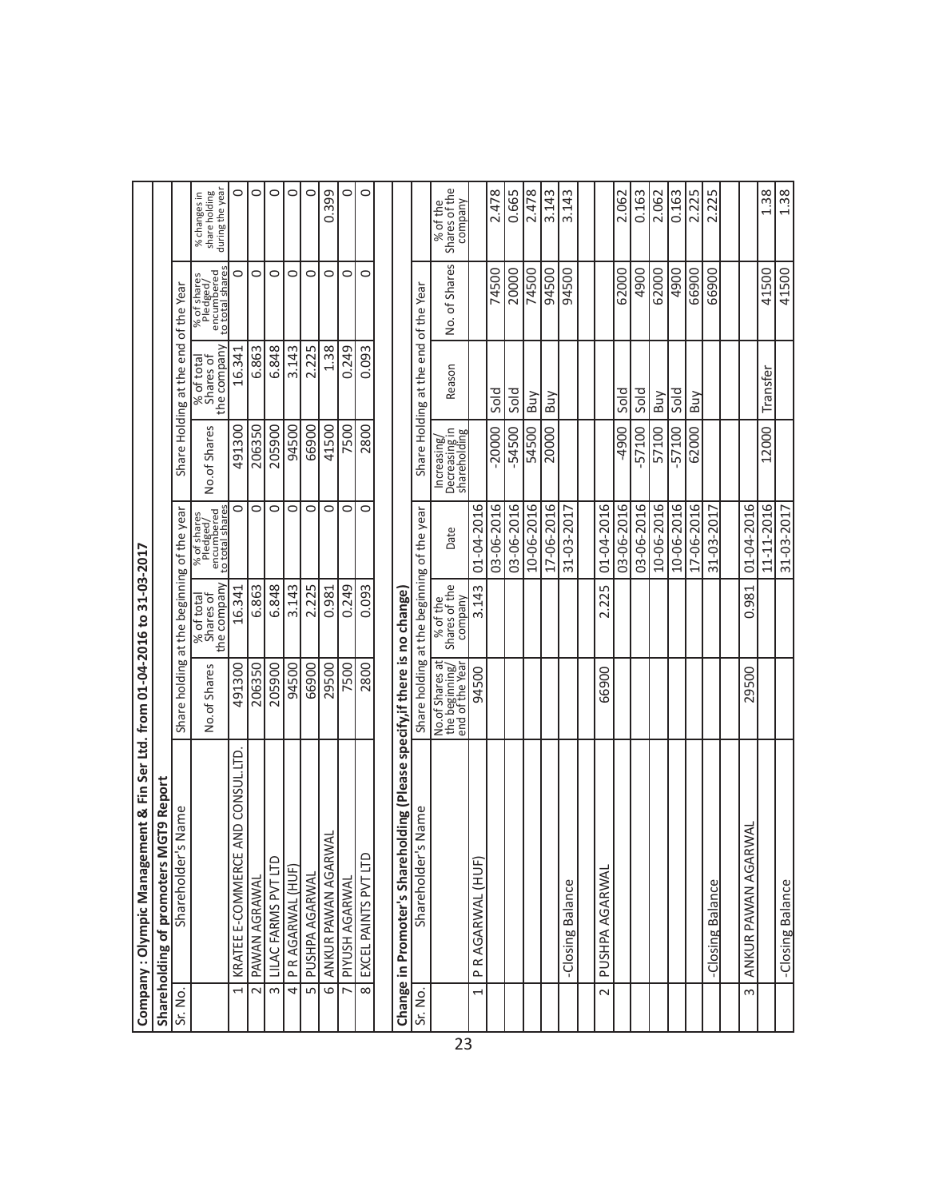**Company : Olympic Management & Fin Ser Ltd. from 01-04-2016 to 31-03-2017**

**Shareholding of promoters MGT9 Report**

| Sr. No. | Shareholder's Name | Share holding at the beginning of the year | | | Share Holding at the end of the Year | | | |
|---|---|---|---|---|---|---|---|---|
| | | No.of Shares | % of total Shares of the company | % of shares Pledged/ encumbered to total shares | No.of Shares | % of total Shares of the company | % of shares Pledged/ encumbered to total shares | % changes in share holding during the year |
| 1 | KRATEE E-COMMERCE AND CONSUL.LTD. | 491300 | 16.341 | 0 | 491300 | 16.341 | 0 | 0 |
| 2 | PAWAN AGRAWAL | 206350 | 6.863 | 0 | 206350 | 6.863 | 0 | 0 |
| 3 | LILAC FARMS PVT LTD | 205900 | 6.848 | 0 | 205900 | 6.848 | 0 | 0 |
| 4 | P R AGARWAL (HUF) | 94500 | 3.143 | 0 | 94500 | 3.143 | 0 | 0 |
| 5 | PUSHPA AGARWAL | 66900 | 2.225 | 0 | 66900 | 2.225 | 0 | 0 |
| 6 | ANKUR PAWAN AGARWAL | 29500 | 0.981 | 0 | 41500 | 1.38 | 0 | 0.399 |
| 7 | PIYUSH AGARWAL | 7500 | 0.249 | 0 | 7500 | 0.249 | 0 | 0 |
| 8 | EXCEL PAINTS PVT LTD | 2800 | 0.093 | 0 | 2800 | 0.093 | 0 | 0 |

**Change in Promoter's Shareholding (Please specify,if there is no change)**

| Sr. No. | Shareholder's Name | Share holding at the beginning of the year | | | Share Holding at the end of the Year | | | |
|---|---|---|---|---|---|---|---|---|
| | | No.of Shares at the beginning/ end of the Year | % of the Shares of the company | Date | Increasing/ Decreasing in shareholding | Reason | No. of Shares | % of the Shares of the company |
| 1 | P R AGARWAL (HUF) | 94500 | 3.143 | 01-04-2016 | | | | |
| | | | | 03-06-2016 | -20000 | Sold | 74500 | 2.478 |
| | | | | 03-06-2016 | -54500 | Sold | 20000 | 0.665 |
| | | | | 10-06-2016 | 54500 | Buy | 74500 | 2.478 |
| | | | | 17-06-2016 | 20000 | Buy | 94500 | 3.143 |
| | -Closing Balance | | | 31-03-2017 | | | 94500 | 3.143 |
| | | | | | | | | |
| 2 | PUSHPA AGARWAL | 66900 | 2.225 | 01-04-2016 | | | | |
| | | | | 03-06-2016 | -4900 | Sold | 62000 | 2.062 |
| | | | | 03-06-2016 | -57100 | Sold | 4900 | 0.163 |
| | | | | 10-06-2016 | 57100 | Buy | 62000 | 2.062 |
| | | | | 10-06-2016 | -57100 | Sold | 4900 | 0.163 |
| | | | | 17-06-2016 | 62000 | Buy | 66900 | 2.225 |
| | -Closing Balance | | | 31-03-2017 | | | 66900 | 2.225 |
| | | | | | | | | |
| 3 | ANKUR PAWAN AGARWAL | 29500 | 0.981 | 01-04-2016 | | | | |
| | | | | 11-11-2016 | 12000 | Transfer | 41500 | 1.38 |
| | -Closing Balance | | | 31-03-2017 | | | 41500 | 1.38 |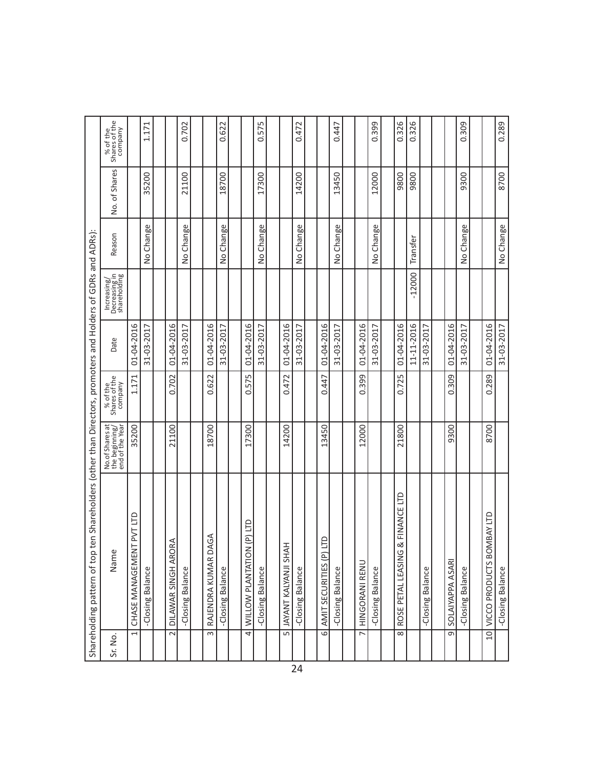Shareholding pattern of top ten Shareholders (other than Directors, promoters and Holders of GDRs and ADRs):

| Sr. No. | Name | No.of Shares at the beginning/ end of the Year | % of the Shares of the company | Date | Increasing/ Decreasing in shareholding | Reason | No. of Shares | % of the Shares of the company |
|---|---|---|---|---|---|---|---|---|
| 1 | CHASE MANAGEMENT PVT LTD | 35200 | 1.171 | 01-04-2016 | | | | |
| | -Closing Balance | | | 31-03-2017 | | No Change | 35200 | 1.171 |
| | | | | | | | | |
| 2 | DILAWAR SINGH ARORA | 21100 | 0.702 | 01-04-2016 | | | | |
| | -Closing Balance | | | 31-03-2017 | | No Change | 21100 | 0.702 |
| | | | | | | | | |
| 3 | RAJENDRA KUMAR DAGA | 18700 | 0.622 | 01-04-2016 | | | | |
| | -Closing Balance | | | 31-03-2017 | | No Change | 18700 | 0.622 |
| | | | | | | | | |
| 4 | WILLOW PLANTATION (P) LTD | 17300 | 0.575 | 01-04-2016 | | | | |
| | -Closing Balance | | | 31-03-2017 | | No Change | 17300 | 0.575 |
| | | | | | | | | |
| 5 | JAYANT KALYANJI SHAH | 14200 | 0.472 | 01-04-2016 | | | | |
| | -Closing Balance | | | 31-03-2017 | | No Change | 14200 | 0.472 |
| | | | | | | | | |
| 6 | AMIT SECURITIES (P) LTD | 13450 | 0.447 | 01-04-2016 | | | | |
| | -Closing Balance | | | 31-03-2017 | | No Change | 13450 | 0.447 |
| | | | | | | | | |
| 7 | HINGORANI RENU | 12000 | 0.399 | 01-04-2016 | | | | |
| | -Closing Balance | | | 31-03-2017 | | No Change | 12000 | 0.399 |
| | | | | | | | | |
| 8 | ROSE PETAL LEASING & FINANCE LTD | 21800 | 0.725 | 01-04-2016 | | | 9800 | 0.326 |
| | | | | 11-11-2016 | -12000 | Transfer | 9800 | 0.326 |
| | -Closing Balance | | | 31-03-2017 | | | | |
| | | | | | | | | |
| 9 | SOLAIYAPPA ASARI | 9300 | 0.309 | 01-04-2016 | | | | |
| | -Closing Balance | | | 31-03-2017 | | No Change | 9300 | 0.309 |
| | | | | | | | | |
| 10 | VICCO PRODUCTS BOMBAY LTD | 8700 | 0.289 | 01-04-2016 | | | | |
| | -Closing Balance | | | 31-03-2017 | | No Change | 8700 | 0.289 |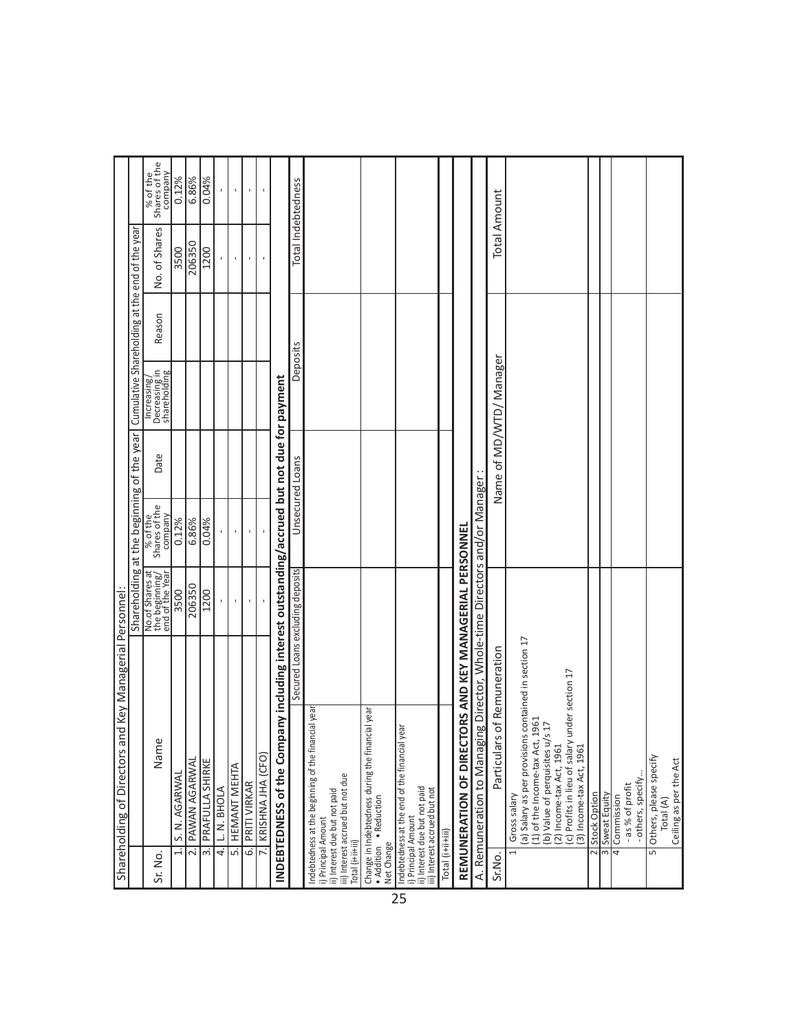### Shareholding of Directors and Key Managerial Personnel:

| Sr. No. | Name | Shareholding at the beginning of the year | | Date | Increasing/ Decreasing in shareholding | Reason | Cumulative Shareholding at the end of the year | |
|---|---|---|---|---|---|---|---|---|
| | | No.of Shares at the beginning/ end of the Year | % of the Shares of the company | | | | No. of Shares | % of the Shares of the company |
| 1. | S. N. AGARWAL | 3500 | 0.12% | | | | 3500 | 0.12% |
| 2. | PAWAN AGARWAL | 206350 | 6.86% | | | | 206350 | 6.86% |
| 3. | PRAFULLA SHIRKE | 1200 | 0.04% | | | | 1200 | 0.04% |
| 4. | L. N. BHOLA | - | - | | | | - | - |
| 5. | HEMANT MEHTA | - | - | | | | - | - |
| 6. | PRITI VIRKAR | - | - | | | | - | - |
| 7. | KRISHNA JHA (CFO) | - | - | | | | - | - |

### INDEBTEDNESS of the Company including interest outstanding/accrued but not due for payment

| | Secured Loans excluding deposits | Unsecured Loans | Deposits | Total Indebtedness |
|---|---|---|---|---|
| Indebtedness at the beginning of the financial year<br>i) Principal Amount<br>ii) Interest due but not paid<br>iii) Interest accrued but not due<br>Total (i+ii+iii) | | | | |
| Change in Indebtedness during the financial year<br>• Addition • Reduction<br>Net Change | | | | |
| Indebtedness at the end of the financial year<br>i) Principal Amount<br>ii) Interest due but not paid<br>iii) Interest accrued but not<br>Total (i+ii+iii) | | | | |

### REMUNERATION OF DIRECTORS AND KEY MANAGERIAL PERSONNEL

A. Remuneration to Managing Director, Whole-time Directors and/or Manager:

| Sr.No. | Particulars of Remuneration | Name of MD/WTD/ Manager | Total Amount |
|---|---|---|---|
| 1 | Gross salary<br>(a) Salary as per provisions contained in section 17<br>(1) of the Income-tax Act, 1961<br>(b) Value of perquisites u/s 17<br>(2) Income-tax Act, 1961<br>(c) Profits in lieu of salary under section 17<br>(3) Income-tax Act, 1961 | | |
| 2 | Stock Option | | |
| 3 | Sweat Equity | | |
| 4 | Commission<br>- as % of profit<br>- others, specify... | | |
| 5 | Others, please specify<br>Total (A)<br>Ceiling as per the Act | | |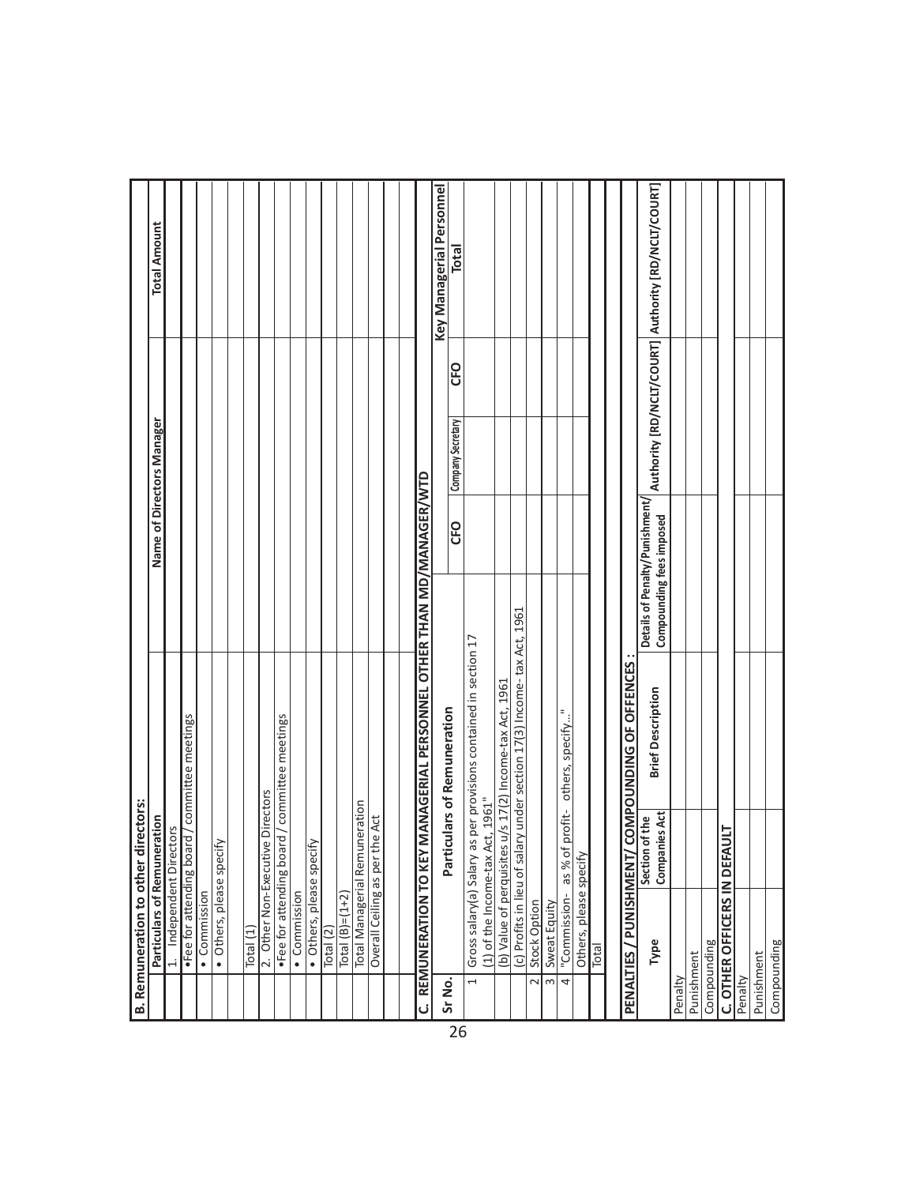## B. Remuneration to other directors:

| Sr No. | Particulars of Remuneration | Name of Directors Manager | Total Amount |
|---|---|---|---|
| | | | |
| | 1. Independent Directors | | |
| | •Fee for attending board / committee meetings | | |
| | • Commission | | |
| | • Others, please specify | | |
| | | | |
| | Total (1) | | |
| | 2. Other Non-Executive Directors | | |
| | •Fee for attending board / committee meetings | | |
| | • Commission | | |
| | • Others, please specify | | |
| | Total (2) | | |
| | Total (B)=(1+2) | | |
| | Total Managerial Remuneration | | |
| | Overall Ceiling as per the Act | | |
| | | | |

## C. REMUNERATION TO KEY MANAGERIAL PERSONNEL OTHER THAN MD/MANAGER/WTD

| Sr No. | Particulars of Remuneration | Key Managerial Personnel | | | |
|---|---|---|---|---|---|
| | | CFO | Company Secretary | CFO | Total |
| 1 | Gross salary(a) Salary as per provisions contained in section 17 (1) of the Income-tax Act, 1961" | | | | |
| | (b) Value of perquisites u/s 17(2) Income-tax Act, 1961 | | | | |
| | (c) Profits in lieu of salary under section 17(3) Income- tax Act, 1961 | | | | |
| 2 | Stock Option | | | | |
| 3 | Sweat Equity | | | | |
| 4 | "Commission- as % of profit- others, specify…" | | | | |
| | Others, please specify | | | | |
| | Total | | | | |

## PENALTIES / PUNISHMENT/ COMPOUNDING OF OFFENCES :

| Type | Section of the Companies Act | Brief Description | Details of Penalty/Punishment/ Compounding fees imposed | Authority [RD/NCLT/COURT] | Authority [RD/NCLT/COURT] |
|---|---|---|---|---|---|
| Penalty | | | | | |
| Punishment | | | | | |
| Compounding | | | | | |
| **C. OTHER OFFICERS IN DEFAULT** | | | | | |
| Penalty | | | | | |
| Punishment | | | | | |
| Compounding | | | | | |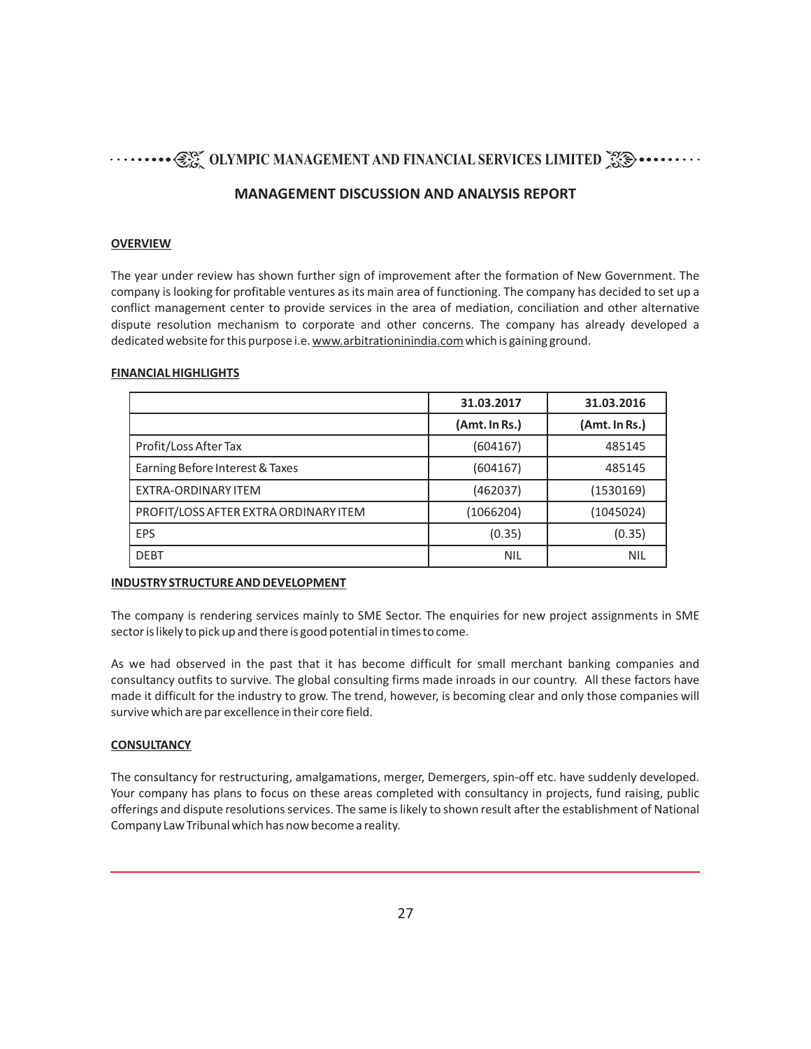## MANAGEMENT DISCUSSION AND ANALYSIS REPORT

**OVERVIEW**

The year under review has shown further sign of improvement after the formation of New Government. The company is looking for profitable ventures as its main area of functioning. The company has decided to set up a conflict management center to provide services in the area of mediation, conciliation and other alternative dispute resolution mechanism to corporate and other concerns. The company has already developed a dedicated website for this purpose i.e. www.arbitrationinindia.com which is gaining ground.

**FINANCIAL HIGHLIGHTS**

| | 31.03.2017 | 31.03.2016 |
|---|---|---|
| | (Amt. In Rs.) | (Amt. In Rs.) |
| Profit/Loss After Tax | (604167) | 485145 |
| Earning Before Interest & Taxes | (604167) | 485145 |
| EXTRA-ORDINARY ITEM | (462037) | (1530169) |
| PROFIT/LOSS AFTER EXTRA ORDINARY ITEM | (1066204) | (1045024) |
| EPS | (0.35) | (0.35) |
| DEBT | NIL | NIL |

**INDUSTRY STRUCTURE AND DEVELOPMENT**

The company is rendering services mainly to SME Sector. The enquiries for new project assignments in SME sector is likely to pick up and there is good potential in times to come.

As we had observed in the past that it has become difficult for small merchant banking companies and consultancy outfits to survive. The global consulting firms made inroads in our country. All these factors have made it difficult for the industry to grow. The trend, however, is becoming clear and only those companies will survive which are par excellence in their core field.

**CONSULTANCY**

The consultancy for restructuring, amalgamations, merger, Demergers, spin-off etc. have suddenly developed. Your company has plans to focus on these areas completed with consultancy in projects, fund raising, public offerings and dispute resolutions services. The same is likely to shown result after the establishment of National Company Law Tribunal which has now become a reality.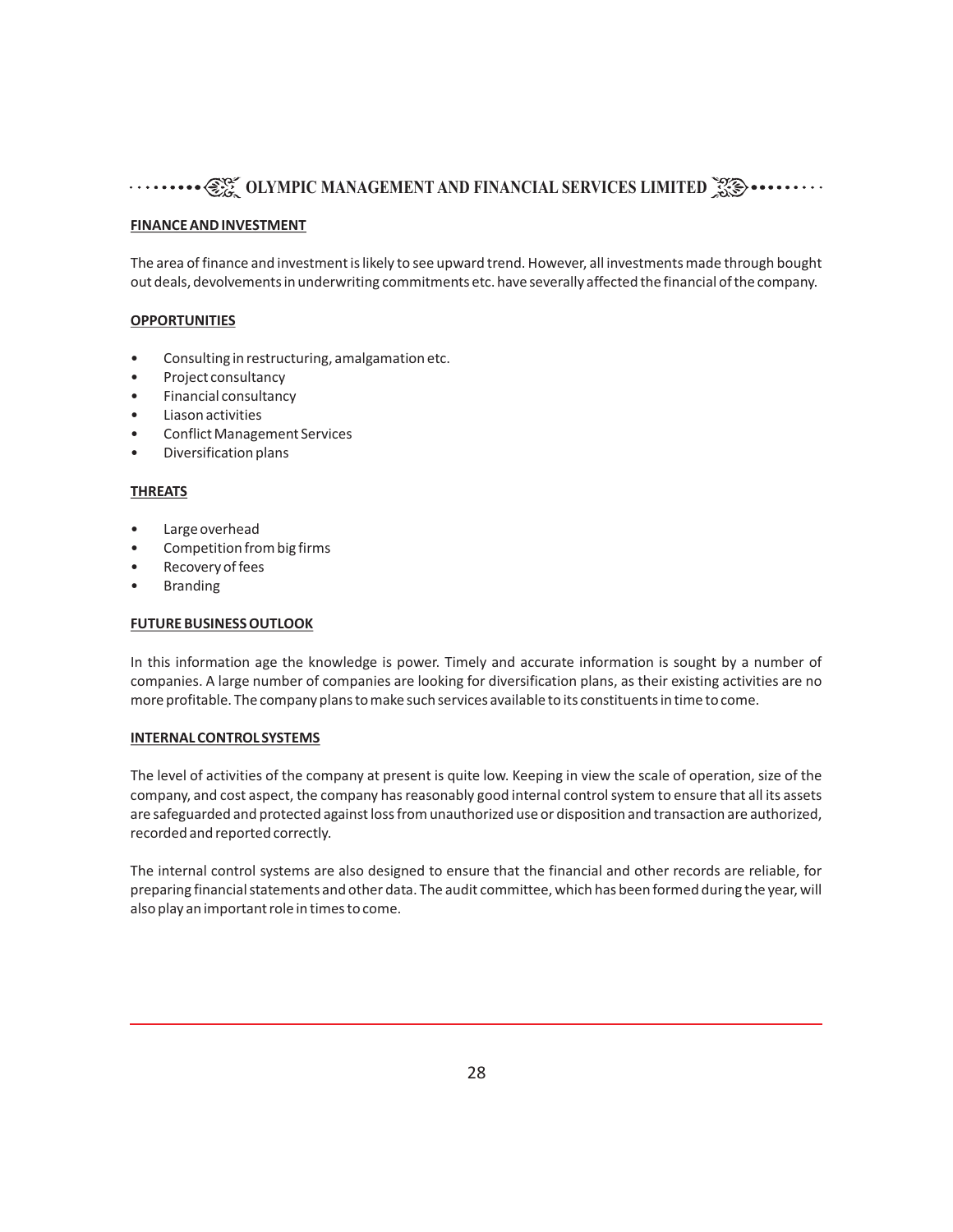## FINANCE AND INVESTMENT

The area of finance and investment is likely to see upward trend. However, all investments made through bought out deals, devolvements in underwriting commitments etc. have severally affected the financial of the company.

## OPPORTUNITIES

- Consulting in restructuring, amalgamation etc.
- Project consultancy
- Financial consultancy
- Liason activities
- Conflict Management Services
- Diversification plans

## THREATS

- Large overhead
- Competition from big firms
- Recovery of fees
- Branding

## FUTURE BUSINESS OUTLOOK

In this information age the knowledge is power. Timely and accurate information is sought by a number of companies. A large number of companies are looking for diversification plans, as their existing activities are no more profitable. The company plans to make such services available to its constituents in time to come.

## INTERNAL CONTROL SYSTEMS

The level of activities of the company at present is quite low. Keeping in view the scale of operation, size of the company, and cost aspect, the company has reasonably good internal control system to ensure that all its assets are safeguarded and protected against loss from unauthorized use or disposition and transaction are authorized, recorded and reported correctly.

The internal control systems are also designed to ensure that the financial and other records are reliable, for preparing financial statements and other data. The audit committee, which has been formed during the year, will also play an important role in times to come.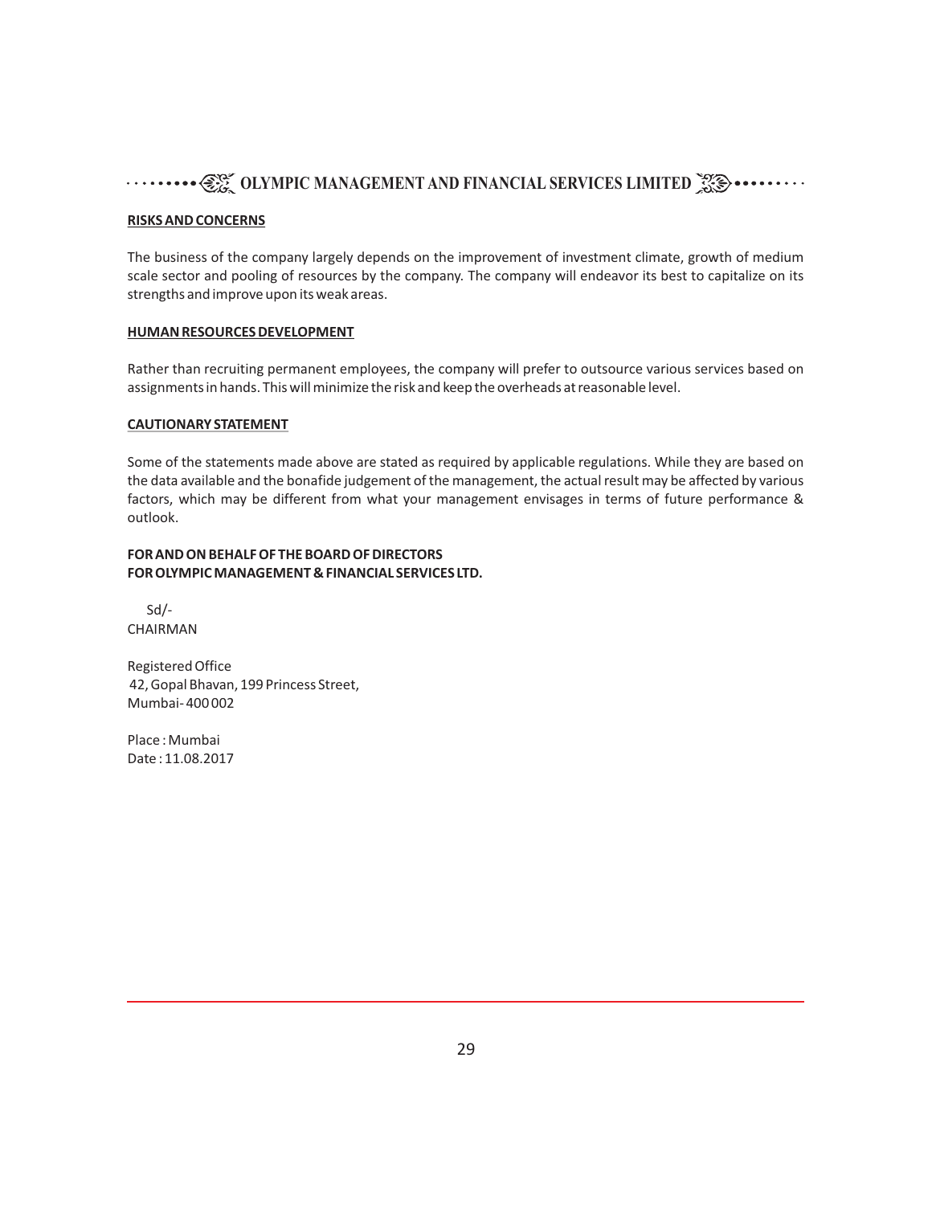## RISKS AND CONCERNS

The business of the company largely depends on the improvement of investment climate, growth of medium scale sector and pooling of resources by the company. The company will endeavor its best to capitalize on its strengths and improve upon its weak areas.

## HUMAN RESOURCES DEVELOPMENT

Rather than recruiting permanent employees, the company will prefer to outsource various services based on assignments in hands. This will minimize the risk and keep the overheads at reasonable level.

## CAUTIONARY STATEMENT

Some of the statements made above are stated as required by applicable regulations. While they are based on the data available and the bonafide judgement of the management, the actual result may be affected by various factors, which may be different from what your management envisages in terms of future performance & outlook.

**FOR AND ON BEHALF OF THE BOARD OF DIRECTORS**
**FOR OLYMPIC MANAGEMENT & FINANCIAL SERVICES LTD.**

Sd/-
CHAIRMAN

Registered Office
42, Gopal Bhavan, 199 Princess Street,
Mumbai- 400 002

Place : Mumbai
Date : 11.08.2017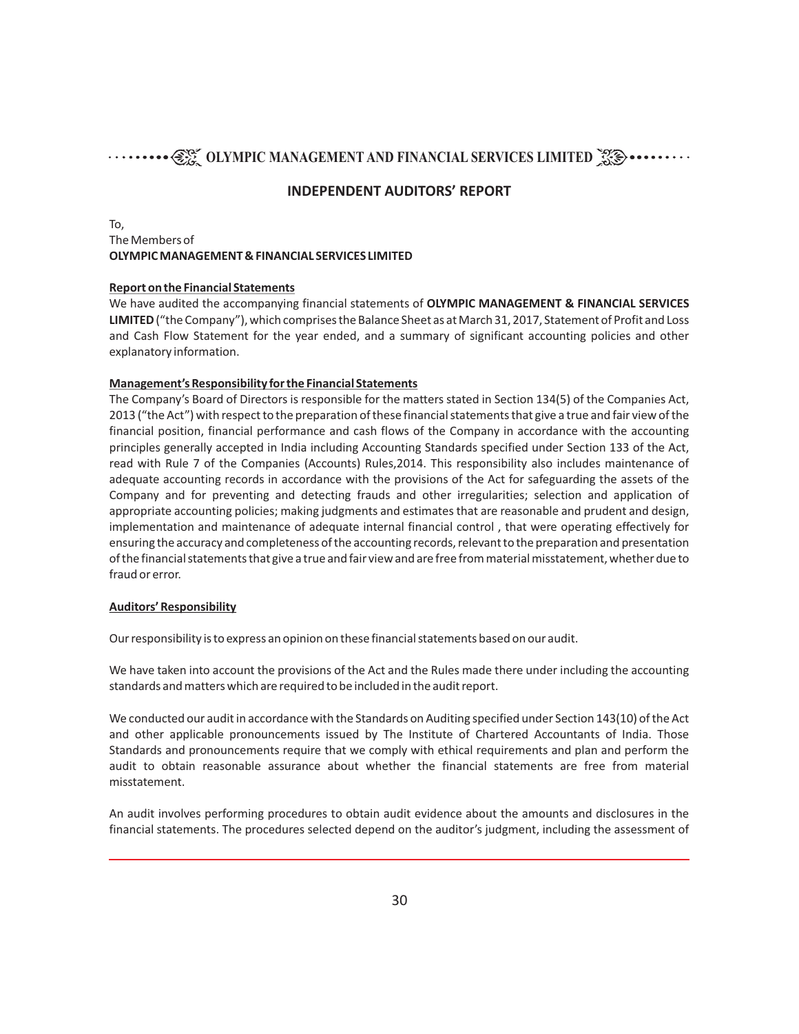## INDEPENDENT AUDITORS' REPORT

To,
The Members of
**OLYMPIC MANAGEMENT & FINANCIAL SERVICES LIMITED**

**Report on the Financial Statements**

We have audited the accompanying financial statements of **OLYMPIC MANAGEMENT & FINANCIAL SERVICES LIMITED** ("the Company"), which comprises the Balance Sheet as at March 31, 2017, Statement of Profit and Loss and Cash Flow Statement for the year ended, and a summary of significant accounting policies and other explanatory information.

**Management's Responsibility for the Financial Statements**

The Company's Board of Directors is responsible for the matters stated in Section 134(5) of the Companies Act, 2013 ("the Act") with respect to the preparation of these financial statements that give a true and fair view of the financial position, financial performance and cash flows of the Company in accordance with the accounting principles generally accepted in India including Accounting Standards specified under Section 133 of the Act, read with Rule 7 of the Companies (Accounts) Rules,2014. This responsibility also includes maintenance of adequate accounting records in accordance with the provisions of the Act for safeguarding the assets of the Company and for preventing and detecting frauds and other irregularities; selection and application of appropriate accounting policies; making judgments and estimates that are reasonable and prudent and design, implementation and maintenance of adequate internal financial control , that were operating effectively for ensuring the accuracy and completeness of the accounting records, relevant to the preparation and presentation of the financial statements that give a true and fair view and are free from material misstatement, whether due to fraud or error.

**Auditors' Responsibility**

Our responsibility is to express an opinion on these financial statements based on our audit.

We have taken into account the provisions of the Act and the Rules made there under including the accounting standards and matters which are required to be included in the audit report.

We conducted our audit in accordance with the Standards on Auditing specified under Section 143(10) of the Act and other applicable pronouncements issued by The Institute of Chartered Accountants of India. Those Standards and pronouncements require that we comply with ethical requirements and plan and perform the audit to obtain reasonable assurance about whether the financial statements are free from material misstatement.

An audit involves performing procedures to obtain audit evidence about the amounts and disclosures in the financial statements. The procedures selected depend on the auditor's judgment, including the assessment of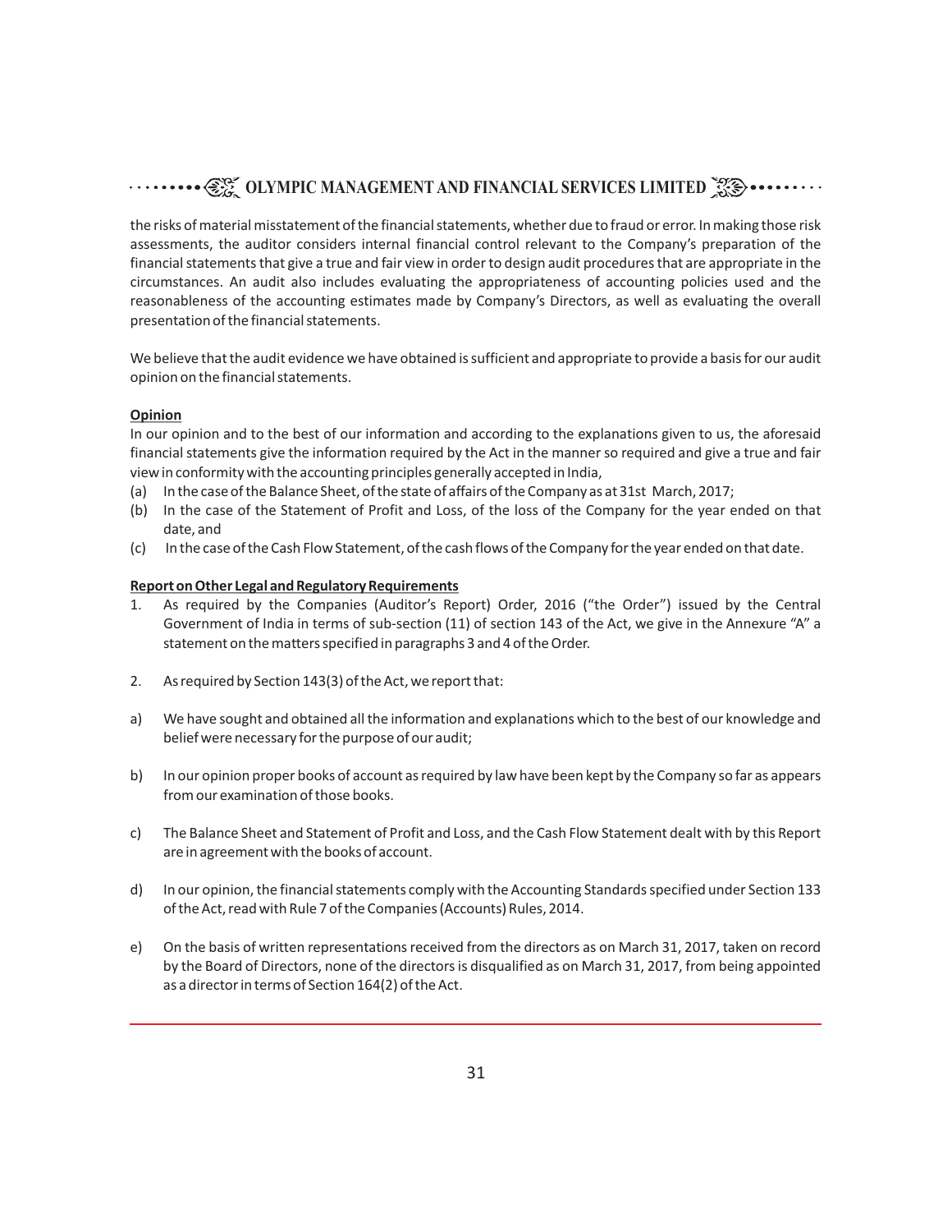the risks of material misstatement of the financial statements, whether due to fraud or error. In making those risk assessments, the auditor considers internal financial control relevant to the Company's preparation of the financial statements that give a true and fair view in order to design audit procedures that are appropriate in the circumstances. An audit also includes evaluating the appropriateness of accounting policies used and the reasonableness of the accounting estimates made by Company's Directors, as well as evaluating the overall presentation of the financial statements.

We believe that the audit evidence we have obtained is sufficient and appropriate to provide a basis for our audit opinion on the financial statements.

**Opinion**

In our opinion and to the best of our information and according to the explanations given to us, the aforesaid financial statements give the information required by the Act in the manner so required and give a true and fair view in conformity with the accounting principles generally accepted in India,

(a) In the case of the Balance Sheet, of the state of affairs of the Company as at 31st March, 2017;

(b) In the case of the Statement of Profit and Loss, of the loss of the Company for the year ended on that date, and

(c) In the case of the Cash Flow Statement, of the cash flows of the Company for the year ended on that date.

**Report on Other Legal and Regulatory Requirements**

1. As required by the Companies (Auditor's Report) Order, 2016 ("the Order") issued by the Central Government of India in terms of sub-section (11) of section 143 of the Act, we give in the Annexure "A" a statement on the matters specified in paragraphs 3 and 4 of the Order.

2. As required by Section 143(3) of the Act, we report that:

a) We have sought and obtained all the information and explanations which to the best of our knowledge and belief were necessary for the purpose of our audit;

b) In our opinion proper books of account as required by law have been kept by the Company so far as appears from our examination of those books.

c) The Balance Sheet and Statement of Profit and Loss, and the Cash Flow Statement dealt with by this Report are in agreement with the books of account.

d) In our opinion, the financial statements comply with the Accounting Standards specified under Section 133 of the Act, read with Rule 7 of the Companies (Accounts) Rules, 2014.

e) On the basis of written representations received from the directors as on March 31, 2017, taken on record by the Board of Directors, none of the directors is disqualified as on March 31, 2017, from being appointed as a director in terms of Section 164(2) of the Act.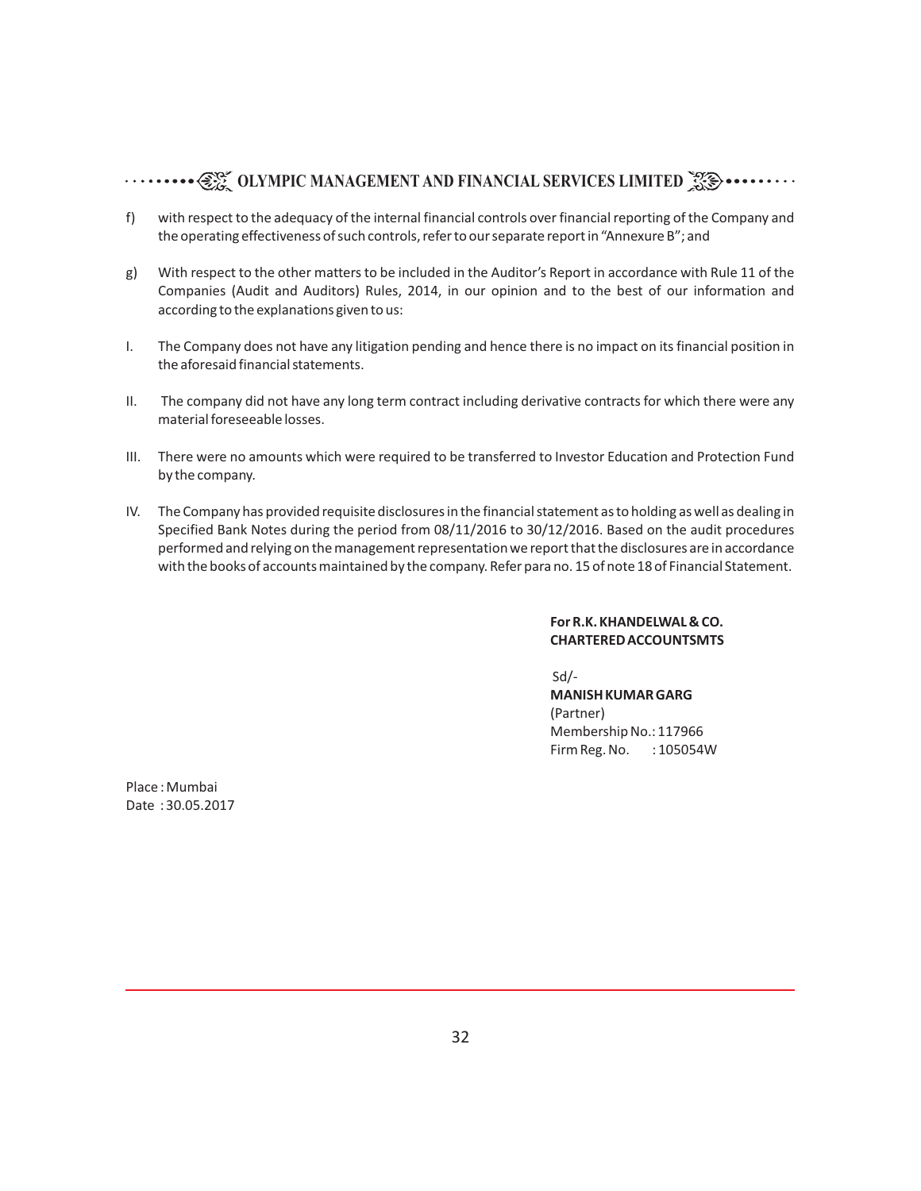f) with respect to the adequacy of the internal financial controls over financial reporting of the Company and the operating effectiveness of such controls, refer to our separate report in "Annexure B"; and

g) With respect to the other matters to be included in the Auditor's Report in accordance with Rule 11 of the Companies (Audit and Auditors) Rules, 2014, in our opinion and to the best of our information and according to the explanations given to us:

I. The Company does not have any litigation pending and hence there is no impact on its financial position in the aforesaid financial statements.

II. The company did not have any long term contract including derivative contracts for which there were any material foreseeable losses.

III. There were no amounts which were required to be transferred to Investor Education and Protection Fund by the company.

IV. The Company has provided requisite disclosures in the financial statement as to holding as well as dealing in Specified Bank Notes during the period from 08/11/2016 to 30/12/2016. Based on the audit procedures performed and relying on the management representation we report that the disclosures are in accordance with the books of accounts maintained by the company. Refer para no. 15 of note 18 of Financial Statement.

**For R.K. KHANDELWAL & CO.**
**CHARTERED ACCOUNTSMTS**

Sd/-
**MANISH KUMAR GARG**
(Partner)
Membership No.: 117966
Firm Reg. No. : 105054W

Place : Mumbai
Date : 30.05.2017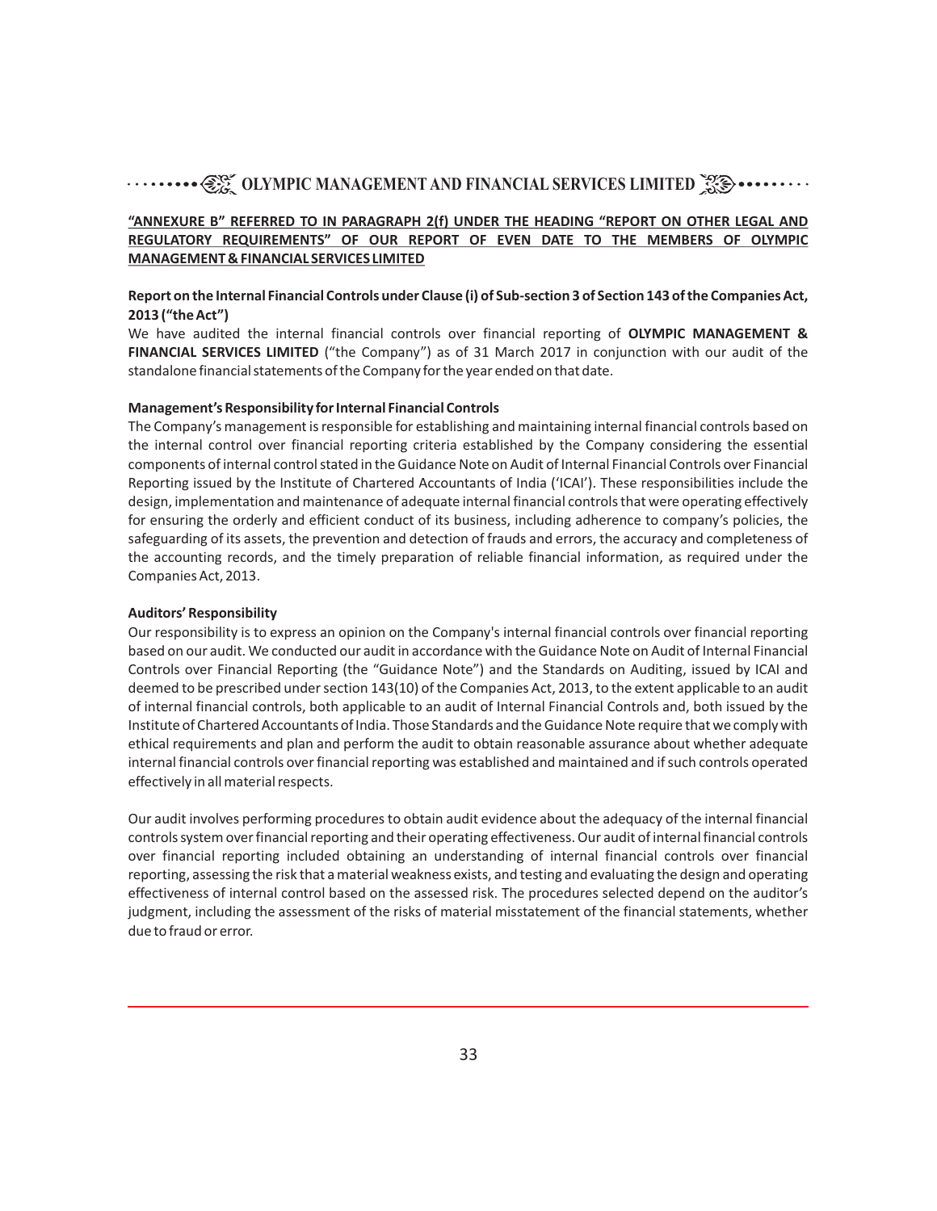**"ANNEXURE B" REFERRED TO IN PARAGRAPH 2(f) UNDER THE HEADING "REPORT ON OTHER LEGAL AND REGULATORY REQUIREMENTS" OF OUR REPORT OF EVEN DATE TO THE MEMBERS OF OLYMPIC MANAGEMENT & FINANCIAL SERVICES LIMITED**

**Report on the Internal Financial Controls under Clause (i) of Sub-section 3 of Section 143 of the Companies Act, 2013 ("the Act")**

We have audited the internal financial controls over financial reporting of **OLYMPIC MANAGEMENT & FINANCIAL SERVICES LIMITED** ("the Company") as of 31 March 2017 in conjunction with our audit of the standalone financial statements of the Company for the year ended on that date.

**Management's Responsibility for Internal Financial Controls**

The Company's management is responsible for establishing and maintaining internal financial controls based on the internal control over financial reporting criteria established by the Company considering the essential components of internal control stated in the Guidance Note on Audit of Internal Financial Controls over Financial Reporting issued by the Institute of Chartered Accountants of India ('ICAI'). These responsibilities include the design, implementation and maintenance of adequate internal financial controls that were operating effectively for ensuring the orderly and efficient conduct of its business, including adherence to company's policies, the safeguarding of its assets, the prevention and detection of frauds and errors, the accuracy and completeness of the accounting records, and the timely preparation of reliable financial information, as required under the Companies Act, 2013.

**Auditors' Responsibility**

Our responsibility is to express an opinion on the Company's internal financial controls over financial reporting based on our audit. We conducted our audit in accordance with the Guidance Note on Audit of Internal Financial Controls over Financial Reporting (the "Guidance Note") and the Standards on Auditing, issued by ICAI and deemed to be prescribed under section 143(10) of the Companies Act, 2013, to the extent applicable to an audit of internal financial controls, both applicable to an audit of Internal Financial Controls and, both issued by the Institute of Chartered Accountants of India. Those Standards and the Guidance Note require that we comply with ethical requirements and plan and perform the audit to obtain reasonable assurance about whether adequate internal financial controls over financial reporting was established and maintained and if such controls operated effectively in all material respects.

Our audit involves performing procedures to obtain audit evidence about the adequacy of the internal financial controls system over financial reporting and their operating effectiveness. Our audit of internal financial controls over financial reporting included obtaining an understanding of internal financial controls over financial reporting, assessing the risk that a material weakness exists, and testing and evaluating the design and operating effectiveness of internal control based on the assessed risk. The procedures selected depend on the auditor's judgment, including the assessment of the risks of material misstatement of the financial statements, whether due to fraud or error.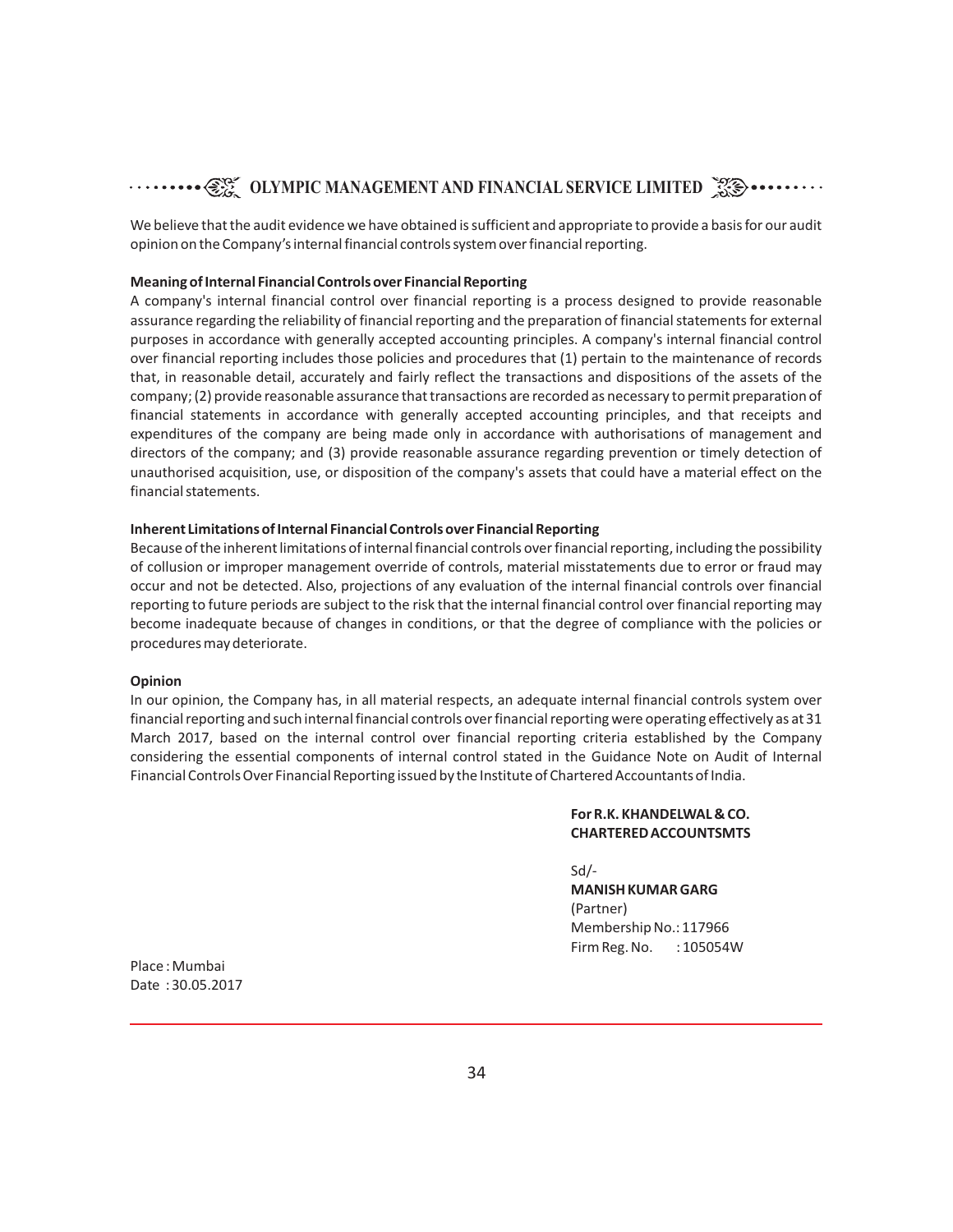We believe that the audit evidence we have obtained is sufficient and appropriate to provide a basis for our audit opinion on the Company's internal financial controls system over financial reporting.

**Meaning of Internal Financial Controls over Financial Reporting**

A company's internal financial control over financial reporting is a process designed to provide reasonable assurance regarding the reliability of financial reporting and the preparation of financial statements for external purposes in accordance with generally accepted accounting principles. A company's internal financial control over financial reporting includes those policies and procedures that (1) pertain to the maintenance of records that, in reasonable detail, accurately and fairly reflect the transactions and dispositions of the assets of the company; (2) provide reasonable assurance that transactions are recorded as necessary to permit preparation of financial statements in accordance with generally accepted accounting principles, and that receipts and expenditures of the company are being made only in accordance with authorisations of management and directors of the company; and (3) provide reasonable assurance regarding prevention or timely detection of unauthorised acquisition, use, or disposition of the company's assets that could have a material effect on the financial statements.

**Inherent Limitations of Internal Financial Controls over Financial Reporting**

Because of the inherent limitations of internal financial controls over financial reporting, including the possibility of collusion or improper management override of controls, material misstatements due to error or fraud may occur and not be detected. Also, projections of any evaluation of the internal financial controls over financial reporting to future periods are subject to the risk that the internal financial control over financial reporting may become inadequate because of changes in conditions, or that the degree of compliance with the policies or procedures may deteriorate.

**Opinion**

In our opinion, the Company has, in all material respects, an adequate internal financial controls system over financial reporting and such internal financial controls over financial reporting were operating effectively as at 31 March 2017, based on the internal control over financial reporting criteria established by the Company considering the essential components of internal control stated in the Guidance Note on Audit of Internal Financial Controls Over Financial Reporting issued by the Institute of Chartered Accountants of India.

**For R.K. KHANDELWAL & CO.**
**CHARTERED ACCOUNTSMTS**

Sd/-
**MANISH KUMAR GARG**
(Partner)
Membership No.: 117966
Firm Reg. No. : 105054W

Place : Mumbai
Date : 30.05.2017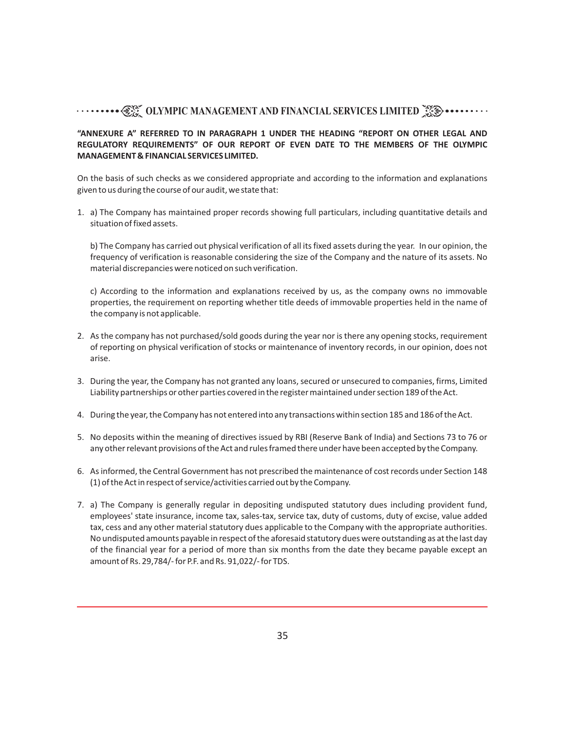**"ANNEXURE A" REFERRED TO IN PARAGRAPH 1 UNDER THE HEADING "REPORT ON OTHER LEGAL AND REGULATORY REQUIREMENTS" OF OUR REPORT OF EVEN DATE TO THE MEMBERS OF THE OLYMPIC MANAGEMENT & FINANCIAL SERVICES LIMITED.**

On the basis of such checks as we considered appropriate and according to the information and explanations given to us during the course of our audit, we state that:

1. a) The Company has maintained proper records showing full particulars, including quantitative details and situation of fixed assets.

   b) The Company has carried out physical verification of all its fixed assets during the year. In our opinion, the frequency of verification is reasonable considering the size of the Company and the nature of its assets. No material discrepancies were noticed on such verification.

   c) According to the information and explanations received by us, as the company owns no immovable properties, the requirement on reporting whether title deeds of immovable properties held in the name of the company is not applicable.

2. As the company has not purchased/sold goods during the year nor is there any opening stocks, requirement of reporting on physical verification of stocks or maintenance of inventory records, in our opinion, does not arise.

3. During the year, the Company has not granted any loans, secured or unsecured to companies, firms, Limited Liability partnerships or other parties covered in the register maintained under section 189 of the Act.

4. During the year, the Company has not entered into any transactions within section 185 and 186 of the Act.

5. No deposits within the meaning of directives issued by RBI (Reserve Bank of India) and Sections 73 to 76 or any other relevant provisions of the Act and rules framed there under have been accepted by the Company.

6. As informed, the Central Government has not prescribed the maintenance of cost records under Section 148 (1) of the Act in respect of service/activities carried out by the Company.

7. a) The Company is generally regular in depositing undisputed statutory dues including provident fund, employees' state insurance, income tax, sales-tax, service tax, duty of customs, duty of excise, value added tax, cess and any other material statutory dues applicable to the Company with the appropriate authorities. No undisputed amounts payable in respect of the aforesaid statutory dues were outstanding as at the last day of the financial year for a period of more than six months from the date they became payable except an amount of Rs. 29,784/- for P.F. and Rs. 91,022/- for TDS.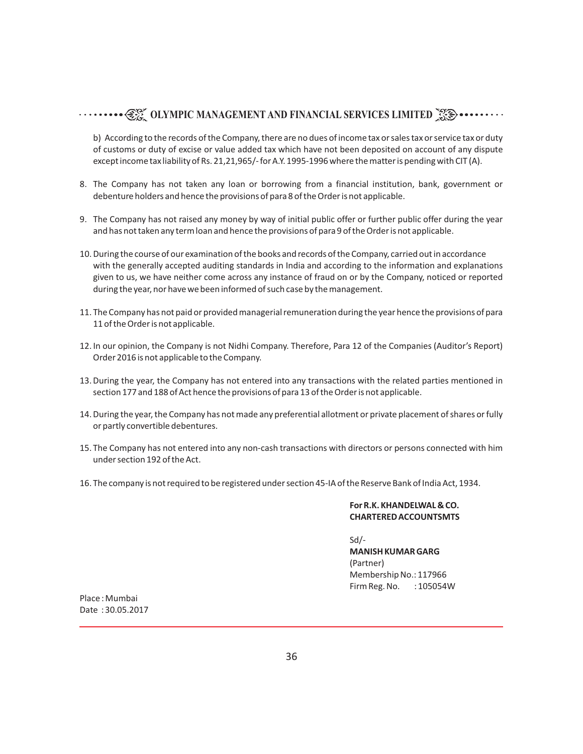b) According to the records of the Company, there are no dues of income tax or sales tax or service tax or duty of customs or duty of excise or value added tax which have not been deposited on account of any dispute except income tax liability of Rs. 21,21,965/- for A.Y. 1995-1996 where the matter is pending with CIT (A).

8. The Company has not taken any loan or borrowing from a financial institution, bank, government or debenture holders and hence the provisions of para 8 of the Order is not applicable.

9. The Company has not raised any money by way of initial public offer or further public offer during the year and has not taken any term loan and hence the provisions of para 9 of the Order is not applicable.

10. During the course of our examination of the books and records of the Company, carried out in accordance with the generally accepted auditing standards in India and according to the information and explanations given to us, we have neither come across any instance of fraud on or by the Company, noticed or reported during the year, nor have we been informed of such case by the management.

11. The Company has not paid or provided managerial remuneration during the year hence the provisions of para 11 of the Order is not applicable.

12. In our opinion, the Company is not Nidhi Company. Therefore, Para 12 of the Companies (Auditor's Report) Order 2016 is not applicable to the Company.

13. During the year, the Company has not entered into any transactions with the related parties mentioned in section 177 and 188 of Act hence the provisions of para 13 of the Order is not applicable.

14. During the year, the Company has not made any preferential allotment or private placement of shares or fully or partly convertible debentures.

15. The Company has not entered into any non-cash transactions with directors or persons connected with him under section 192 of the Act.

16. The company is not required to be registered under section 45-IA of the Reserve Bank of India Act, 1934.

**For R.K. KHANDELWAL & CO.**
**CHARTERED ACCOUNTSMTS**

Sd/-
**MANISH KUMAR GARG**
(Partner)
Membership No.: 117966
Firm Reg. No. : 105054W

Place : Mumbai
Date : 30.05.2017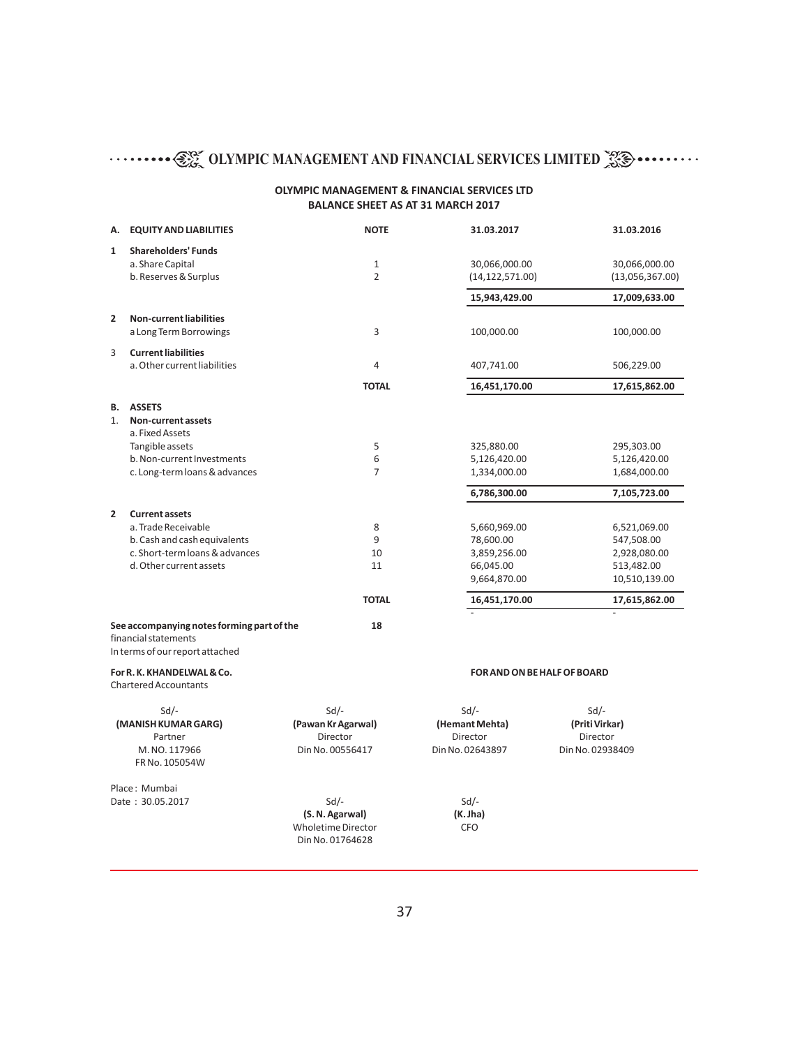**OLYMPIC MANAGEMENT & FINANCIAL SERVICES LTD**
**BALANCE SHEET AS AT 31 MARCH 2017**

| | | NOTE | 31.03.2017 | 31.03.2016 |
|---|---|---|---|---|
| **A.** | **EQUITY AND LIABILITIES** | | | |
| **1** | **Shareholders' Funds** | | | |
| | a. Share Capital | 1 | 30,066,000.00 | 30,066,000.00 |
| | b. Reserves & Surplus | 2 | (14,122,571.00) | (13,056,367.00) |
| | | | **15,943,429.00** | **17,009,633.00** |
| **2** | **Non-current liabilities** | | | |
| | a Long Term Borrowings | 3 | 100,000.00 | 100,000.00 |
| 3 | **Current liabilities** | | | |
| | a. Other current liabilities | 4 | 407,741.00 | 506,229.00 |
| | | **TOTAL** | **16,451,170.00** | **17,615,862.00** |
| **B.** | **ASSETS** | | | |
| 1. | **Non-current assets** | | | |
| | a. Fixed Assets | | | |
| | Tangible assets | 5 | 325,880.00 | 295,303.00 |
| | b. Non-current Investments | 6 | 5,126,420.00 | 5,126,420.00 |
| | c. Long-term loans & advances | 7 | 1,334,000.00 | 1,684,000.00 |
| | | | **6,786,300.00** | **7,105,723.00** |
| **2** | **Current assets** | | | |
| | a. Trade Receivable | 8 | 5,660,969.00 | 6,521,069.00 |
| | b. Cash and cash equivalents | 9 | 78,600.00 | 547,508.00 |
| | c. Short-term loans & advances | 10 | 3,859,256.00 | 2,928,080.00 |
| | d. Other current assets | 11 | 66,045.00 | 513,482.00 |
| | | | 9,664,870.00 | 10,510,139.00 |
| | | **TOTAL** | **16,451,170.00** | **17,615,862.00** |
| | | | - | - |

**See accompanying notes forming part of the** financial statements **18**

In terms of our report attached

**For R. K. KHANDELWAL & Co.**
Chartered Accountants

**FOR AND ON BE HALF OF BOARD**

| Sd/- | Sd/- | Sd/- | Sd/- |
|---|---|---|---|
| **(MANISH KUMAR GARG)** | **(Pawan Kr Agarwal)** | **(Hemant Mehta)** | **(Priti Virkar)** |
| Partner | Director | Director | Director |
| M. NO. 117966 | Din No. 00556417 | Din No. 02643897 | Din No. 02938409 |
| FR No. 105054W | | | |

Place : Mumbai
Date : 30.05.2017

| Sd/- | Sd/- |
|---|---|
| **(S. N. Agarwal)** | **(K. Jha)** |
| Wholetime Director | CFO |
| Din No. 01764628 | |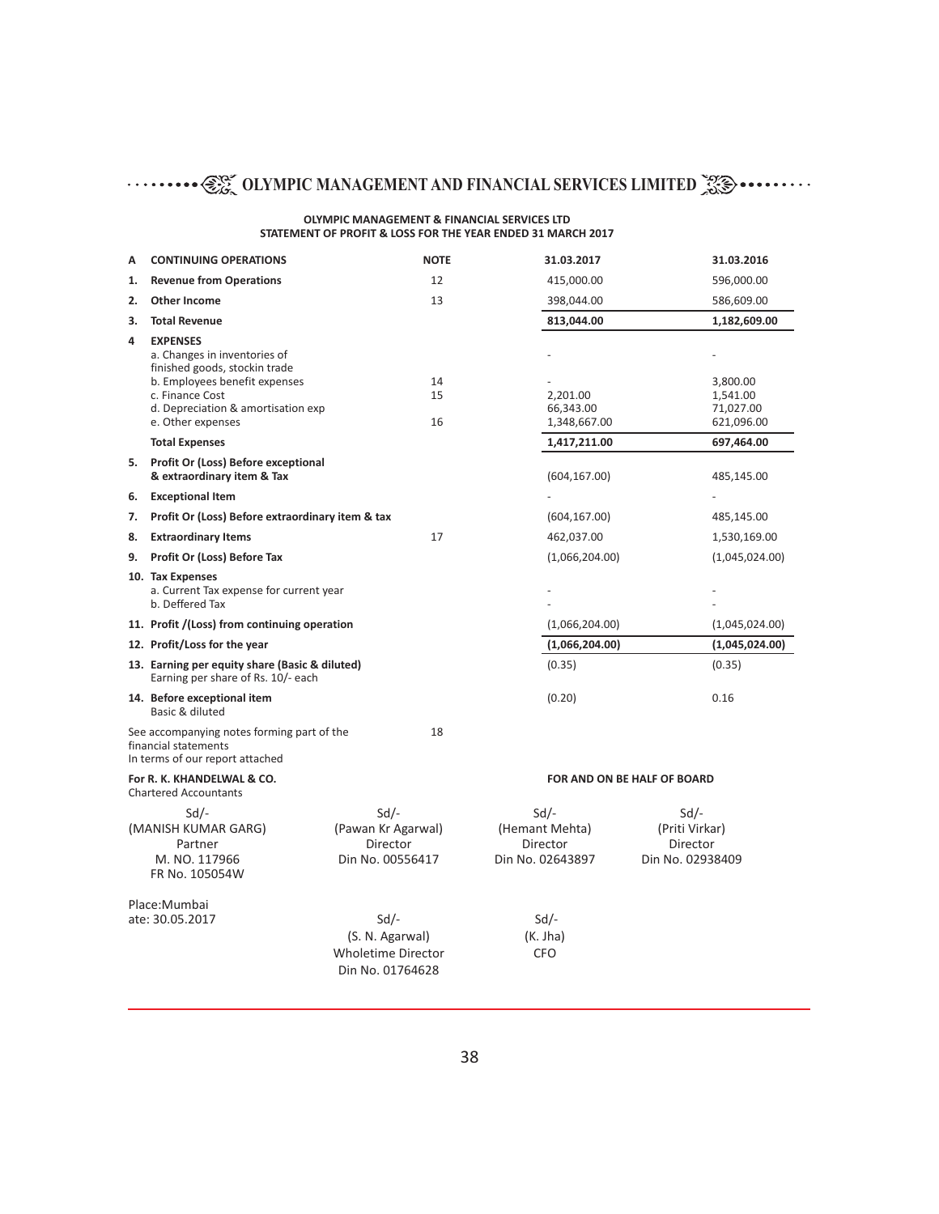**OLYMPIC MANAGEMENT & FINANCIAL SERVICES LTD**
**STATEMENT OF PROFIT & LOSS FOR THE YEAR ENDED 31 MARCH 2017**

| A | CONTINUING OPERATIONS | NOTE | 31.03.2017 | 31.03.2016 |
|---|---|---|---|---|
| 1. | **Revenue from Operations** | 12 | 415,000.00 | 596,000.00 |
| 2. | **Other Income** | 13 | 398,044.00 | 586,609.00 |
| 3. | **Total Revenue** | | **813,044.00** | **1,182,609.00** |
| 4 | **EXPENSES** | | | |
| | a. Changes in inventories of finished goods, stockin trade | | - | - |
| | b. Employees benefit expenses | 14 | - | 3,800.00 |
| | c. Finance Cost | 15 | 2,201.00 | 1,541.00 |
| | d. Depreciation & amortisation exp | | 66,343.00 | 71,027.00 |
| | e. Other expenses | 16 | 1,348,667.00 | 621,096.00 |
| | **Total Expenses** | | **1,417,211.00** | **697,464.00** |
| 5. | **Profit Or (Loss) Before exceptional & extraordinary item & Tax** | | (604,167.00) | 485,145.00 |
| 6. | **Exceptional Item** | | - | - |
| 7. | **Profit Or (Loss) Before extraordinary item & tax** | | (604,167.00) | 485,145.00 |
| 8. | **Extraordinary Items** | 17 | 462,037.00 | 1,530,169.00 |
| 9. | **Profit Or (Loss) Before Tax** | | (1,066,204.00) | (1,045,024.00) |
| 10. | **Tax Expenses** | | | |
| | a. Current Tax expense for current year | | - | - |
| | b. Deffered Tax | | - | - |
| 11. | **Profit /(Loss) from continuing operation** | | (1,066,204.00) | (1,045,024.00) |
| 12. | **Profit/Loss for the year** | | **(1,066,204.00)** | **(1,045,024.00)** |
| 13. | **Earning per equity share (Basic & diluted)** Earning per share of Rs. 10/- each | | (0.35) | (0.35) |
| 14. | **Before exceptional item** Basic & diluted | | (0.20) | 0.16 |

See accompanying notes forming part of the financial statements — 18

In terms of our report attached

**For R. K. KHANDELWAL & CO.**
Chartered Accountants

Sd/-
(MANISH KUMAR GARG)
Partner
M. NO. 117966
FR No. 105054W

**FOR AND ON BE HALF OF BOARD**

Sd/-
(Pawan Kr Agarwal)
Director
Din No. 00556417

Sd/-
(Hemant Mehta)
Director
Din No. 02643897

Sd/-
(Priti Virkar)
Director
Din No. 02938409

Place:Mumbai
ate: 30.05.2017

Sd/-
(S. N. Agarwal)
Wholetime Director
Din No. 01764628

Sd/-
(K. Jha)
CFO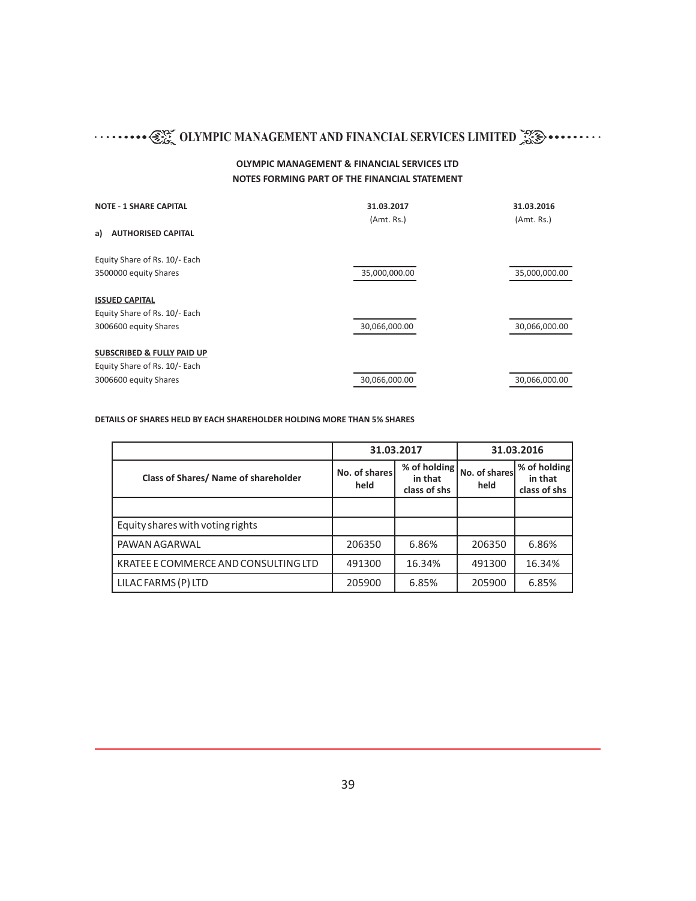## OLYMPIC MANAGEMENT & FINANCIAL SERVICES LTD

## NOTES FORMING PART OF THE FINANCIAL STATEMENT

| NOTE - 1 SHARE CAPITAL | 31.03.2017 | 31.03.2016 |
|---|---|---|
| | (Amt. Rs.) | (Amt. Rs.) |
| **a) AUTHORISED CAPITAL** | | |
| Equity Share of Rs. 10/- Each | | |
| 3500000 equity Shares | 35,000,000.00 | 35,000,000.00 |
| **ISSUED CAPITAL** | | |
| Equity Share of Rs. 10/- Each | | |
| 3006600 equity Shares | 30,066,000.00 | 30,066,000.00 |
| **SUBSCRIBED & FULLY PAID UP** | | |
| Equity Share of Rs. 10/- Each | | |
| 3006600 equity Shares | 30,066,000.00 | 30,066,000.00 |

**DETAILS OF SHARES HELD BY EACH SHAREHOLDER HOLDING MORE THAN 5% SHARES**

| | 31.03.2017 | | 31.03.2016 | |
|---|---|---|---|---|
| **Class of Shares/ Name of shareholder** | **No. of shares held** | **% of holding in that class of shs** | **No. of shares held** | **% of holding in that class of shs** |
| | | | | |
| Equity shares with voting rights | | | | |
| PAWAN AGARWAL | 206350 | 6.86% | 206350 | 6.86% |
| KRATEE E COMMERCE AND CONSULTING LTD | 491300 | 16.34% | 491300 | 16.34% |
| LILAC FARMS (P) LTD | 205900 | 6.85% | 205900 | 6.85% |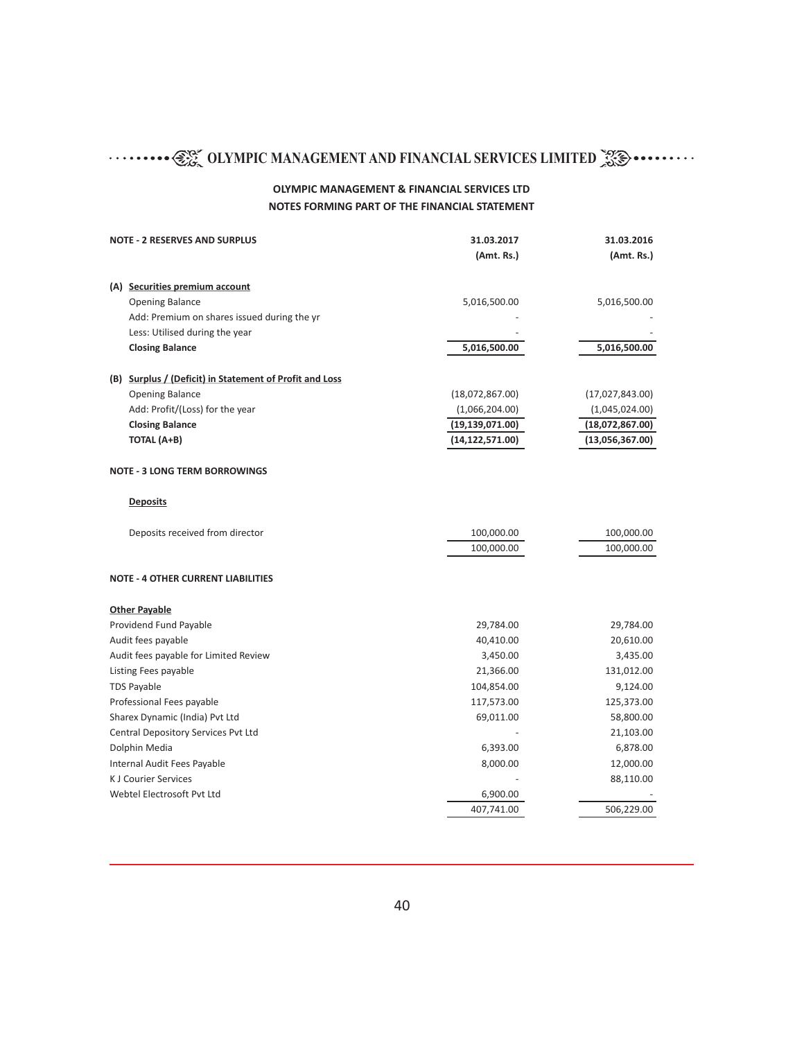## OLYMPIC MANAGEMENT & FINANCIAL SERVICES LTD

### NOTES FORMING PART OF THE FINANCIAL STATEMENT

| NOTE - 2 RESERVES AND SURPLUS | 31.03.2017 (Amt. Rs.) | 31.03.2016 (Amt. Rs.) |
|---|---|---|
| **(A) Securities premium account** | | |
| Opening Balance | 5,016,500.00 | 5,016,500.00 |
| Add: Premium on shares issued during the yr | - | - |
| Less: Utilised during the year | - | - |
| **Closing Balance** | **5,016,500.00** | **5,016,500.00** |
| **(B) Surplus / (Deficit) in Statement of Profit and Loss** | | |
| Opening Balance | (18,072,867.00) | (17,027,843.00) |
| Add: Profit/(Loss) for the year | (1,066,204.00) | (1,045,024.00) |
| **Closing Balance** | **(19,139,071.00)** | **(18,072,867.00)** |
| **TOTAL (A+B)** | **(14,122,571.00)** | **(13,056,367.00)** |

**NOTE - 3 LONG TERM BORROWINGS**

| **Deposits** | | |
|---|---|---|
| Deposits received from director | 100,000.00 | 100,000.00 |
| | 100,000.00 | 100,000.00 |

**NOTE - 4 OTHER CURRENT LIABILITIES**

| **Other Payable** | | |
|---|---|---|
| Providend Fund Payable | 29,784.00 | 29,784.00 |
| Audit fees payable | 40,410.00 | 20,610.00 |
| Audit fees payable for Limited Review | 3,450.00 | 3,435.00 |
| Listing Fees payable | 21,366.00 | 131,012.00 |
| TDS Payable | 104,854.00 | 9,124.00 |
| Professional Fees payable | 117,573.00 | 125,373.00 |
| Sharex Dynamic (India) Pvt Ltd | 69,011.00 | 58,800.00 |
| Central Depository Services Pvt Ltd | - | 21,103.00 |
| Dolphin Media | 6,393.00 | 6,878.00 |
| Internal Audit Fees Payable | 8,000.00 | 12,000.00 |
| K J Courier Services | - | 88,110.00 |
| Webtel Electrosoft Pvt Ltd | 6,900.00 | - |
| | 407,741.00 | 506,229.00 |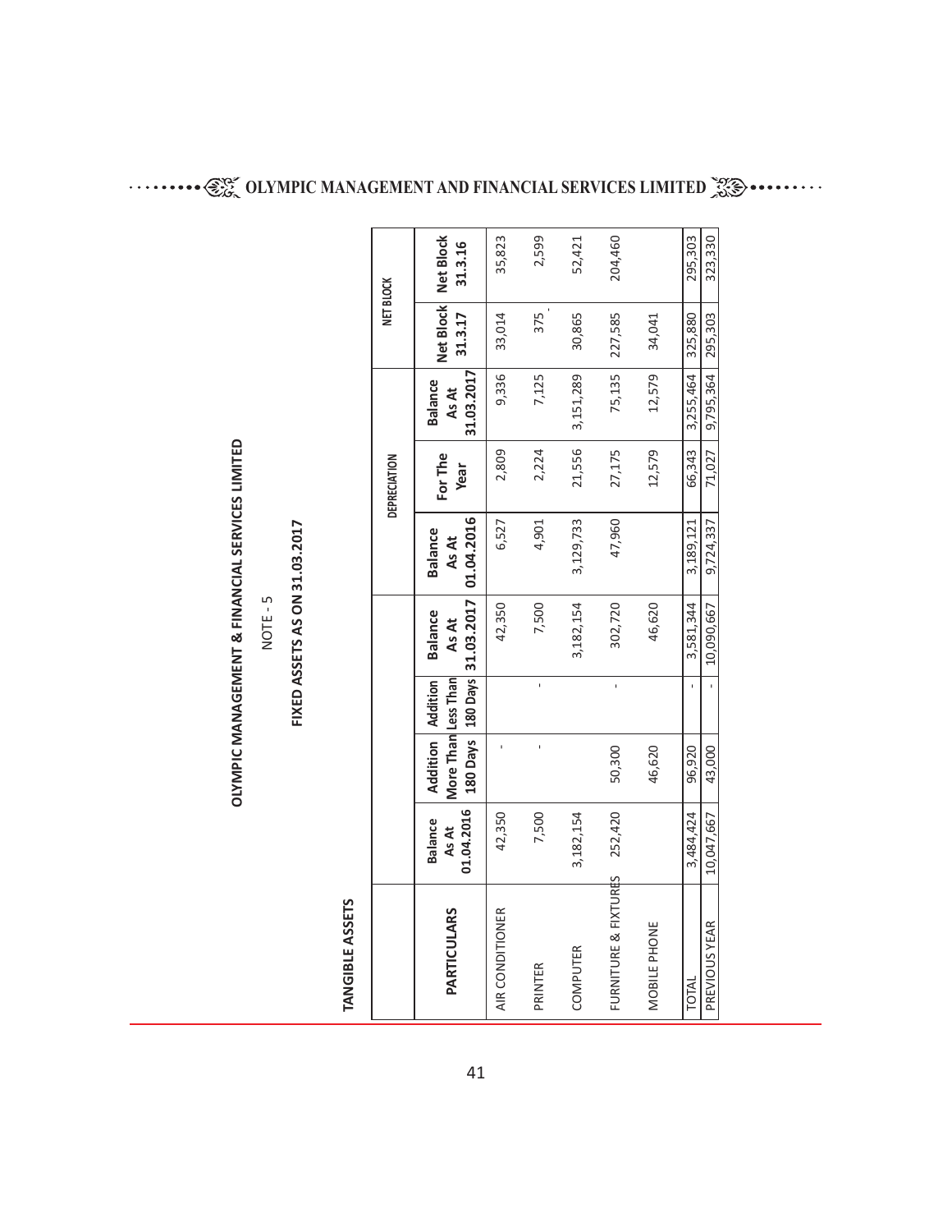# OLYMPIC MANAGEMENT & FINANCIAL SERVICES LIMITED

NOTE - 5

## FIXED ASSETS AS ON 31.03.2017

### TANGIBLE ASSETS

| PARTICULARS | Balance As At 01.04.2016 | Addition More Than 180 Days | Addition Less Than 180 Days | Balance As At 31.03.2017 | DEPRECIATION Balance As At 01.04.2016 | DEPRECIATION For The Year | DEPRECIATION Balance As At 31.03.2017 | NET BLOCK Net Block 31.3.17 | NET BLOCK Net Block 31.3.16 |
|---|---|---|---|---|---|---|---|---|---|
| AIR CONDITIONER | 42,350 | - | | 42,350 | 6,527 | 2,809 | 9,336 | 33,014 | 35,823 |
| PRINTER | 7,500 | - | - | 7,500 | 4,901 | 2,224 | 7,125 | 375 | 2,599 |
| COMPUTER | 3,182,154 | | | 3,182,154 | 3,129,733 | 21,556 | 3,151,289 | 30,865 | 52,421 |
| FURNITURE & FIXTURES | 252,420 | 50,300 | - | 302,720 | 47,960 | 27,175 | 75,135 | 227,585 | 204,460 |
| MOBILE PHONE | | 46,620 | | 46,620 | | 12,579 | 12,579 | 34,041 | |
| TOTAL | 3,484,424 | 96,920 | - | 3,581,344 | 3,189,121 | 66,343 | 3,255,464 | 325,880 | 295,303 |
| PREVIOUS YEAR | 10,047,667 | 43,000 | - | 10,090,667 | 9,724,337 | 71,027 | 9,795,364 | 295,303 | 323,330 |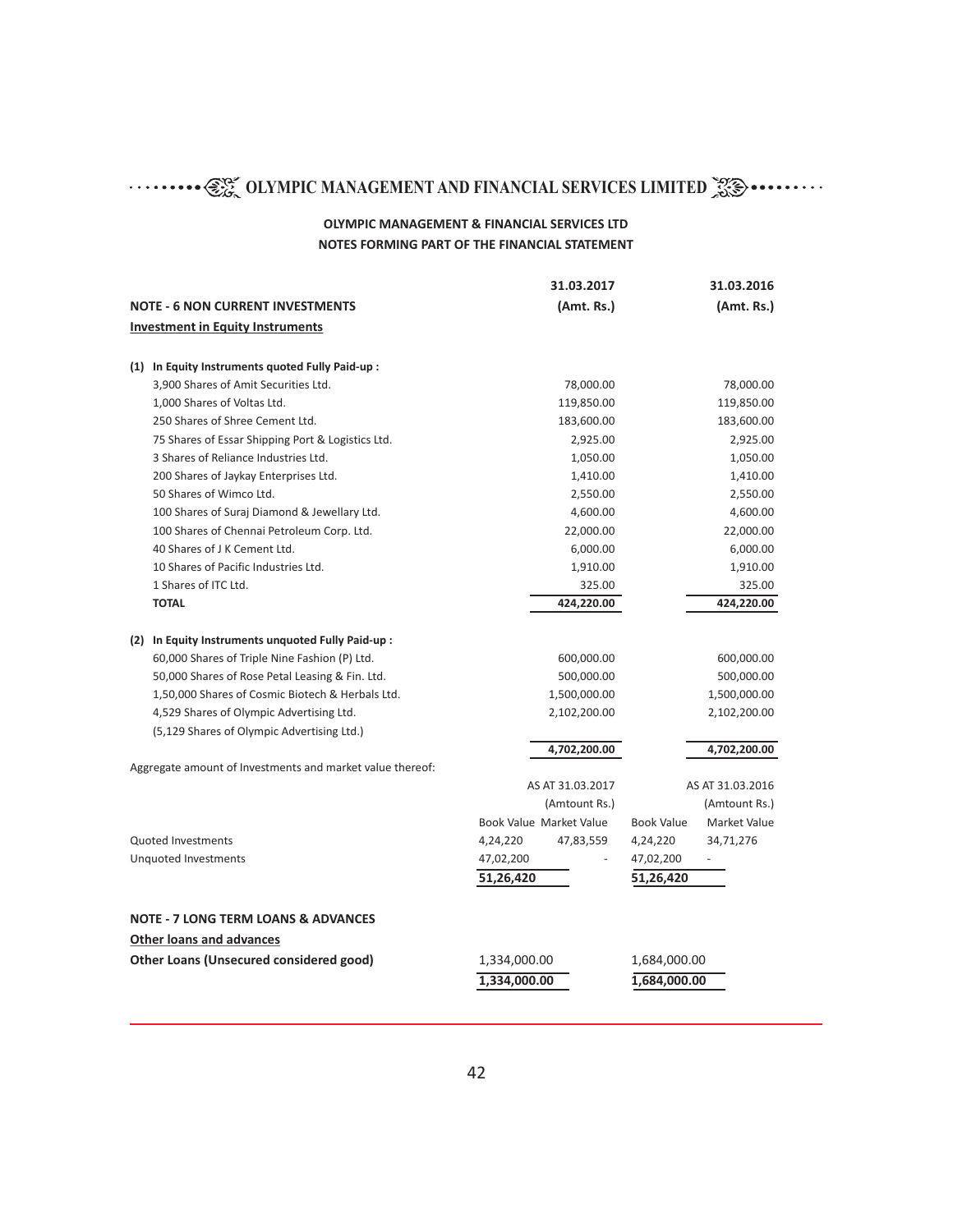## OLYMPIC MANAGEMENT & FINANCIAL SERVICES LTD

## NOTES FORMING PART OF THE FINANCIAL STATEMENT

| | 31.03.2017 | 31.03.2016 |
|---|---|---|
| **NOTE - 6 NON CURRENT INVESTMENTS** | **(Amt. Rs.)** | **(Amt. Rs.)** |
| **Investment in Equity Instruments** | | |
| **(1) In Equity Instruments quoted Fully Paid-up :** | | |
| 3,900 Shares of Amit Securities Ltd. | 78,000.00 | 78,000.00 |
| 1,000 Shares of Voltas Ltd. | 119,850.00 | 119,850.00 |
| 250 Shares of Shree Cement Ltd. | 183,600.00 | 183,600.00 |
| 75 Shares of Essar Shipping Port & Logistics Ltd. | 2,925.00 | 2,925.00 |
| 3 Shares of Reliance Industries Ltd. | 1,050.00 | 1,050.00 |
| 200 Shares of Jaykay Enterprises Ltd. | 1,410.00 | 1,410.00 |
| 50 Shares of Wimco Ltd. | 2,550.00 | 2,550.00 |
| 100 Shares of Suraj Diamond & Jewellary Ltd. | 4,600.00 | 4,600.00 |
| 100 Shares of Chennai Petroleum Corp. Ltd. | 22,000.00 | 22,000.00 |
| 40 Shares of J K Cement Ltd. | 6,000.00 | 6,000.00 |
| 10 Shares of Pacific Industries Ltd. | 1,910.00 | 1,910.00 |
| 1 Shares of ITC Ltd. | 325.00 | 325.00 |
| **TOTAL** | **424,220.00** | **424,220.00** |
| **(2) In Equity Instruments unquoted Fully Paid-up :** | | |
| 60,000 Shares of Triple Nine Fashion (P) Ltd. | 600,000.00 | 600,000.00 |
| 50,000 Shares of Rose Petal Leasing & Fin. Ltd. | 500,000.00 | 500,000.00 |
| 1,50,000 Shares of Cosmic Biotech & Herbals Ltd. | 1,500,000.00 | 1,500,000.00 |
| 4,529 Shares of Olympic Advertising Ltd. | 2,102,200.00 | 2,102,200.00 |
| (5,129 Shares of Olympic Advertising Ltd.) | | |
| | **4,702,200.00** | **4,702,200.00** |

Aggregate amount of Investments and market value thereof:

| | AS AT 31.03.2017 | | AS AT 31.03.2016 | |
|---|---|---|---|---|
| | (Amtount Rs.) | | (Amtount Rs.) | |
| | Book Value | Market Value | Book Value | Market Value |
| Quoted Investments | 4,24,220 | 47,83,559 | 4,24,220 | 34,71,276 |
| Unquoted Investments | 47,02,200 | - | 47,02,200 | - |
| | **51,26,420** | | **51,26,420** | |

| | 31.03.2017 | 31.03.2016 |
|---|---|---|
| **NOTE - 7 LONG TERM LOANS & ADVANCES** | | |
| **Other loans and advances** | | |
| **Other Loans (Unsecured considered good)** | 1,334,000.00 | 1,684,000.00 |
| | **1,334,000.00** | **1,684,000.00** |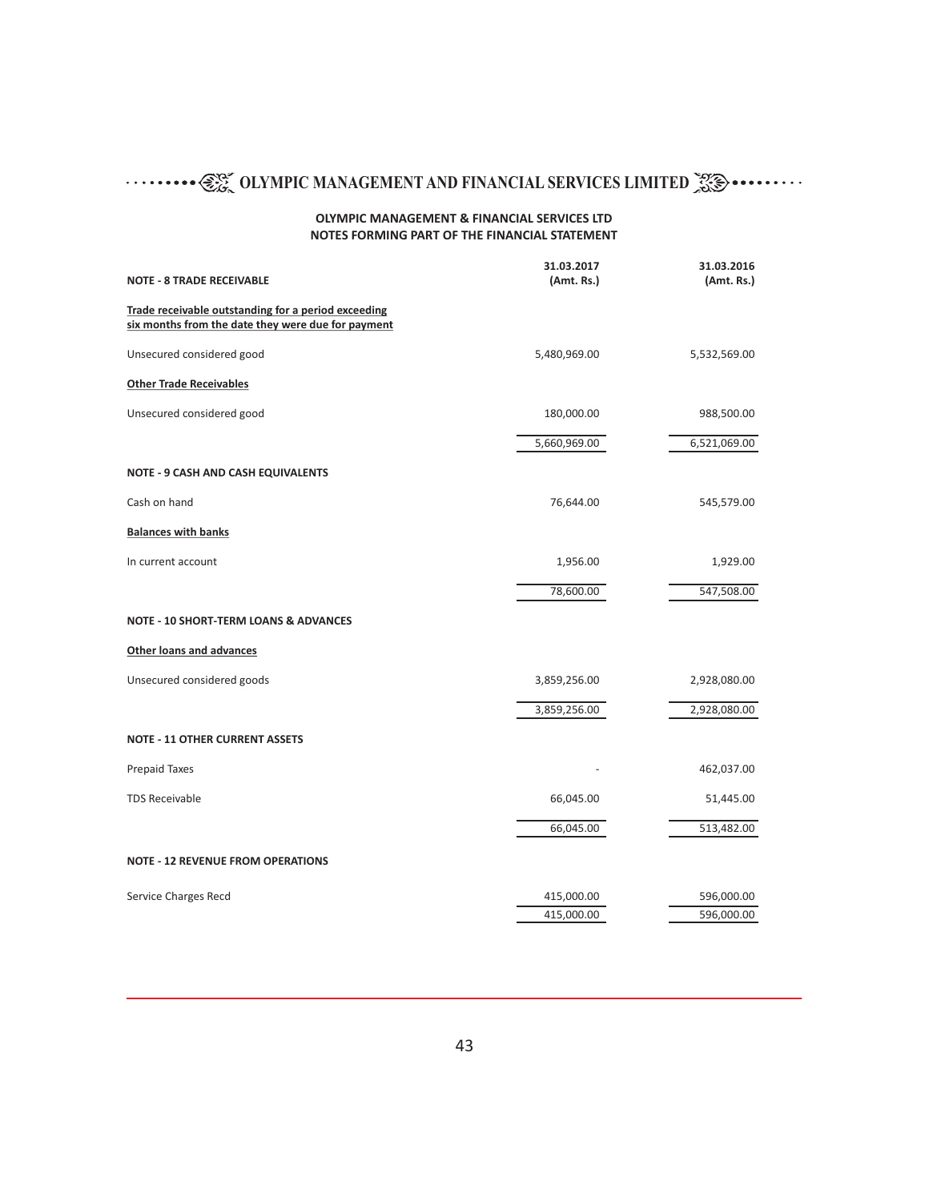## OLYMPIC MANAGEMENT & FINANCIAL SERVICES LTD
## NOTES FORMING PART OF THE FINANCIAL STATEMENT

| NOTE - 8 TRADE RECEIVABLE | 31.03.2017 (Amt. Rs.) | 31.03.2016 (Amt. Rs.) |
|---|---|---|
| Trade receivable outstanding for a period exceeding six months from the date they were due for payment | | |
| Unsecured considered good | 5,480,969.00 | 5,532,569.00 |
| Other Trade Receivables | | |
| Unsecured considered good | 180,000.00 | 988,500.00 |
| | 5,660,969.00 | 6,521,069.00 |
| **NOTE - 9 CASH AND CASH EQUIVALENTS** | | |
| Cash on hand | 76,644.00 | 545,579.00 |
| Balances with banks | | |
| In current account | 1,956.00 | 1,929.00 |
| | 78,600.00 | 547,508.00 |
| **NOTE - 10 SHORT-TERM LOANS & ADVANCES** | | |
| Other loans and advances | | |
| Unsecured considered goods | 3,859,256.00 | 2,928,080.00 |
| | 3,859,256.00 | 2,928,080.00 |
| **NOTE - 11 OTHER CURRENT ASSETS** | | |
| Prepaid Taxes | - | 462,037.00 |
| TDS Receivable | 66,045.00 | 51,445.00 |
| | 66,045.00 | 513,482.00 |
| **NOTE - 12 REVENUE FROM OPERATIONS** | | |
| Service Charges Recd | 415,000.00 | 596,000.00 |
| | 415,000.00 | 596,000.00 |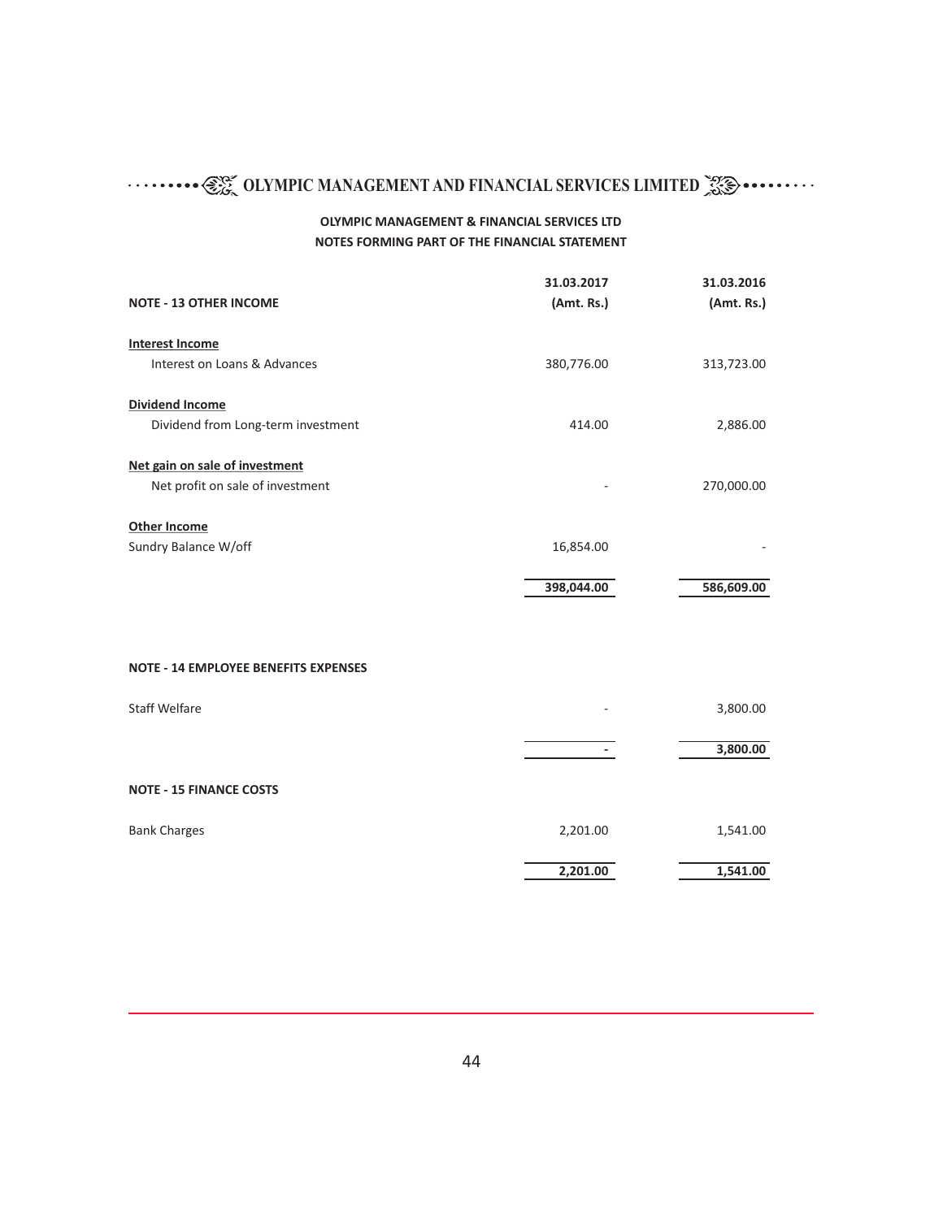**OLYMPIC MANAGEMENT & FINANCIAL SERVICES LTD**

**NOTES FORMING PART OF THE FINANCIAL STATEMENT**

| **NOTE - 13 OTHER INCOME** | **31.03.2017 (Amt. Rs.)** | **31.03.2016 (Amt. Rs.)** |
|---|---|---|
| **Interest Income** | | |
| Interest on Loans & Advances | 380,776.00 | 313,723.00 |
| **Dividend Income** | | |
| Dividend from Long-term investment | 414.00 | 2,886.00 |
| **Net gain on sale of investment** | | |
| Net profit on sale of investment | - | 270,000.00 |
| **Other Income** | | |
| Sundry Balance W/off | 16,854.00 | - |
| | **398,044.00** | **586,609.00** |

| **NOTE - 14 EMPLOYEE BENEFITS EXPENSES** | | |
|---|---|---|
| Staff Welfare | - | 3,800.00 |
| | **-** | **3,800.00** |

| **NOTE - 15 FINANCE COSTS** | | |
|---|---|---|
| Bank Charges | 2,201.00 | 1,541.00 |
| | **2,201.00** | **1,541.00** |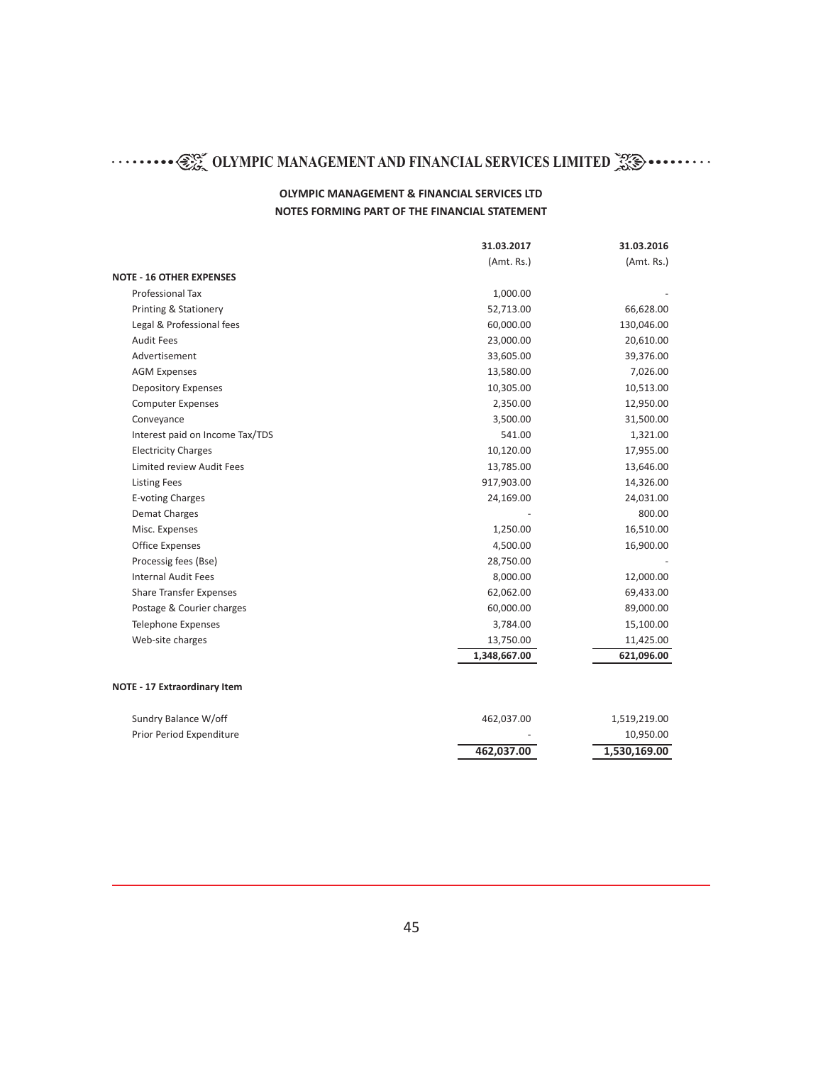## OLYMPIC MANAGEMENT & FINANCIAL SERVICES LTD
## NOTES FORMING PART OF THE FINANCIAL STATEMENT

| | 31.03.2017 | 31.03.2016 |
|---|---|---|
| | (Amt. Rs.) | (Amt. Rs.) |
| **NOTE - 16 OTHER EXPENSES** | | |
| Professional Tax | 1,000.00 | - |
| Printing & Stationery | 52,713.00 | 66,628.00 |
| Legal & Professional fees | 60,000.00 | 130,046.00 |
| Audit Fees | 23,000.00 | 20,610.00 |
| Advertisement | 33,605.00 | 39,376.00 |
| AGM Expenses | 13,580.00 | 7,026.00 |
| Depository Expenses | 10,305.00 | 10,513.00 |
| Computer Expenses | 2,350.00 | 12,950.00 |
| Conveyance | 3,500.00 | 31,500.00 |
| Interest paid on Income Tax/TDS | 541.00 | 1,321.00 |
| Electricity Charges | 10,120.00 | 17,955.00 |
| Limited review Audit Fees | 13,785.00 | 13,646.00 |
| Listing Fees | 917,903.00 | 14,326.00 |
| E-voting Charges | 24,169.00 | 24,031.00 |
| Demat Charges | - | 800.00 |
| Misc. Expenses | 1,250.00 | 16,510.00 |
| Office Expenses | 4,500.00 | 16,900.00 |
| Processig fees (Bse) | 28,750.00 | - |
| Internal Audit Fees | 8,000.00 | 12,000.00 |
| Share Transfer Expenses | 62,062.00 | 69,433.00 |
| Postage & Courier charges | 60,000.00 | 89,000.00 |
| Telephone Expenses | 3,784.00 | 15,100.00 |
| Web-site charges | 13,750.00 | 11,425.00 |
| | **1,348,667.00** | **621,096.00** |

| | 31.03.2017 | 31.03.2016 |
|---|---|---|
| **NOTE - 17 Extraordinary Item** | | |
| Sundry Balance W/off | 462,037.00 | 1,519,219.00 |
| Prior Period Expenditure | - | 10,950.00 |
| | **462,037.00** | **1,530,169.00** |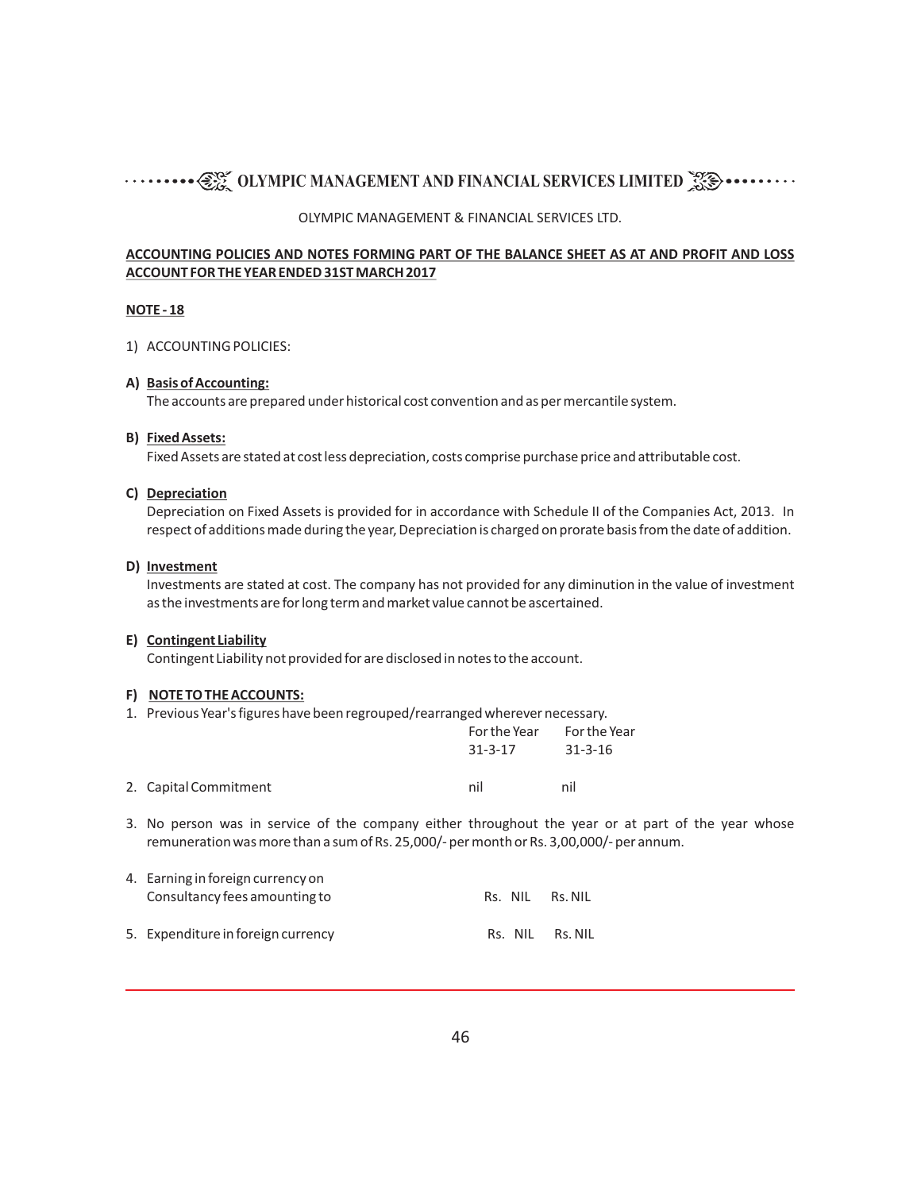OLYMPIC MANAGEMENT & FINANCIAL SERVICES LTD.

**ACCOUNTING POLICIES AND NOTES FORMING PART OF THE BALANCE SHEET AS AT AND PROFIT AND LOSS ACCOUNT FOR THE YEAR ENDED 31ST MARCH 2017**

**NOTE - 18**

1) ACCOUNTING POLICIES:

**A) Basis of Accounting:**

The accounts are prepared under historical cost convention and as per mercantile system.

**B) Fixed Assets:**

Fixed Assets are stated at cost less depreciation, costs comprise purchase price and attributable cost.

**C) Depreciation**

Depreciation on Fixed Assets is provided for in accordance with Schedule II of the Companies Act, 2013. In respect of additions made during the year, Depreciation is charged on prorate basis from the date of addition.

**D) Investment**

Investments are stated at cost. The company has not provided for any diminution in the value of investment as the investments are for long term and market value cannot be ascertained.

**E) Contingent Liability**

Contingent Liability not provided for are disclosed in notes to the account.

**F) NOTE TO THE ACCOUNTS:**

1. Previous Year's figures have been regrouped/rearranged wherever necessary.

| | For the Year 31-3-17 | For the Year 31-3-16 |
|---|---|---|
| 2. Capital Commitment | nil | nil |

3. No person was in service of the company either throughout the year or at part of the year whose remuneration was more than a sum of Rs. 25,000/- per month or Rs. 3,00,000/- per annum.

| | | |
|---|---|---|
| 4. Earning in foreign currency on Consultancy fees amounting to | Rs. NIL | Rs. NIL |
| 5. Expenditure in foreign currency | Rs. NIL | Rs. NIL |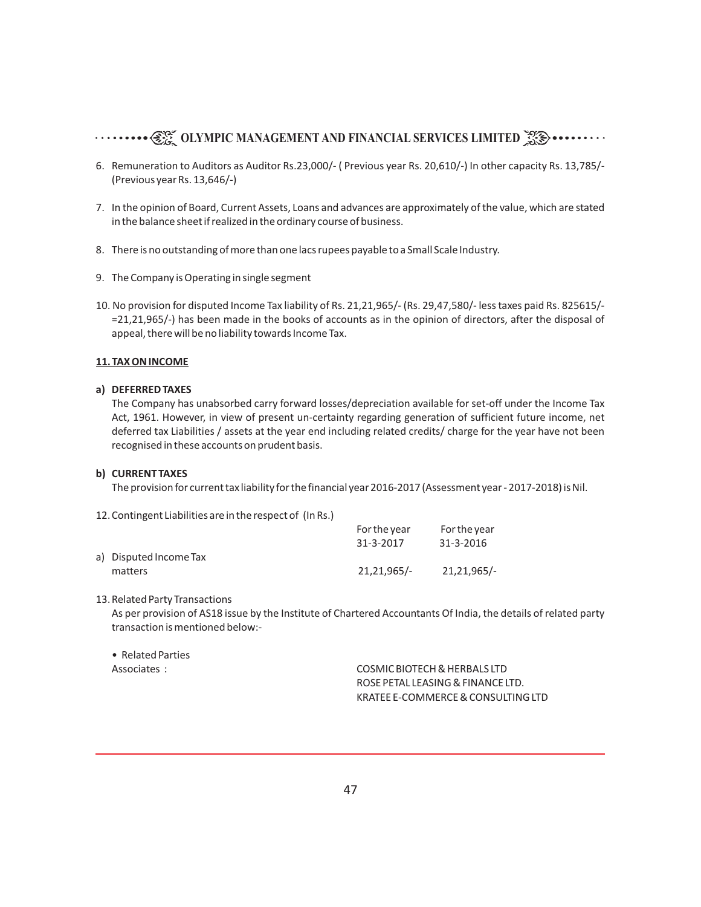6. Remuneration to Auditors as Auditor Rs.23,000/- ( Previous year Rs. 20,610/-) In other capacity Rs. 13,785/- (Previous year Rs. 13,646/-)

7. In the opinion of Board, Current Assets, Loans and advances are approximately of the value, which are stated in the balance sheet if realized in the ordinary course of business.

8. There is no outstanding of more than one lacs rupees payable to a Small Scale Industry.

9. The Company is Operating in single segment

10. No provision for disputed Income Tax liability of Rs. 21,21,965/- (Rs. 29,47,580/- less taxes paid Rs. 825615/- =21,21,965/-) has been made in the books of accounts as in the opinion of directors, after the disposal of appeal, there will be no liability towards Income Tax.

**11. TAX ON INCOME**

**a) DEFERRED TAXES**

The Company has unabsorbed carry forward losses/depreciation available for set-off under the Income Tax Act, 1961. However, in view of present un-certainty regarding generation of sufficient future income, net deferred tax Liabilities / assets at the year end including related credits/ charge for the year have not been recognised in these accounts on prudent basis.

**b) CURRENT TAXES**

The provision for current tax liability for the financial year 2016-2017 (Assessment year - 2017-2018) is Nil.

12. Contingent Liabilities are in the respect of (In Rs.)

| | For the year 31-3-2017 | For the year 31-3-2016 |
|---|---|---|
| a) Disputed Income Tax matters | 21,21,965/- | 21,21,965/- |

13. Related Party Transactions

As per provision of AS18 issue by the Institute of Chartered Accountants Of India, the details of related party transaction is mentioned below:-

- Related Parties

| Associates : | COSMIC BIOTECH & HERBALS LTD |
|---|---|
| | ROSE PETAL LEASING & FINANCE LTD. |
| | KRATEE E-COMMERCE & CONSULTING LTD |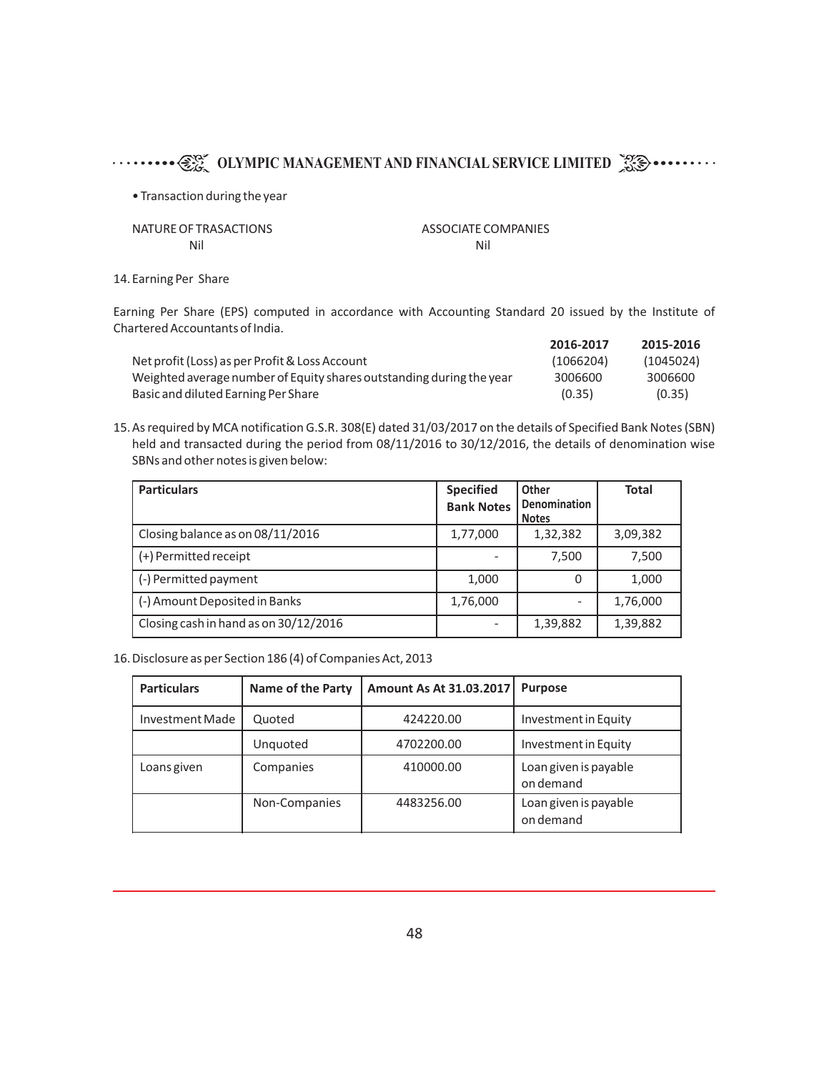• Transaction during the year

| NATURE OF TRASACTIONS | ASSOCIATE COMPANIES |
|---|---|
| Nil | Nil |

14. Earning Per Share

Earning Per Share (EPS) computed in accordance with Accounting Standard 20 issued by the Institute of Chartered Accountants of India.

| | 2016-2017 | 2015-2016 |
|---|---|---|
| Net profit (Loss) as per Profit & Loss Account | (1066204) | (1045024) |
| Weighted average number of Equity shares outstanding during the year | 3006600 | 3006600 |
| Basic and diluted Earning Per Share | (0.35) | (0.35) |

15. As required by MCA notification G.S.R. 308(E) dated 31/03/2017 on the details of Specified Bank Notes (SBN) held and transacted during the period from 08/11/2016 to 30/12/2016, the details of denomination wise SBNs and other notes is given below:

| Particulars | Specified Bank Notes | Other Denomination Notes | Total |
|---|---|---|---|
| Closing balance as on 08/11/2016 | 1,77,000 | 1,32,382 | 3,09,382 |
| (+) Permitted receipt | - | 7,500 | 7,500 |
| (-) Permitted payment | 1,000 | 0 | 1,000 |
| (-) Amount Deposited in Banks | 1,76,000 | - | 1,76,000 |
| Closing cash in hand as on 30/12/2016 | - | 1,39,882 | 1,39,882 |

16. Disclosure as per Section 186 (4) of Companies Act, 2013

| Particulars | Name of the Party | Amount As At 31.03.2017 | Purpose |
|---|---|---|---|
| Investment Made | Quoted | 424220.00 | Investment in Equity |
| | Unquoted | 4702200.00 | Investment in Equity |
| Loans given | Companies | 410000.00 | Loan given is payable on demand |
| | Non-Companies | 4483256.00 | Loan given is payable on demand |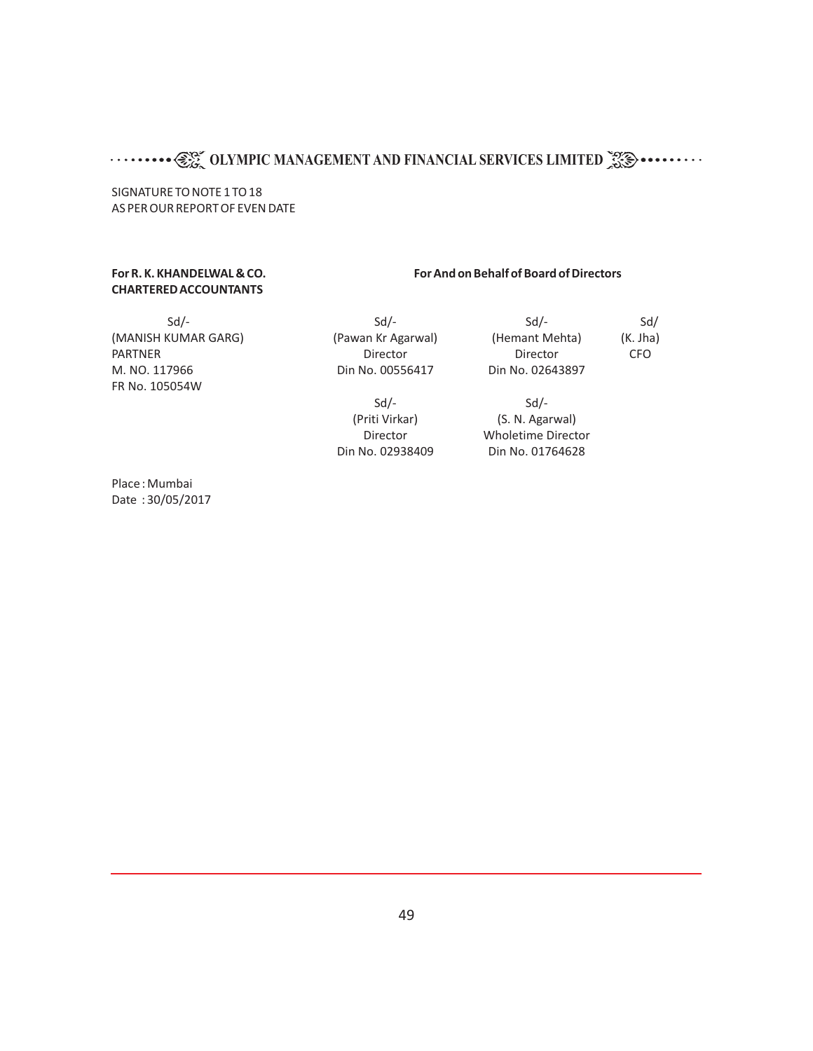SIGNATURE TO NOTE 1 TO 18
AS PER OUR REPORT OF EVEN DATE

| **For R. K. KHANDELWAL & CO. CHARTERED ACCOUNTANTS** | **For And on Behalf of Board of Directors** | | |
|---|---|---|---|
| Sd/- | Sd/- | Sd/- | Sd/ |
| (MANISH KUMAR GARG) | (Pawan Kr Agarwal) | (Hemant Mehta) | (K. Jha) |
| PARTNER | Director | Director | CFO |
| M. NO. 117966 | Din No. 00556417 | Din No. 02643897 | |
| FR No. 105054W | | | |
| | Sd/- | Sd/- | |
| | (Priti Virkar) | (S. N. Agarwal) | |
| | Director | Wholetime Director | |
| | Din No. 02938409 | Din No. 01764628 | |

Place : Mumbai
Date : 30/05/2017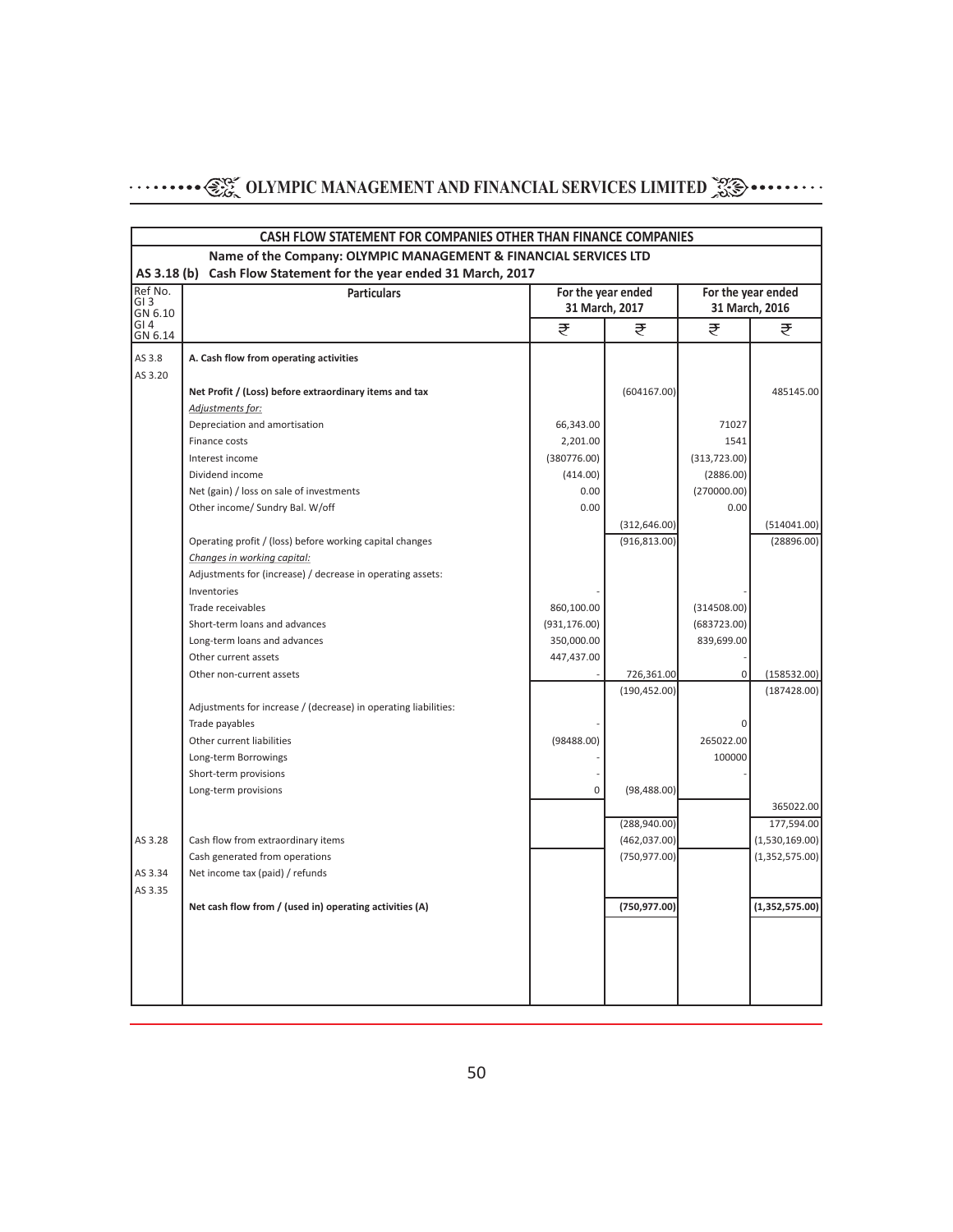| CASH FLOW STATEMENT FOR COMPANIES OTHER THAN FINANCE COMPANIES | | | | | |
|---|---|---|---|---|---|
| | **Name of the Company: OLYMPIC MANAGEMENT & FINANCIAL SERVICES LTD** | | | | |
| **AS 3.18 (b)** | **Cash Flow Statement for the year ended 31 March, 2017** | | | | |
| Ref No. GI 3 GN 6.10 GI 4 GN 6.14 | **Particulars** | **For the year ended 31 March, 2017** | | **For the year ended 31 March, 2016** | |
| | | ₹ | ₹ | ₹ | ₹ |
| AS 3.8 | **A. Cash flow from operating activities** | | | | |
| AS 3.20 | | | | | |
| | **Net Profit / (Loss) before extraordinary items and tax** | | (604167.00) | | 485145.00 |
| | *Adjustments for:* | | | | |
| | Depreciation and amortisation | 66,343.00 | | 71027 | |
| | Finance costs | 2,201.00 | | 1541 | |
| | Interest income | (380776.00) | | (313,723.00) | |
| | Dividend income | (414.00) | | (2886.00) | |
| | Net (gain) / loss on sale of investments | 0.00 | | (270000.00) | |
| | Other income/ Sundry Bal. W/off | 0.00 | | 0.00 | |
| | | | (312,646.00) | | (514041.00) |
| | Operating profit / (loss) before working capital changes | | (916,813.00) | | (28896.00) |
| | *Changes in working capital:* | | | | |
| | Adjustments for (increase) / decrease in operating assets: | | | | |
| | Inventories | - | | - | |
| | Trade receivables | 860,100.00 | | (314508.00) | |
| | Short-term loans and advances | (931,176.00) | | (683723.00) | |
| | Long-term loans and advances | 350,000.00 | | 839,699.00 | |
| | Other current assets | 447,437.00 | | - | |
| | Other non-current assets | - | 726,361.00 | 0 | (158532.00) |
| | | | (190,452.00) | | (187428.00) |
| | Adjustments for increase / (decrease) in operating liabilities: | | | | |
| | Trade payables | - | | 0 | |
| | Other current liabilities | (98488.00) | | 265022.00 | |
| | Long-term Borrowings | - | | 100000 | |
| | Short-term provisions | - | | - | |
| | Long-term provisions | 0 | (98,488.00) | | |
| | | | | | 365022.00 |
| | | | (288,940.00) | | 177,594.00 |
| AS 3.28 | Cash flow from extraordinary items | | (462,037.00) | | (1,530,169.00) |
| | Cash generated from operations | | (750,977.00) | | (1,352,575.00) |
| AS 3.34 | Net income tax (paid) / refunds | | | | |
| AS 3.35 | | | | | |
| | **Net cash flow from / (used in) operating activities (A)** | | **(750,977.00)** | | **(1,352,575.00)** |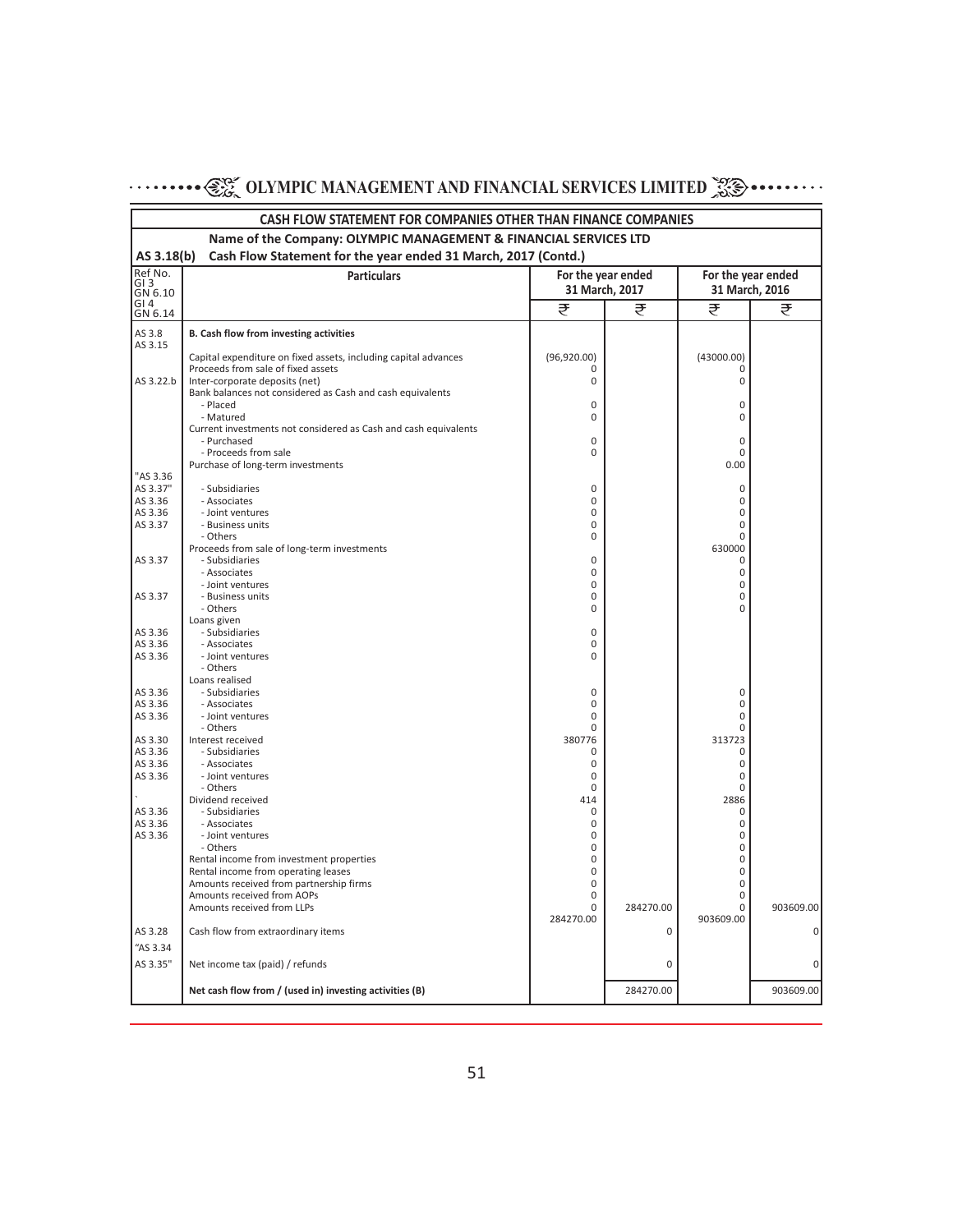**CASH FLOW STATEMENT FOR COMPANIES OTHER THAN FINANCE COMPANIES**

**Name of the Company: OLYMPIC MANAGEMENT & FINANCIAL SERVICES LTD**

**AS 3.18(b) Cash Flow Statement for the year ended 31 March, 2017 (Contd.)**

| Ref No. GI 3 GN 6.10 GI 4 GN 6.14 | Particulars | For the year ended 31 March, 2017 | | For the year ended 31 March, 2016 | |
|---|---|---|---|---|---|
| | | ₹ | ₹ | ₹ | ₹ |
| AS 3.8 AS 3.15 | **B. Cash flow from investing activities** | | | | |
| | Capital expenditure on fixed assets, including capital advances | (96,920.00) | | (43000.00) | |
| | Proceeds from sale of fixed assets | 0 | | 0 | |
| AS 3.22.b | Inter-corporate deposits (net) | 0 | | 0 | |
| | Bank balances not considered as Cash and cash equivalents | | | | |
| | - Placed | 0 | | 0 | |
| | - Matured | 0 | | 0 | |
| | Current investments not considered as Cash and cash equivalents | | | | |
| | - Purchased | 0 | | 0 | |
| | - Proceeds from sale | 0 | | 0 | |
| | Purchase of long-term investments | | | 0.00 | |
| "AS 3.36 AS 3.37" | - Subsidiaries | 0 | | 0 | |
| AS 3.36 | - Associates | 0 | | 0 | |
| AS 3.36 | - Joint ventures | 0 | | 0 | |
| AS 3.37 | - Business units | 0 | | 0 | |
| | - Others | 0 | | 0 | |
| | Proceeds from sale of long-term investments | | | 630000 | |
| AS 3.37 | - Subsidiaries | 0 | | 0 | |
| | - Associates | 0 | | 0 | |
| | - Joint ventures | 0 | | 0 | |
| AS 3.37 | - Business units | 0 | | 0 | |
| | - Others | 0 | | 0 | |
| | Loans given | | | | |
| AS 3.36 | - Subsidiaries | 0 | | | |
| AS 3.36 | - Associates | 0 | | | |
| AS 3.36 | - Joint ventures | 0 | | | |
| | - Others | | | | |
| | Loans realised | | | | |
| AS 3.36 | - Subsidiaries | 0 | | 0 | |
| AS 3.36 | - Associates | 0 | | 0 | |
| AS 3.36 | - Joint ventures | 0 | | 0 | |
| | - Others | 0 | | 0 | |
| AS 3.30 | Interest received | 380776 | | 313723 | |
| AS 3.36 | - Subsidiaries | 0 | | 0 | |
| AS 3.36 | - Associates | 0 | | 0 | |
| AS 3.36 | - Joint ventures | 0 | | 0 | |
| | - Others | 0 | | 0 | |
| ` | Dividend received | 414 | | 2886 | |
| AS 3.36 | - Subsidiaries | 0 | | 0 | |
| AS 3.36 | - Associates | 0 | | 0 | |
| AS 3.36 | - Joint ventures | 0 | | 0 | |
| | - Others | 0 | | 0 | |
| | Rental income from investment properties | 0 | | 0 | |
| | Rental income from operating leases | 0 | | 0 | |
| | Amounts received from partnership firms | 0 | | 0 | |
| | Amounts received from AOPs | 0 | | 0 | |
| | Amounts received from LLPs | 0 | 284270.00 | 0 | 903609.00 |
| | | 284270.00 | | 903609.00 | |
| AS 3.28 | Cash flow from extraordinary items | | 0 | | 0 |
| "AS 3.34 AS 3.35" | Net income tax (paid) / refunds | | 0 | | 0 |
| | **Net cash flow from / (used in) investing activities (B)** | | 284270.00 | | 903609.00 |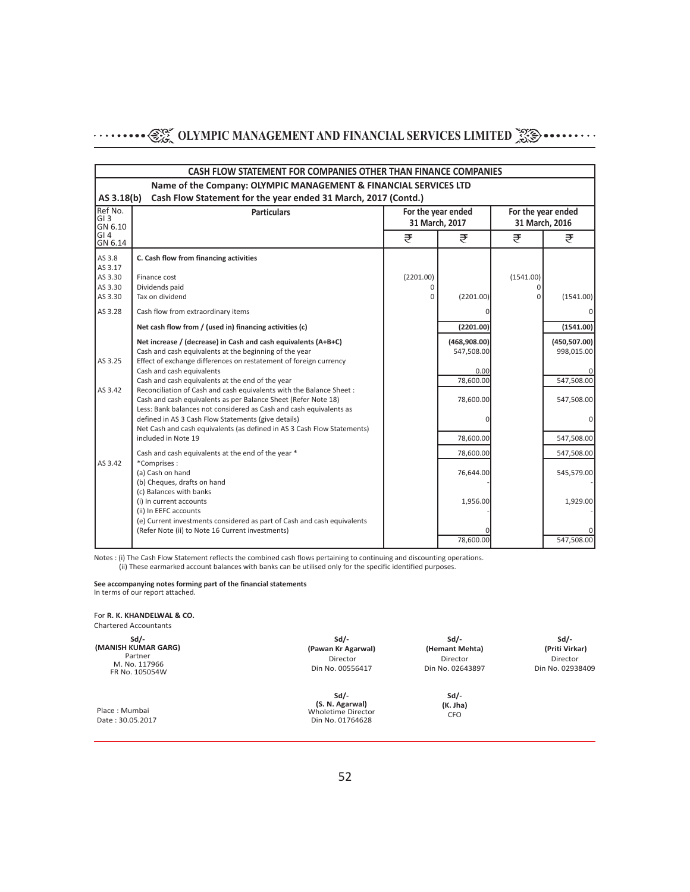## CASH FLOW STATEMENT FOR COMPANIES OTHER THAN FINANCE COMPANIES

**Name of the Company: OLYMPIC MANAGEMENT & FINANCIAL SERVICES LTD**

**AS 3.18(b) Cash Flow Statement for the year ended 31 March, 2017 (Contd.)**

| Ref No. GI 3 GN 6.10 GI 4 GN 6.14 | Particulars | For the year ended 31 March, 2017 | | For the year ended 31 March, 2016 | |
|---|---|---|---|---|---|
| | | ₹ | ₹ | ₹ | ₹ |
| AS 3.8 AS 3.17 | **C. Cash flow from financing activities** | | | | |
| AS 3.30 | Finance cost | (2201.00) | | (1541.00) | |
| AS 3.30 | Dividends paid | 0 | | 0 | |
| AS 3.30 | Tax on dividend | 0 | (2201.00) | 0 | (1541.00) |
| AS 3.28 | Cash flow from extraordinary items | | 0 | | 0 |
| | **Net cash flow from / (used in) financing activities (c)** | | **(2201.00)** | | **(1541.00)** |
| | **Net increase / (decrease) in Cash and cash equivalents (A+B+C)** | | **(468,908.00)** | | **(450,507.00)** |
| | Cash and cash equivalents at the beginning of the year | | 547,508.00 | | 998,015.00 |
| AS 3.25 | Effect of exchange differences on restatement of foreign currency Cash and cash equivalents | | 0.00 | | 0 |
| | Cash and cash equivalents at the end of the year | | 78,600.00 | | 547,508.00 |
| AS 3.42 | Reconciliation of Cash and cash equivalents with the Balance Sheet : | | | | |
| | Cash and cash equivalents as per Balance Sheet (Refer Note 18) | | 78,600.00 | | 547,508.00 |
| | Less: Bank balances not considered as Cash and cash equivalents as defined in AS 3 Cash Flow Statements (give details) | | 0 | | 0 |
| | Net Cash and cash equivalents (as defined in AS 3 Cash Flow Statements) included in Note 19 | | 78,600.00 | | 547,508.00 |
| | Cash and cash equivalents at the end of the year * | | 78,600.00 | | 547,508.00 |
| AS 3.42 | *Comprises : | | | | |
| | (a) Cash on hand | | 76,644.00 | | 545,579.00 |
| | (b) Cheques, drafts on hand | | - | | - |
| | (c) Balances with banks | | | | |
| | (i) In current accounts | | 1,956.00 | | 1,929.00 |
| | (ii) In EEFC accounts | | - | | - |
| | (e) Current investments considered as part of Cash and cash equivalents (Refer Note (ii) to Note 16 Current investments) | | 0 | | 0 |
| | | | 78,600.00 | | 547,508.00 |

Notes : (i) The Cash Flow Statement reflects the combined cash flows pertaining to continuing and discounting operations.
(ii) These earmarked account balances with banks can be utilised only for the specific identified purposes.

**See accompanying notes forming part of the financial statements**
In terms of our report attached.

For **R. K. KHANDELWAL & CO.**
Chartered Accountants

Sd/-
**(MANISH KUMAR GARG)**
Partner
M. No. 117966
FR No. 105054W

Sd/-
**(Pawan Kr Agarwal)**
Director
Din No. 00556417

Sd/-
**(Hemant Mehta)**
Director
Din No. 02643897

Sd/-
**(Priti Virkar)**
Director
Din No. 02938409

Sd/-
**(S. N. Agarwal)**
Wholetime Director
Din No. 01764628

Sd/-
**(K. Jha)**
CFO

Place : Mumbai
Date : 30.05.2017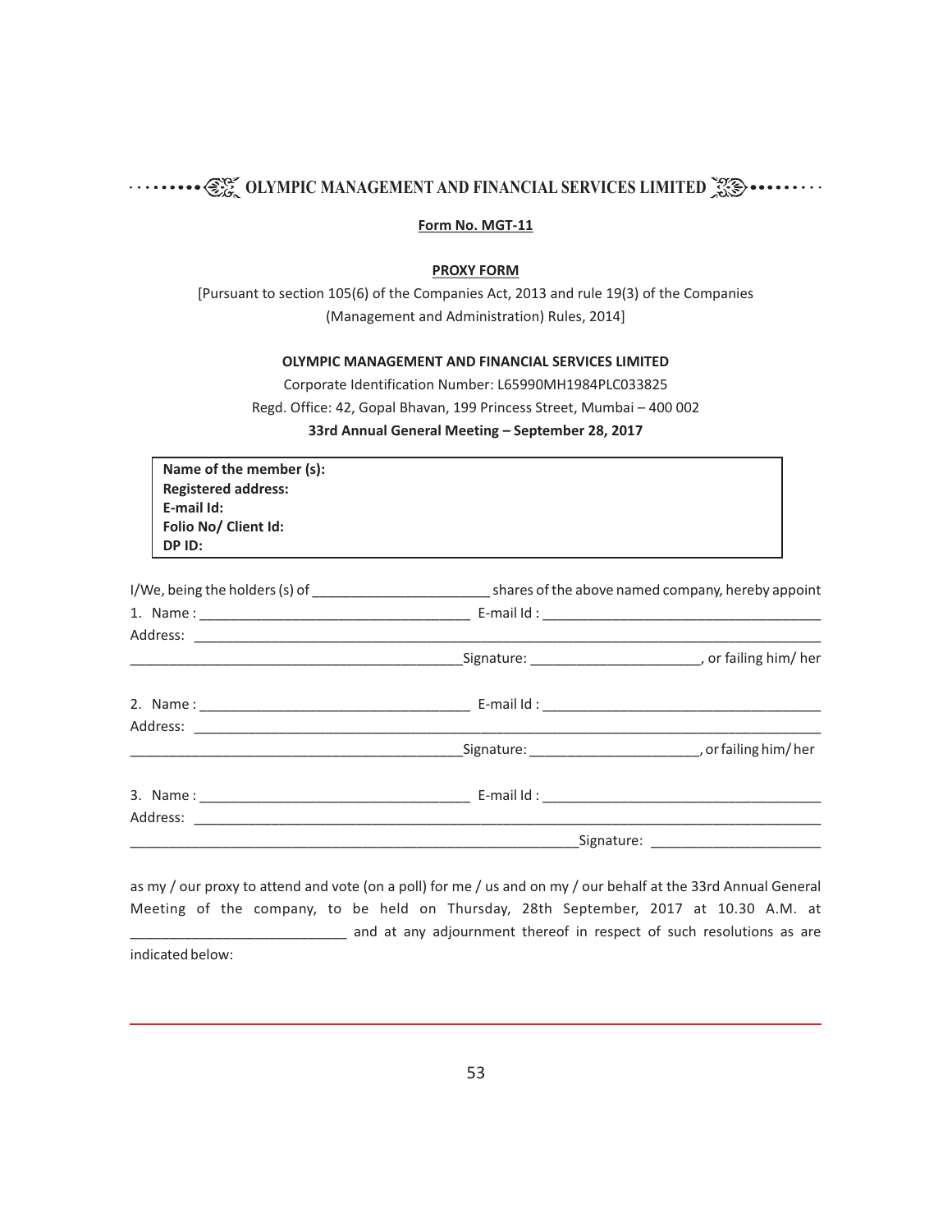**Form No. MGT-11**

**PROXY FORM**

[Pursuant to section 105(6) of the Companies Act, 2013 and rule 19(3) of the Companies (Management and Administration) Rules, 2014]

**OLYMPIC MANAGEMENT AND FINANCIAL SERVICES LIMITED**

Corporate Identification Number: L65990MH1984PLC033825

Regd. Office: 42, Gopal Bhavan, 199 Princess Street, Mumbai – 400 002

**33rd Annual General Meeting – September 28, 2017**

| |
|---|
| **Name of the member (s):** |
| **Registered address:** |
| **E-mail Id:** |
| **Folio No/ Client Id:** |
| **DP ID:** |

I/We, being the holders (s) of ______________________ shares of the above named company, hereby appoint

1. Name : __________________________________ E-mail Id : ___________________________________

Address: ______________________________________________________________________________

_________________________________________Signature: _____________________, or failing him/ her

2. Name : __________________________________ E-mail Id : ___________________________________

Address: ______________________________________________________________________________

_________________________________________Signature: _____________________, or failing him/ her

3. Name : __________________________________ E-mail Id : ___________________________________

Address: ______________________________________________________________________________

_________________________________________________________Signature: _____________________

as my / our proxy to attend and vote (on a poll) for me / us and on my / our behalf at the 33rd Annual General Meeting of the company, to be held on Thursday, 28th September, 2017 at 10.30 A.M. at ___________________________ and at any adjournment thereof in respect of such resolutions as are indicated below: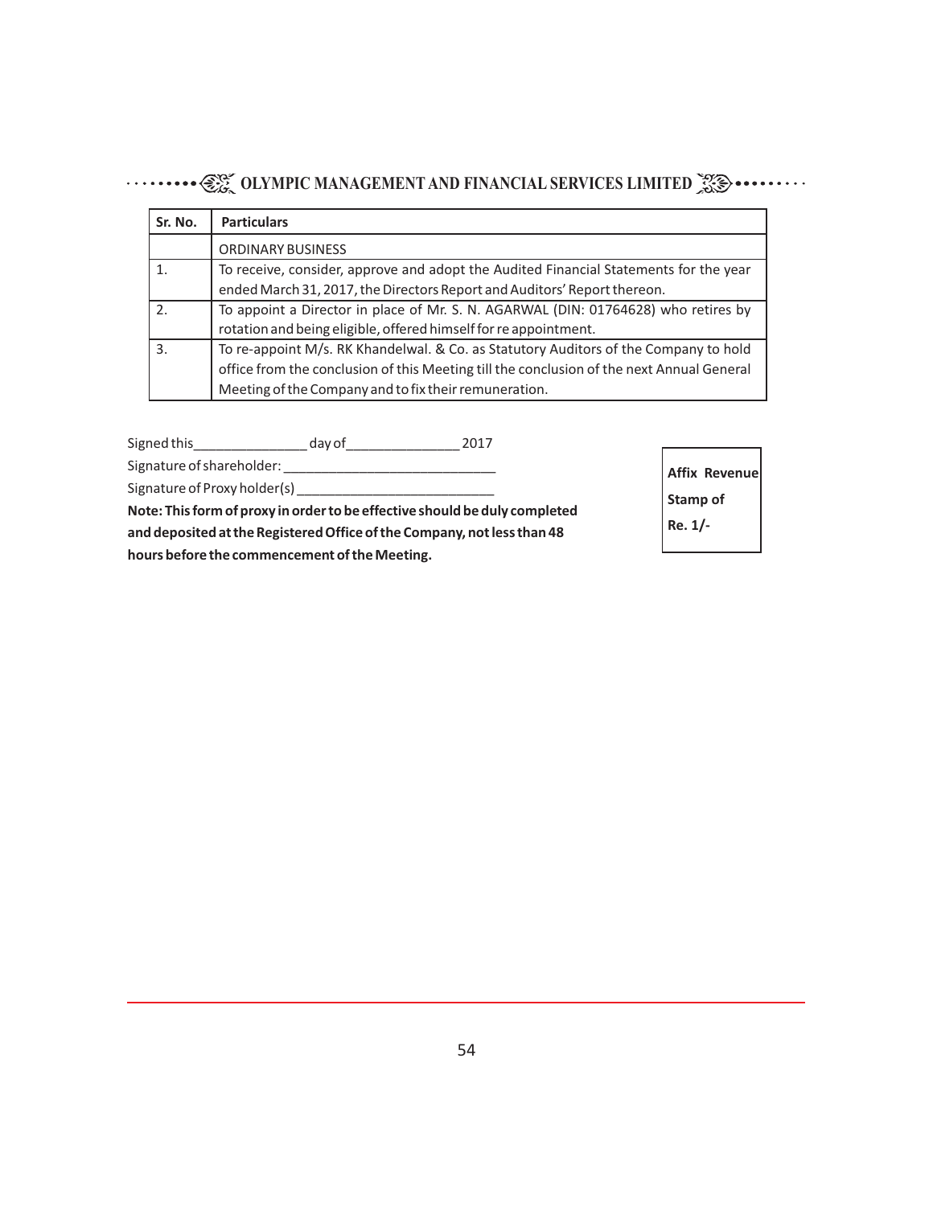| Sr. No. | Particulars |
|---|---|
| | ORDINARY BUSINESS |
| 1. | To receive, consider, approve and adopt the Audited Financial Statements for the year ended March 31, 2017, the Directors Report and Auditors' Report thereon. |
| 2. | To appoint a Director in place of Mr. S. N. AGARWAL (DIN: 01764628) who retires by rotation and being eligible, offered himself for re appointment. |
| 3. | To re-appoint M/s. RK Khandelwal. & Co. as Statutory Auditors of the Company to hold office from the conclusion of this Meeting till the conclusion of the next Annual General Meeting of the Company and to fix their remuneration. |

Signed this_______________ day of_______________ 2017

Signature of shareholder: ____________________________

Signature of Proxy holder(s) __________________________

**Affix Revenue Stamp of Re. 1/-**

**Note: This form of proxy in order to be effective should be duly completed and deposited at the Registered Office of the Company, not less than 48 hours before the commencement of the Meeting.**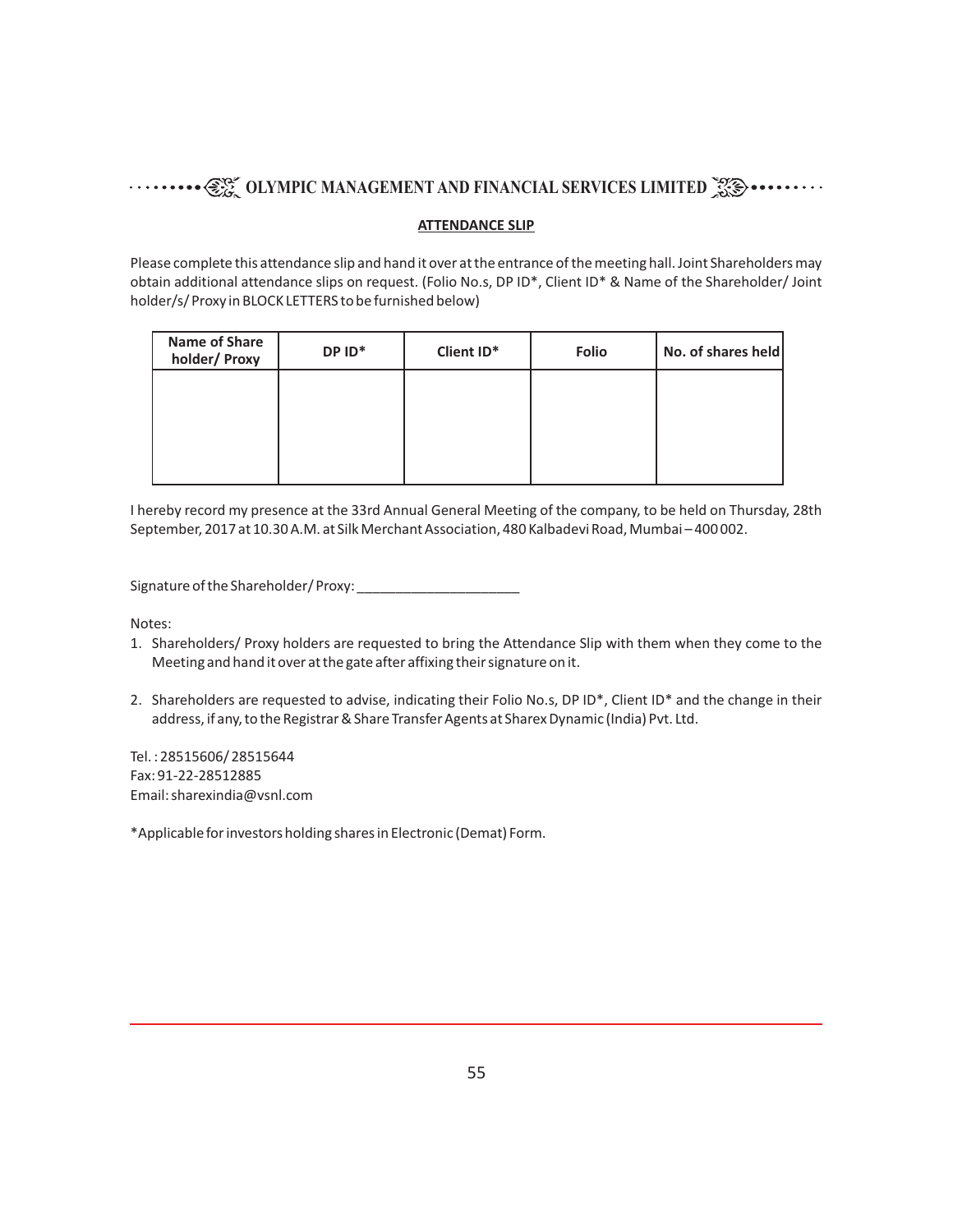# OLYMPIC MANAGEMENT AND FINANCIAL SERVICES LIMITED

## ATTENDANCE SLIP

Please complete this attendance slip and hand it over at the entrance of the meeting hall. Joint Shareholders may obtain additional attendance slips on request. (Folio No.s, DP ID*, Client ID* & Name of the Shareholder/ Joint holder/s/ Proxy in BLOCK LETTERS to be furnished below)

| Name of Share holder/ Proxy | DP ID* | Client ID* | Folio | No. of shares held |
|---|---|---|---|---|
| | | | | |

I hereby record my presence at the 33rd Annual General Meeting of the company, to be held on Thursday, 28th September, 2017 at 10.30 A.M. at Silk Merchant Association, 480 Kalbadevi Road, Mumbai – 400 002.

Signature of the Shareholder/ Proxy: _____________________

Notes:

1. Shareholders/ Proxy holders are requested to bring the Attendance Slip with them when they come to the Meeting and hand it over at the gate after affixing their signature on it.
2. Shareholders are requested to advise, indicating their Folio No.s, DP ID*, Client ID* and the change in their address, if any, to the Registrar & Share Transfer Agents at Sharex Dynamic (India) Pvt. Ltd.

Tel. : 28515606/ 28515644
Fax: 91-22-28512885
Email: sharexindia@vsnl.com

*Applicable for investors holding shares in Electronic (Demat) Form.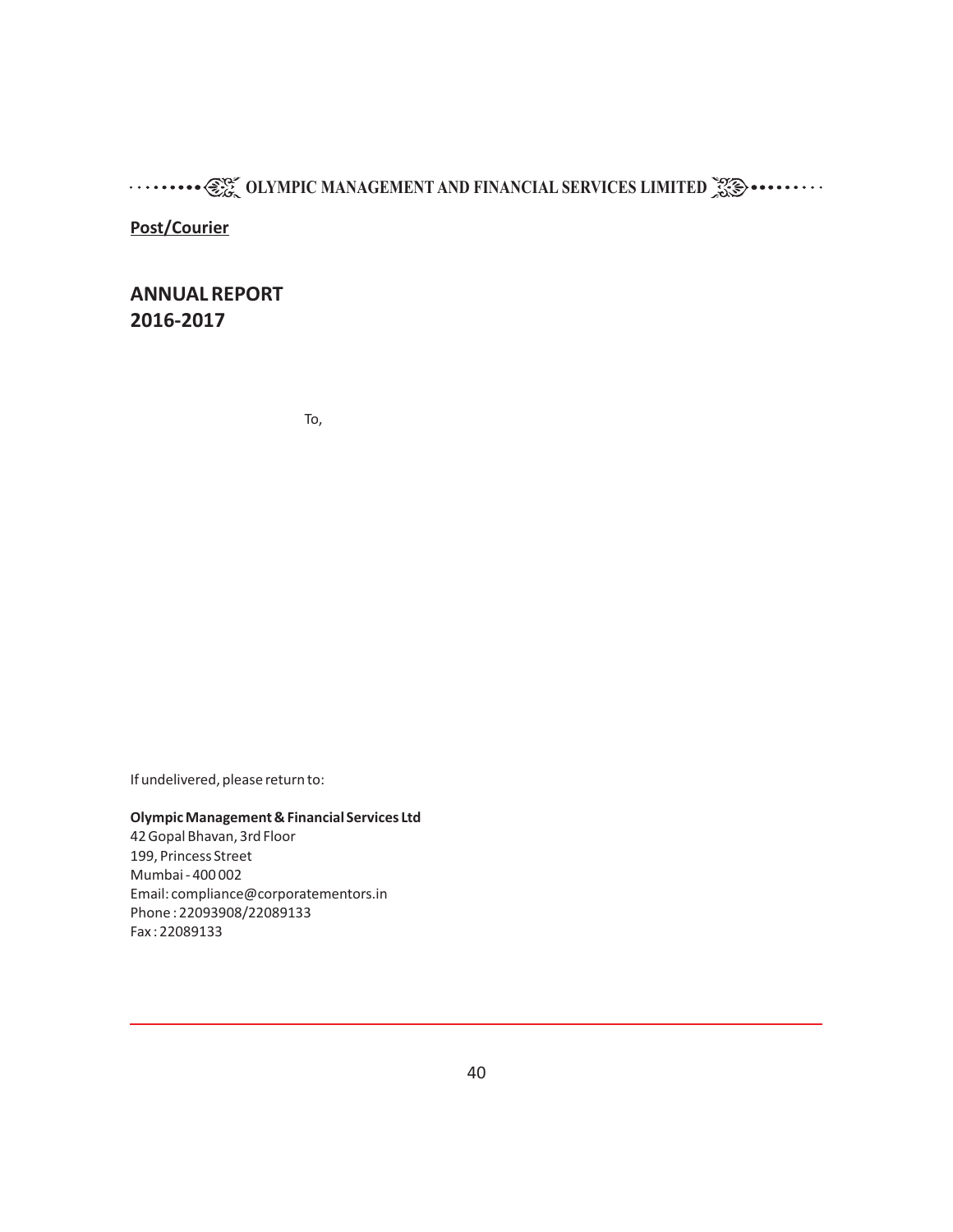**Post/Courier**

## ANNUAL REPORT 2016-2017

To,

If undelivered, please return to:

**Olympic Management & Financial Services Ltd**
42 Gopal Bhavan, 3rd Floor
199, Princess Street
Mumbai - 400 002
Email: compliance@corporatementors.in
Phone : 22093908/22089133
Fax : 22089133